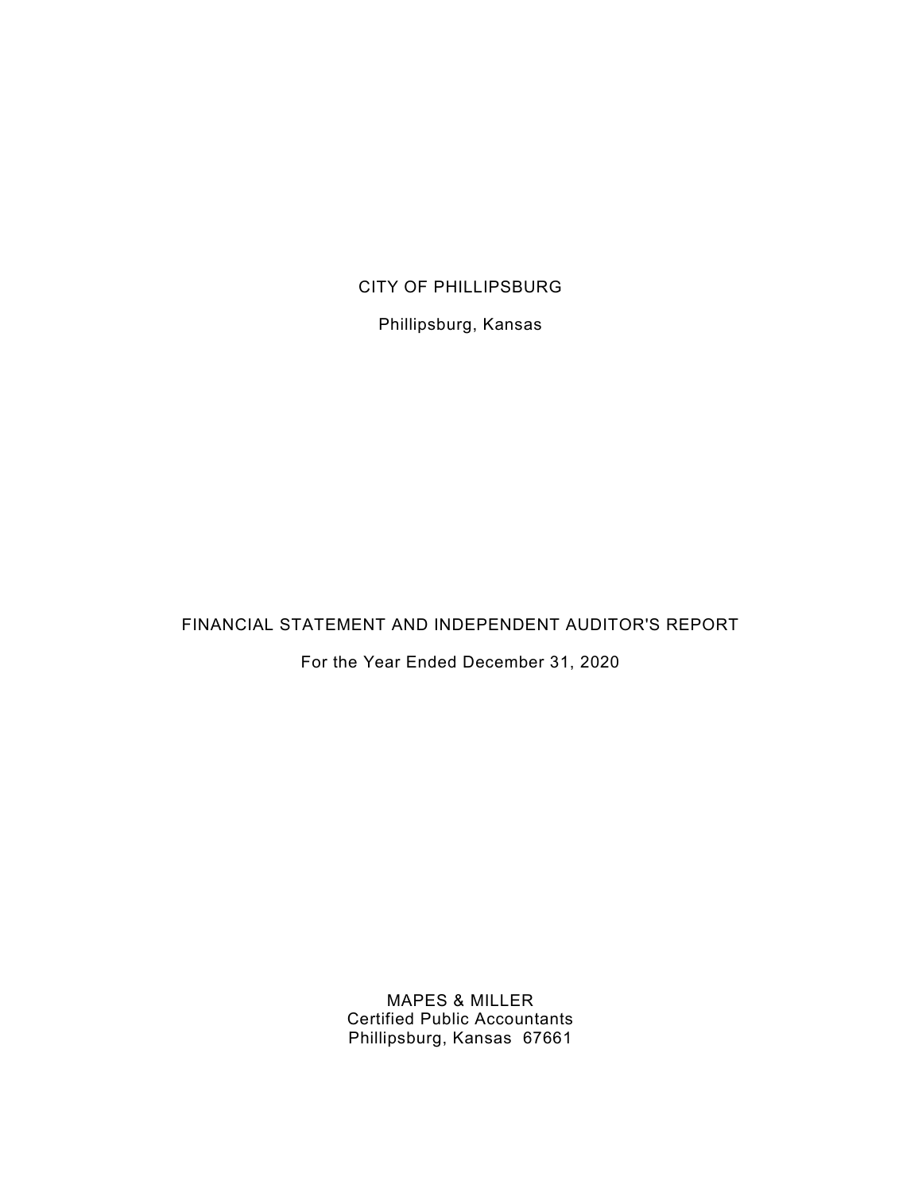# CITY OF PHILLIPSBURG

Phillipsburg, Kansas

## FINANCIAL STATEMENT AND INDEPENDENT AUDITOR'S REPORT

For the Year Ended December 31, 2020

MAPES & MILLER
Certified Public Accountants
Phillipsburg, Kansas 67661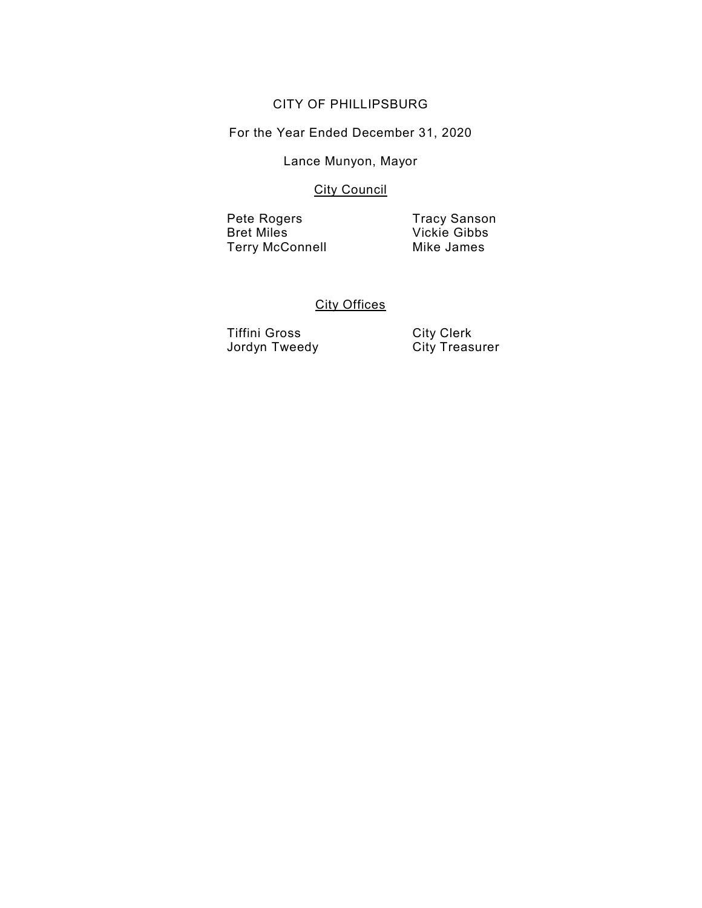CITY OF PHILLIPSBURG

For the Year Ended December 31, 2020

Lance Munyon, Mayor

## City Council

| | |
|---|---|
| Pete Rogers | Tracy Sanson |
| Bret Miles | Vickie Gibbs |
| Terry McConnell | Mike James |

## City Offices

| | |
|---|---|
| Tiffini Gross | City Clerk |
| Jordyn Tweedy | City Treasurer |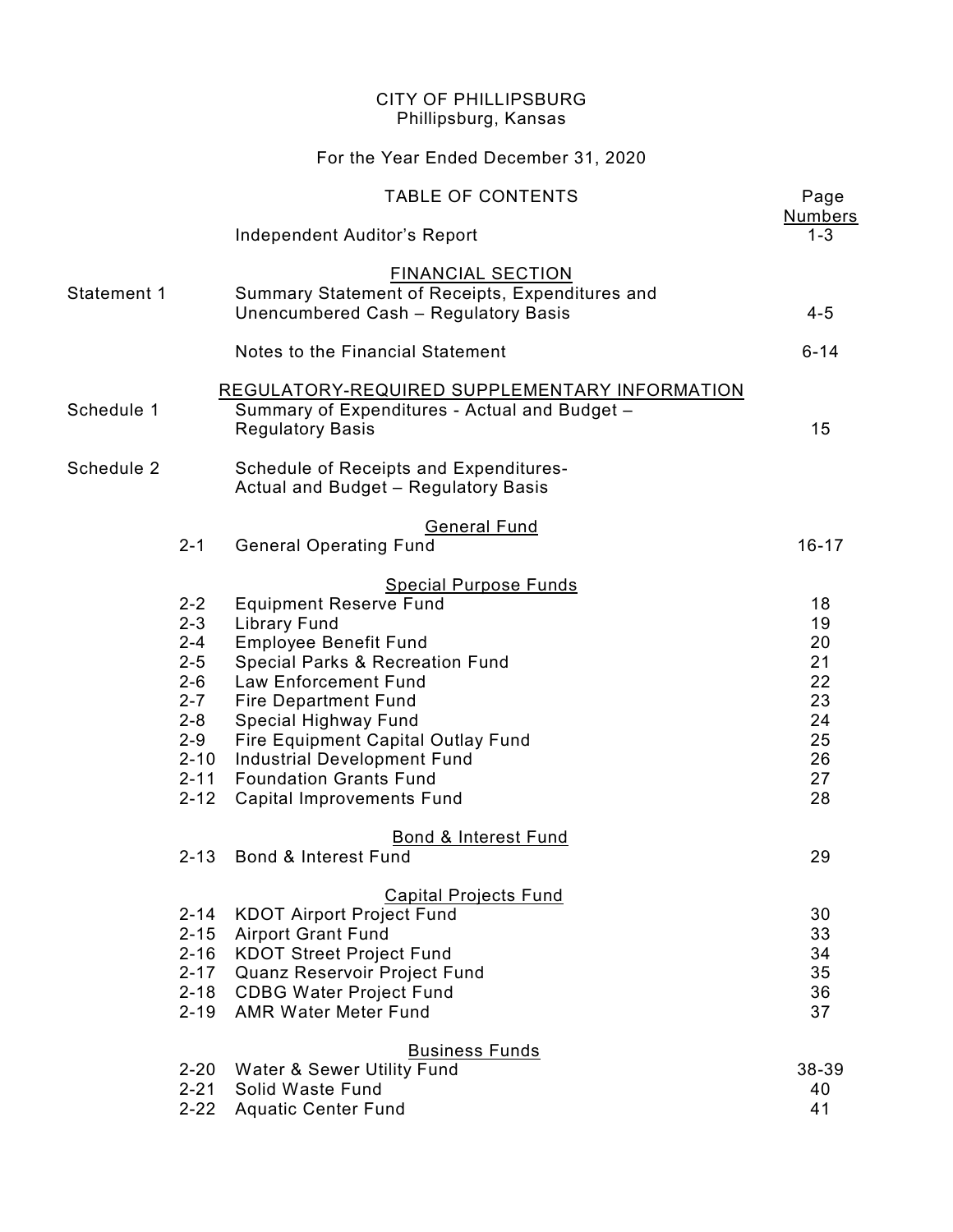CITY OF PHILLIPSBURG
Phillipsburg, Kansas

For the Year Ended December 31, 2020

TABLE OF CONTENTS

| | | | Page Numbers |
|---|---|---|---|
| | | Independent Auditor's Report | 1-3 |
| | | **FINANCIAL SECTION** | |
| Statement 1 | | Summary Statement of Receipts, Expenditures and Unencumbered Cash – Regulatory Basis | 4-5 |
| | | Notes to the Financial Statement | 6-14 |
| | | **REGULATORY-REQUIRED SUPPLEMENTARY INFORMATION** | |
| Schedule 1 | | Summary of Expenditures - Actual and Budget – Regulatory Basis | 15 |
| Schedule 2 | | Schedule of Receipts and Expenditures- Actual and Budget – Regulatory Basis | |
| | | **General Fund** | |
| | 2-1 | General Operating Fund | 16-17 |
| | | **Special Purpose Funds** | |
| | 2-2 | Equipment Reserve Fund | 18 |
| | 2-3 | Library Fund | 19 |
| | 2-4 | Employee Benefit Fund | 20 |
| | 2-5 | Special Parks & Recreation Fund | 21 |
| | 2-6 | Law Enforcement Fund | 22 |
| | 2-7 | Fire Department Fund | 23 |
| | 2-8 | Special Highway Fund | 24 |
| | 2-9 | Fire Equipment Capital Outlay Fund | 25 |
| | 2-10 | Industrial Development Fund | 26 |
| | 2-11 | Foundation Grants Fund | 27 |
| | 2-12 | Capital Improvements Fund | 28 |
| | | **Bond & Interest Fund** | |
| | 2-13 | Bond & Interest Fund | 29 |
| | | **Capital Projects Fund** | |
| | 2-14 | KDOT Airport Project Fund | 30 |
| | 2-15 | Airport Grant Fund | 33 |
| | 2-16 | KDOT Street Project Fund | 34 |
| | 2-17 | Quanz Reservoir Project Fund | 35 |
| | 2-18 | CDBG Water Project Fund | 36 |
| | 2-19 | AMR Water Meter Fund | 37 |
| | | **Business Funds** | |
| | 2-20 | Water & Sewer Utility Fund | 38-39 |
| | 2-21 | Solid Waste Fund | 40 |
| | 2-22 | Aquatic Center Fund | 41 |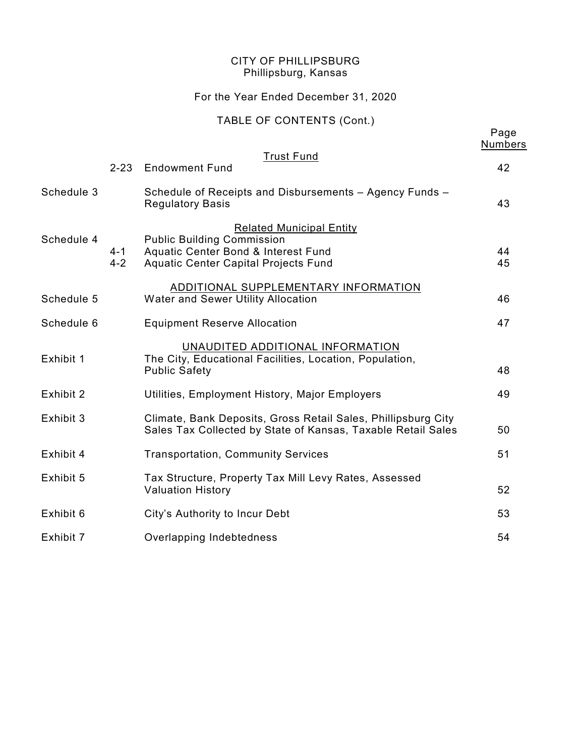CITY OF PHILLIPSBURG
Phillipsburg, Kansas

For the Year Ended December 31, 2020

TABLE OF CONTENTS (Cont.)

| | | | Page Numbers |
|---|---|---|---|
| | | Trust Fund | |
| | 2-23 | Endowment Fund | 42 |
| Schedule 3 | | Schedule of Receipts and Disbursements – Agency Funds – Regulatory Basis | 43 |
| | | Related Municipal Entity | |
| Schedule 4 | | Public Building Commission | |
| | 4-1 | Aquatic Center Bond & Interest Fund | 44 |
| | 4-2 | Aquatic Center Capital Projects Fund | 45 |
| | | ADDITIONAL SUPPLEMENTARY INFORMATION | |
| Schedule 5 | | Water and Sewer Utility Allocation | 46 |
| Schedule 6 | | Equipment Reserve Allocation | 47 |
| | | UNAUDITED ADDITIONAL INFORMATION | |
| Exhibit 1 | | The City, Educational Facilities, Location, Population, Public Safety | 48 |
| Exhibit 2 | | Utilities, Employment History, Major Employers | 49 |
| Exhibit 3 | | Climate, Bank Deposits, Gross Retail Sales, Phillipsburg City Sales Tax Collected by State of Kansas, Taxable Retail Sales | 50 |
| Exhibit 4 | | Transportation, Community Services | 51 |
| Exhibit 5 | | Tax Structure, Property Tax Mill Levy Rates, Assessed Valuation History | 52 |
| Exhibit 6 | | City's Authority to Incur Debt | 53 |
| Exhibit 7 | | Overlapping Indebtedness | 54 |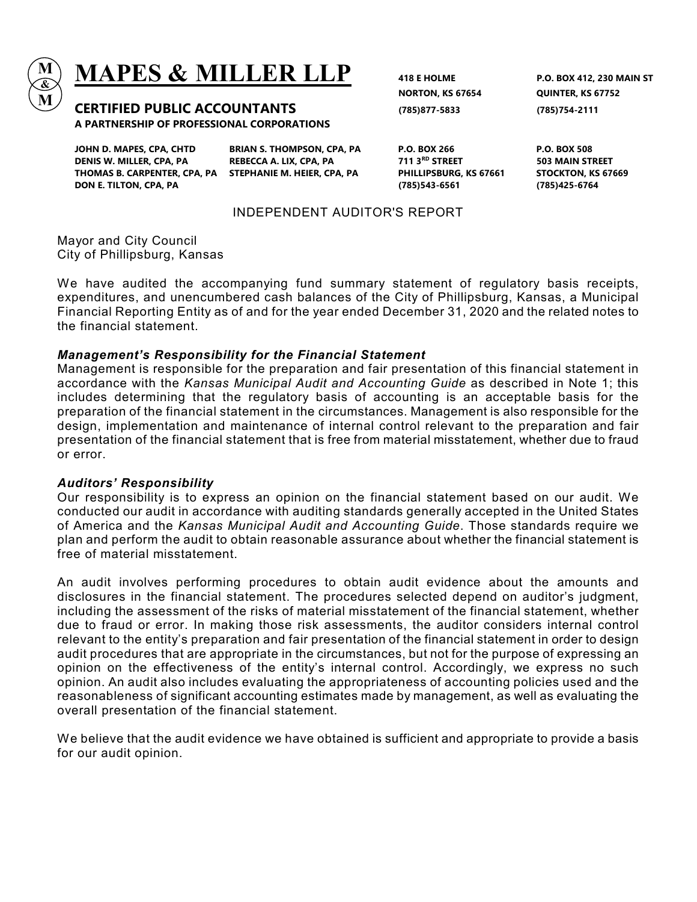# MAPES & MILLER LLP

**CERTIFIED PUBLIC ACCOUNTANTS**
**A PARTNERSHIP OF PROFESSIONAL CORPORATIONS**

**JOHN D. MAPES, CPA, CHTD**
**DENIS W. MILLER, CPA, PA**
**THOMAS B. CARPENTER, CPA, PA**
**DON E. TILTON, CPA, PA**

**BRIAN S. THOMPSON, CPA, PA**
**REBECCA A. LIX, CPA, PA**
**STEPHANIE M. HEIER, CPA, PA**

**418 E HOLME**
**NORTON, KS 67654**
**(785)877-5833**

**P.O. BOX 412, 230 MAIN ST**
**QUINTER, KS 67752**
**(785)754-2111**

**P.O. BOX 266**
**711 3RD STREET**
**PHILLIPSBURG, KS 67661**
**(785)543-6561**

**P.O. BOX 508**
**503 MAIN STREET**
**STOCKTON, KS 67669**
**(785)425-6764**

## INDEPENDENT AUDITOR'S REPORT

Mayor and City Council
City of Phillipsburg, Kansas

We have audited the accompanying fund summary statement of regulatory basis receipts, expenditures, and unencumbered cash balances of the City of Phillipsburg, Kansas, a Municipal Financial Reporting Entity as of and for the year ended December 31, 2020 and the related notes to the financial statement.

### *Management's Responsibility for the Financial Statement*

Management is responsible for the preparation and fair presentation of this financial statement in accordance with the *Kansas Municipal Audit and Accounting Guide* as described in Note 1; this includes determining that the regulatory basis of accounting is an acceptable basis for the preparation of the financial statement in the circumstances. Management is also responsible for the design, implementation and maintenance of internal control relevant to the preparation and fair presentation of the financial statement that is free from material misstatement, whether due to fraud or error.

### *Auditors' Responsibility*

Our responsibility is to express an opinion on the financial statement based on our audit. We conducted our audit in accordance with auditing standards generally accepted in the United States of America and the *Kansas Municipal Audit and Accounting Guide*. Those standards require we plan and perform the audit to obtain reasonable assurance about whether the financial statement is free of material misstatement.

An audit involves performing procedures to obtain audit evidence about the amounts and disclosures in the financial statement. The procedures selected depend on auditor's judgment, including the assessment of the risks of material misstatement of the financial statement, whether due to fraud or error. In making those risk assessments, the auditor considers internal control relevant to the entity's preparation and fair presentation of the financial statement in order to design audit procedures that are appropriate in the circumstances, but not for the purpose of expressing an opinion on the effectiveness of the entity's internal control. Accordingly, we express no such opinion. An audit also includes evaluating the appropriateness of accounting policies used and the reasonableness of significant accounting estimates made by management, as well as evaluating the overall presentation of the financial statement.

We believe that the audit evidence we have obtained is sufficient and appropriate to provide a basis for our audit opinion.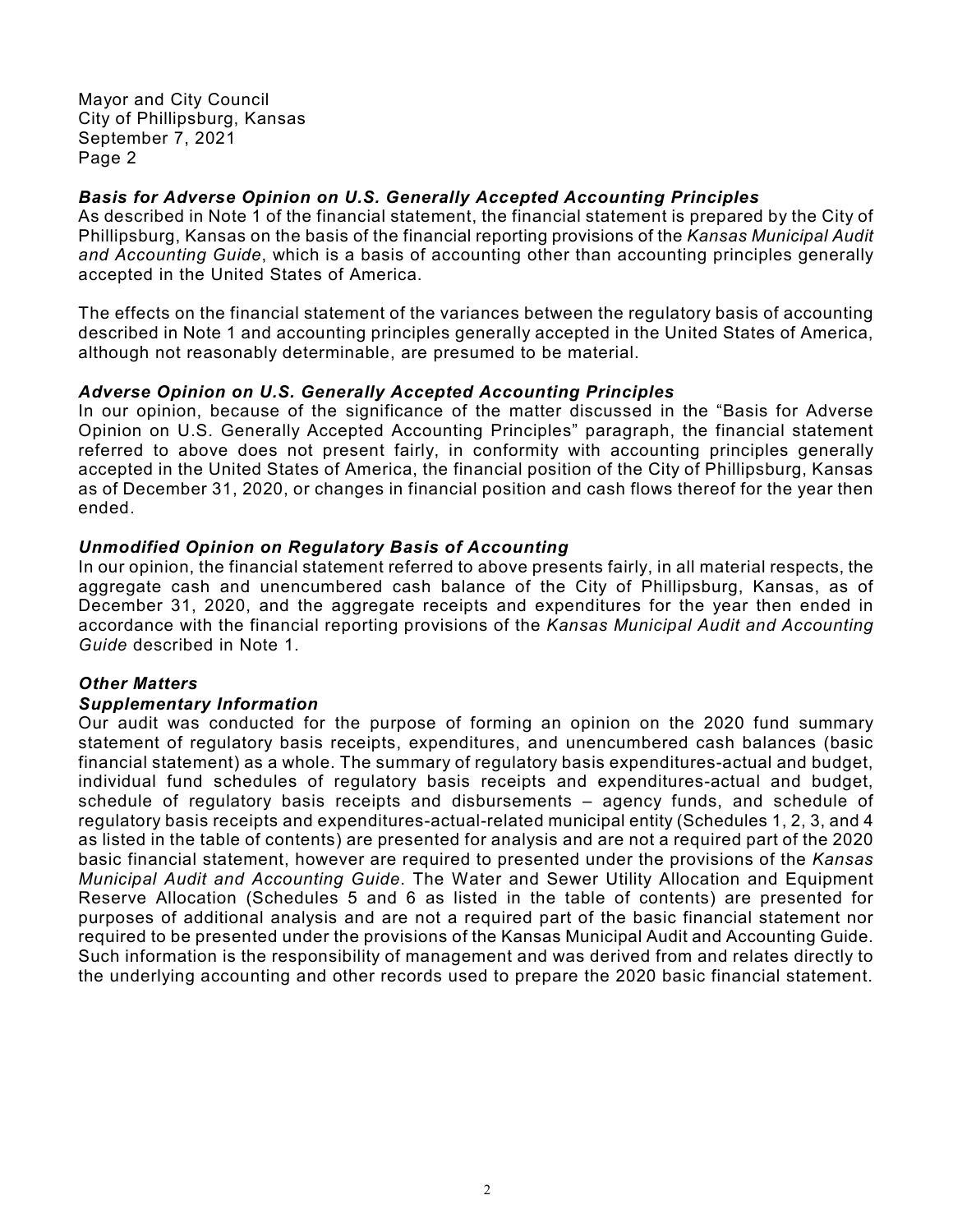Mayor and City Council
City of Phillipsburg, Kansas
September 7, 2021
Page 2

***Basis for Adverse Opinion on U.S. Generally Accepted Accounting Principles***

As described in Note 1 of the financial statement, the financial statement is prepared by the City of Phillipsburg, Kansas on the basis of the financial reporting provisions of the *Kansas Municipal Audit and Accounting Guide*, which is a basis of accounting other than accounting principles generally accepted in the United States of America.

The effects on the financial statement of the variances between the regulatory basis of accounting described in Note 1 and accounting principles generally accepted in the United States of America, although not reasonably determinable, are presumed to be material.

***Adverse Opinion on U.S. Generally Accepted Accounting Principles***

In our opinion, because of the significance of the matter discussed in the "Basis for Adverse Opinion on U.S. Generally Accepted Accounting Principles" paragraph, the financial statement referred to above does not present fairly, in conformity with accounting principles generally accepted in the United States of America, the financial position of the City of Phillipsburg, Kansas as of December 31, 2020, or changes in financial position and cash flows thereof for the year then ended.

***Unmodified Opinion on Regulatory Basis of Accounting***

In our opinion, the financial statement referred to above presents fairly, in all material respects, the aggregate cash and unencumbered cash balance of the City of Phillipsburg, Kansas, as of December 31, 2020, and the aggregate receipts and expenditures for the year then ended in accordance with the financial reporting provisions of the *Kansas Municipal Audit and Accounting Guide* described in Note 1.

***Other Matters***

***Supplementary Information***

Our audit was conducted for the purpose of forming an opinion on the 2020 fund summary statement of regulatory basis receipts, expenditures, and unencumbered cash balances (basic financial statement) as a whole. The summary of regulatory basis expenditures-actual and budget, individual fund schedules of regulatory basis receipts and expenditures-actual and budget, schedule of regulatory basis receipts and disbursements – agency funds, and schedule of regulatory basis receipts and expenditures-actual-related municipal entity (Schedules 1, 2, 3, and 4 as listed in the table of contents) are presented for analysis and are not a required part of the 2020 basic financial statement, however are required to presented under the provisions of the *Kansas Municipal Audit and Accounting Guide*. The Water and Sewer Utility Allocation and Equipment Reserve Allocation (Schedules 5 and 6 as listed in the table of contents) are presented for purposes of additional analysis and are not a required part of the basic financial statement nor required to be presented under the provisions of the Kansas Municipal Audit and Accounting Guide. Such information is the responsibility of management and was derived from and relates directly to the underlying accounting and other records used to prepare the 2020 basic financial statement.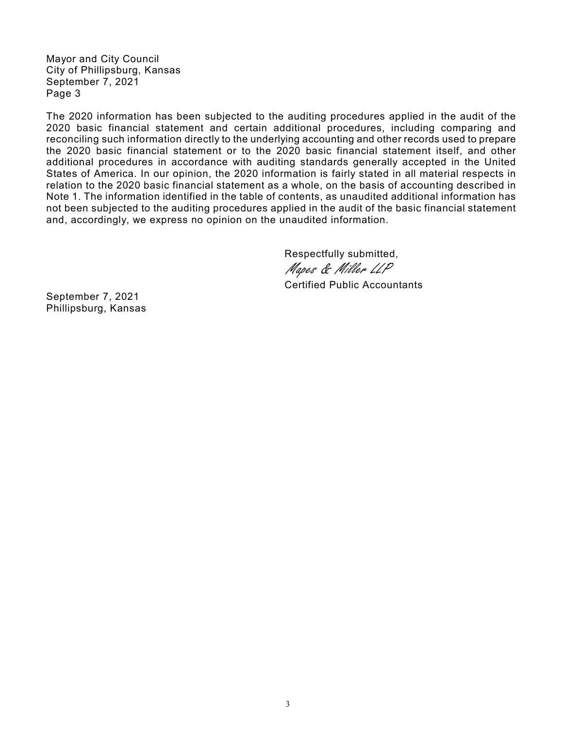Mayor and City Council
City of Phillipsburg, Kansas
September 7, 2021
Page 3

The 2020 information has been subjected to the auditing procedures applied in the audit of the 2020 basic financial statement and certain additional procedures, including comparing and reconciling such information directly to the underlying accounting and other records used to prepare the 2020 basic financial statement or to the 2020 basic financial statement itself, and other additional procedures in accordance with auditing standards generally accepted in the United States of America. In our opinion, the 2020 information is fairly stated in all material respects in relation to the 2020 basic financial statement as a whole, on the basis of accounting described in Note 1. The information identified in the table of contents, as unaudited additional information has not been subjected to the auditing procedures applied in the audit of the basic financial statement and, accordingly, we express no opinion on the unaudited information.

Respectfully submitted,

*Mapes & Miller LLP*

Certified Public Accountants

September 7, 2021
Phillipsburg, Kansas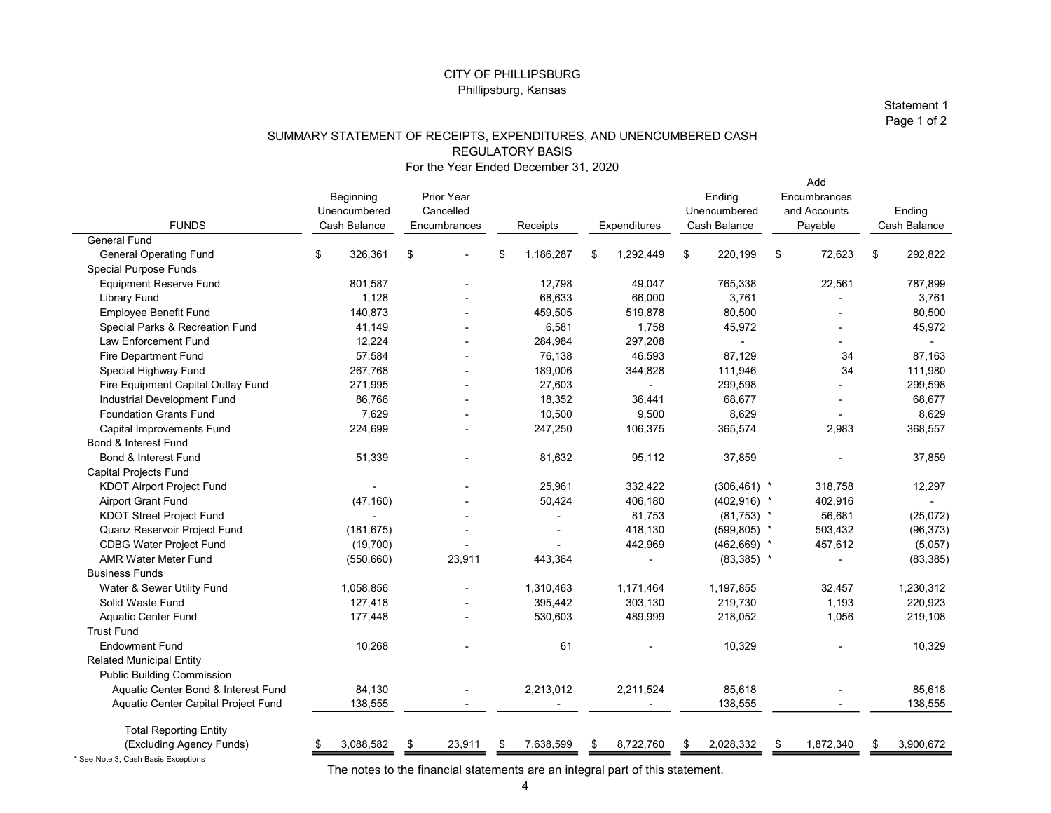CITY OF PHILLIPSBURG
Phillipsburg, Kansas

Statement 1
Page 1 of 2

## SUMMARY STATEMENT OF RECEIPTS, EXPENDITURES, AND UNENCUMBERED CASH
### REGULATORY BASIS
### For the Year Ended December 31, 2020

| FUNDS | Beginning Unencumbered Cash Balance | Prior Year Cancelled Encumbrances | Receipts | Expenditures | Ending Unencumbered Cash Balance | Add Encumbrances and Accounts Payable | Ending Cash Balance |
|---|---|---|---|---|---|---|---|
| General Fund | | | | | | | |
| General Operating Fund | $ 326,361 | $ - | $ 1,186,287 | $ 1,292,449 | $ 220,199 | $ 72,623 | $ 292,822 |
| Special Purpose Funds | | | | | | | |
| Equipment Reserve Fund | 801,587 | - | 12,798 | 49,047 | 765,338 | 22,561 | 787,899 |
| Library Fund | 1,128 | - | 68,633 | 66,000 | 3,761 | - | 3,761 |
| Employee Benefit Fund | 140,873 | - | 459,505 | 519,878 | 80,500 | - | 80,500 |
| Special Parks & Recreation Fund | 41,149 | - | 6,581 | 1,758 | 45,972 | - | 45,972 |
| Law Enforcement Fund | 12,224 | - | 284,984 | 297,208 | - | - | - |
| Fire Department Fund | 57,584 | - | 76,138 | 46,593 | 87,129 | 34 | 87,163 |
| Special Highway Fund | 267,768 | - | 189,006 | 344,828 | 111,946 | 34 | 111,980 |
| Fire Equipment Capital Outlay Fund | 271,995 | - | 27,603 | - | 299,598 | - | 299,598 |
| Industrial Development Fund | 86,766 | - | 18,352 | 36,441 | 68,677 | - | 68,677 |
| Foundation Grants Fund | 7,629 | - | 10,500 | 9,500 | 8,629 | - | 8,629 |
| Capital Improvements Fund | 224,699 | - | 247,250 | 106,375 | 365,574 | 2,983 | 368,557 |
| Bond & Interest Fund | | | | | | | |
| Bond & Interest Fund | 51,339 | - | 81,632 | 95,112 | 37,859 | - | 37,859 |
| Capital Projects Fund | | | | | | | |
| KDOT Airport Project Fund | - | - | 25,961 | 332,422 | (306,461) * | 318,758 | 12,297 |
| Airport Grant Fund | (47,160) | - | 50,424 | 406,180 | (402,916) * | 402,916 | - |
| KDOT Street Project Fund | - | - | - | 81,753 | (81,753) * | 56,681 | (25,072) |
| Quanz Reservoir Project Fund | (181,675) | - | - | 418,130 | (599,805) * | 503,432 | (96,373) |
| CDBG Water Project Fund | (19,700) | - | - | 442,969 | (462,669) * | 457,612 | (5,057) |
| AMR Water Meter Fund | (550,660) | 23,911 | 443,364 | - | (83,385) * | - | (83,385) |
| Business Funds | | | | | | | |
| Water & Sewer Utility Fund | 1,058,856 | - | 1,310,463 | 1,171,464 | 1,197,855 | 32,457 | 1,230,312 |
| Solid Waste Fund | 127,418 | - | 395,442 | 303,130 | 219,730 | 1,193 | 220,923 |
| Aquatic Center Fund | 177,448 | - | 530,603 | 489,999 | 218,052 | 1,056 | 219,108 |
| Trust Fund | | | | | | | |
| Endowment Fund | 10,268 | - | 61 | - | 10,329 | - | 10,329 |
| Related Municipal Entity | | | | | | | |
| Public Building Commission | | | | | | | |
| Aquatic Center Bond & Interest Fund | 84,130 | - | 2,213,012 | 2,211,524 | 85,618 | - | 85,618 |
| Aquatic Center Capital Project Fund | 138,555 | - | - | - | 138,555 | - | 138,555 |
| Total Reporting Entity (Excluding Agency Funds) | $ 3,088,582 | $ 23,911 | $ 7,638,599 | $ 8,722,760 | $ 2,028,332 | $ 1,872,340 | $ 3,900,672 |

* See Note 3, Cash Basis Exceptions

The notes to the financial statements are an integral part of this statement.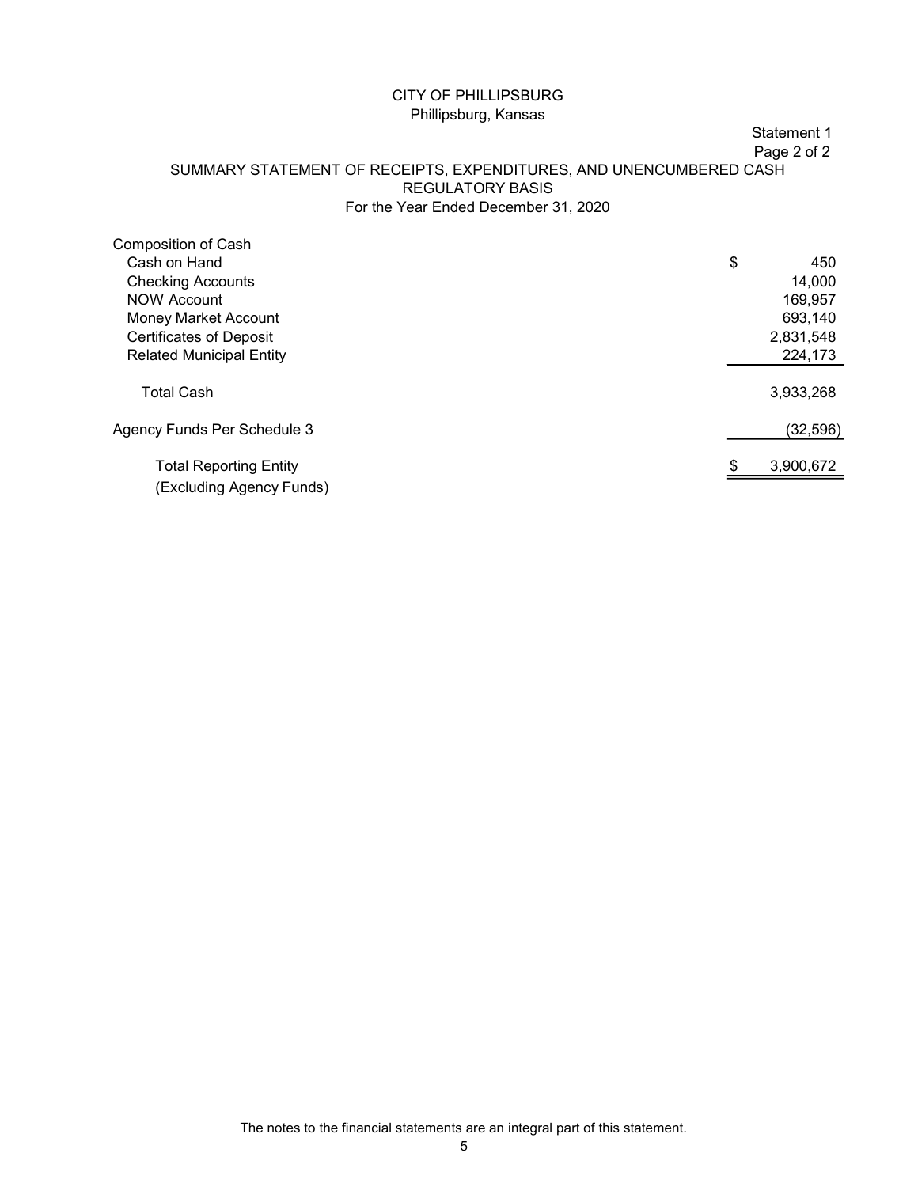CITY OF PHILLIPSBURG
Phillipsburg, Kansas

Statement 1
Page 2 of 2

## SUMMARY STATEMENT OF RECEIPTS, EXPENDITURES, AND UNENCUMBERED CASH
## REGULATORY BASIS
### For the Year Ended December 31, 2020

| | |
|---|---|
| Composition of Cash | |
| Cash on Hand | $ 450 |
| Checking Accounts | 14,000 |
| NOW Account | 169,957 |
| Money Market Account | 693,140 |
| Certificates of Deposit | 2,831,548 |
| Related Municipal Entity | 224,173 |
| Total Cash | 3,933,268 |
| Agency Funds Per Schedule 3 | (32,596) |
| Total Reporting Entity (Excluding Agency Funds) | $ 3,900,672 |

The notes to the financial statements are an integral part of this statement.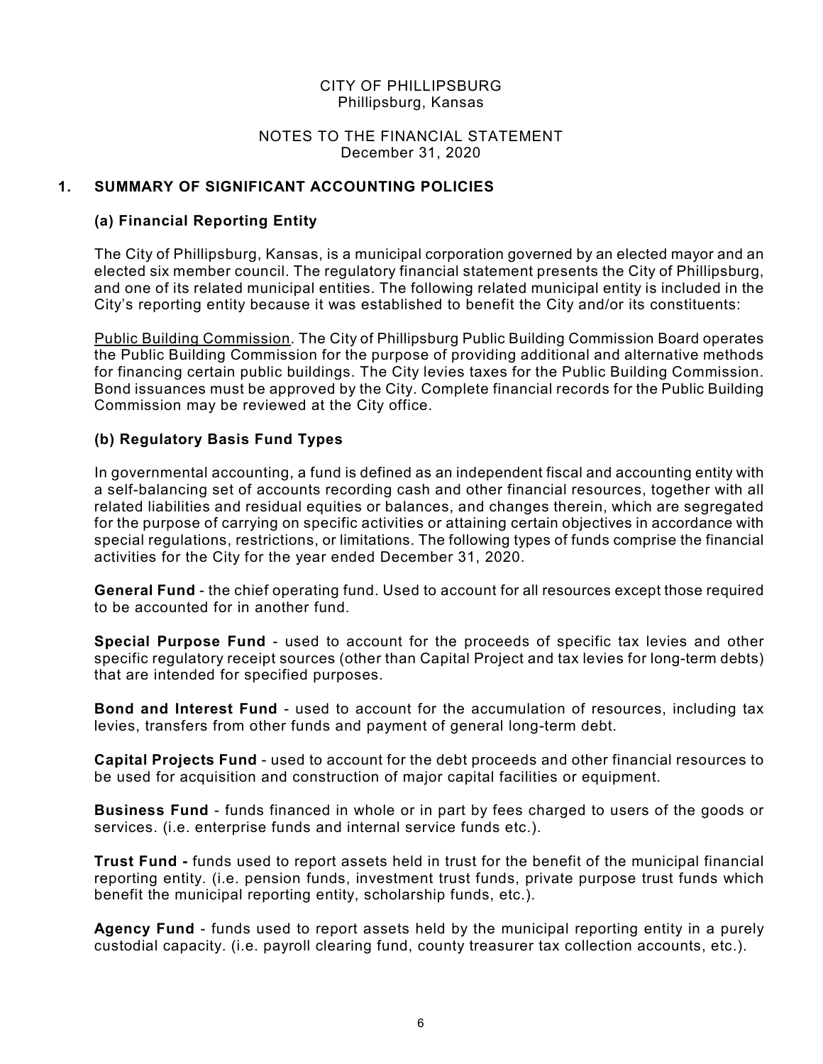CITY OF PHILLIPSBURG
Phillipsburg, Kansas

NOTES TO THE FINANCIAL STATEMENT
December 31, 2020

## 1. SUMMARY OF SIGNIFICANT ACCOUNTING POLICIES

### (a) Financial Reporting Entity

The City of Phillipsburg, Kansas, is a municipal corporation governed by an elected mayor and an elected six member council. The regulatory financial statement presents the City of Phillipsburg, and one of its related municipal entities. The following related municipal entity is included in the City's reporting entity because it was established to benefit the City and/or its constituents:

Public Building Commission. The City of Phillipsburg Public Building Commission Board operates the Public Building Commission for the purpose of providing additional and alternative methods for financing certain public buildings. The City levies taxes for the Public Building Commission. Bond issuances must be approved by the City. Complete financial records for the Public Building Commission may be reviewed at the City office.

### (b) Regulatory Basis Fund Types

In governmental accounting, a fund is defined as an independent fiscal and accounting entity with a self-balancing set of accounts recording cash and other financial resources, together with all related liabilities and residual equities or balances, and changes therein, which are segregated for the purpose of carrying on specific activities or attaining certain objectives in accordance with special regulations, restrictions, or limitations. The following types of funds comprise the financial activities for the City for the year ended December 31, 2020.

**General Fund** - the chief operating fund. Used to account for all resources except those required to be accounted for in another fund.

**Special Purpose Fund** - used to account for the proceeds of specific tax levies and other specific regulatory receipt sources (other than Capital Project and tax levies for long-term debts) that are intended for specified purposes.

**Bond and Interest Fund** - used to account for the accumulation of resources, including tax levies, transfers from other funds and payment of general long-term debt.

**Capital Projects Fund** - used to account for the debt proceeds and other financial resources to be used for acquisition and construction of major capital facilities or equipment.

**Business Fund** - funds financed in whole or in part by fees charged to users of the goods or services. (i.e. enterprise funds and internal service funds etc.).

**Trust Fund -** funds used to report assets held in trust for the benefit of the municipal financial reporting entity. (i.e. pension funds, investment trust funds, private purpose trust funds which benefit the municipal reporting entity, scholarship funds, etc.).

**Agency Fund** - funds used to report assets held by the municipal reporting entity in a purely custodial capacity. (i.e. payroll clearing fund, county treasurer tax collection accounts, etc.).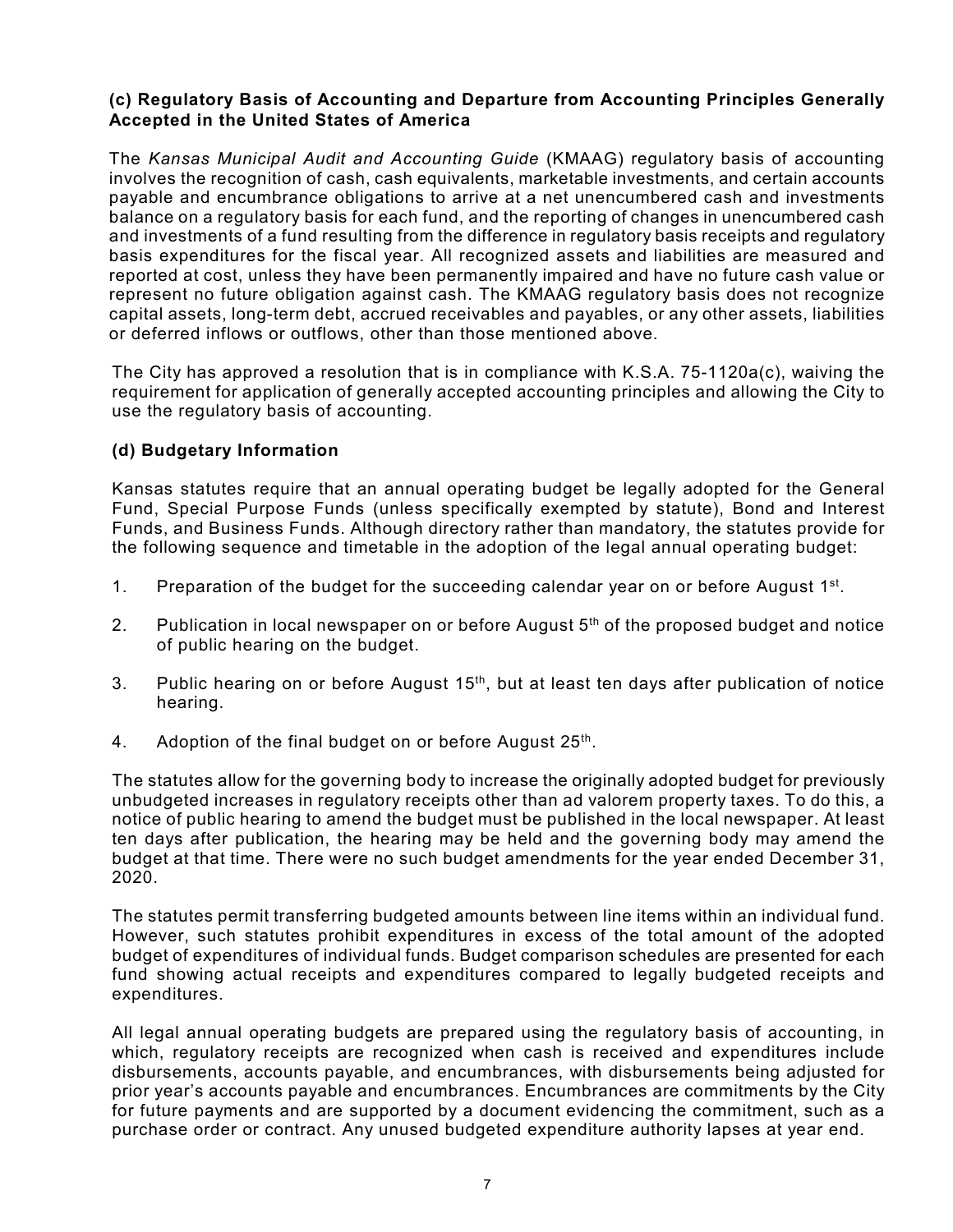**(c) Regulatory Basis of Accounting and Departure from Accounting Principles Generally Accepted in the United States of America**

The *Kansas Municipal Audit and Accounting Guide* (KMAAG) regulatory basis of accounting involves the recognition of cash, cash equivalents, marketable investments, and certain accounts payable and encumbrance obligations to arrive at a net unencumbered cash and investments balance on a regulatory basis for each fund, and the reporting of changes in unencumbered cash and investments of a fund resulting from the difference in regulatory basis receipts and regulatory basis expenditures for the fiscal year. All recognized assets and liabilities are measured and reported at cost, unless they have been permanently impaired and have no future cash value or represent no future obligation against cash. The KMAAG regulatory basis does not recognize capital assets, long-term debt, accrued receivables and payables, or any other assets, liabilities or deferred inflows or outflows, other than those mentioned above.

The City has approved a resolution that is in compliance with K.S.A. 75-1120a(c), waiving the requirement for application of generally accepted accounting principles and allowing the City to use the regulatory basis of accounting.

**(d) Budgetary Information**

Kansas statutes require that an annual operating budget be legally adopted for the General Fund, Special Purpose Funds (unless specifically exempted by statute), Bond and Interest Funds, and Business Funds. Although directory rather than mandatory, the statutes provide for the following sequence and timetable in the adoption of the legal annual operating budget:

1. Preparation of the budget for the succeeding calendar year on or before August 1st.
2. Publication in local newspaper on or before August 5th of the proposed budget and notice of public hearing on the budget.
3. Public hearing on or before August 15th, but at least ten days after publication of notice hearing.
4. Adoption of the final budget on or before August 25th.

The statutes allow for the governing body to increase the originally adopted budget for previously unbudgeted increases in regulatory receipts other than ad valorem property taxes. To do this, a notice of public hearing to amend the budget must be published in the local newspaper. At least ten days after publication, the hearing may be held and the governing body may amend the budget at that time. There were no such budget amendments for the year ended December 31, 2020.

The statutes permit transferring budgeted amounts between line items within an individual fund. However, such statutes prohibit expenditures in excess of the total amount of the adopted budget of expenditures of individual funds. Budget comparison schedules are presented for each fund showing actual receipts and expenditures compared to legally budgeted receipts and expenditures.

All legal annual operating budgets are prepared using the regulatory basis of accounting, in which, regulatory receipts are recognized when cash is received and expenditures include disbursements, accounts payable, and encumbrances, with disbursements being adjusted for prior year's accounts payable and encumbrances. Encumbrances are commitments by the City for future payments and are supported by a document evidencing the commitment, such as a purchase order or contract. Any unused budgeted expenditure authority lapses at year end.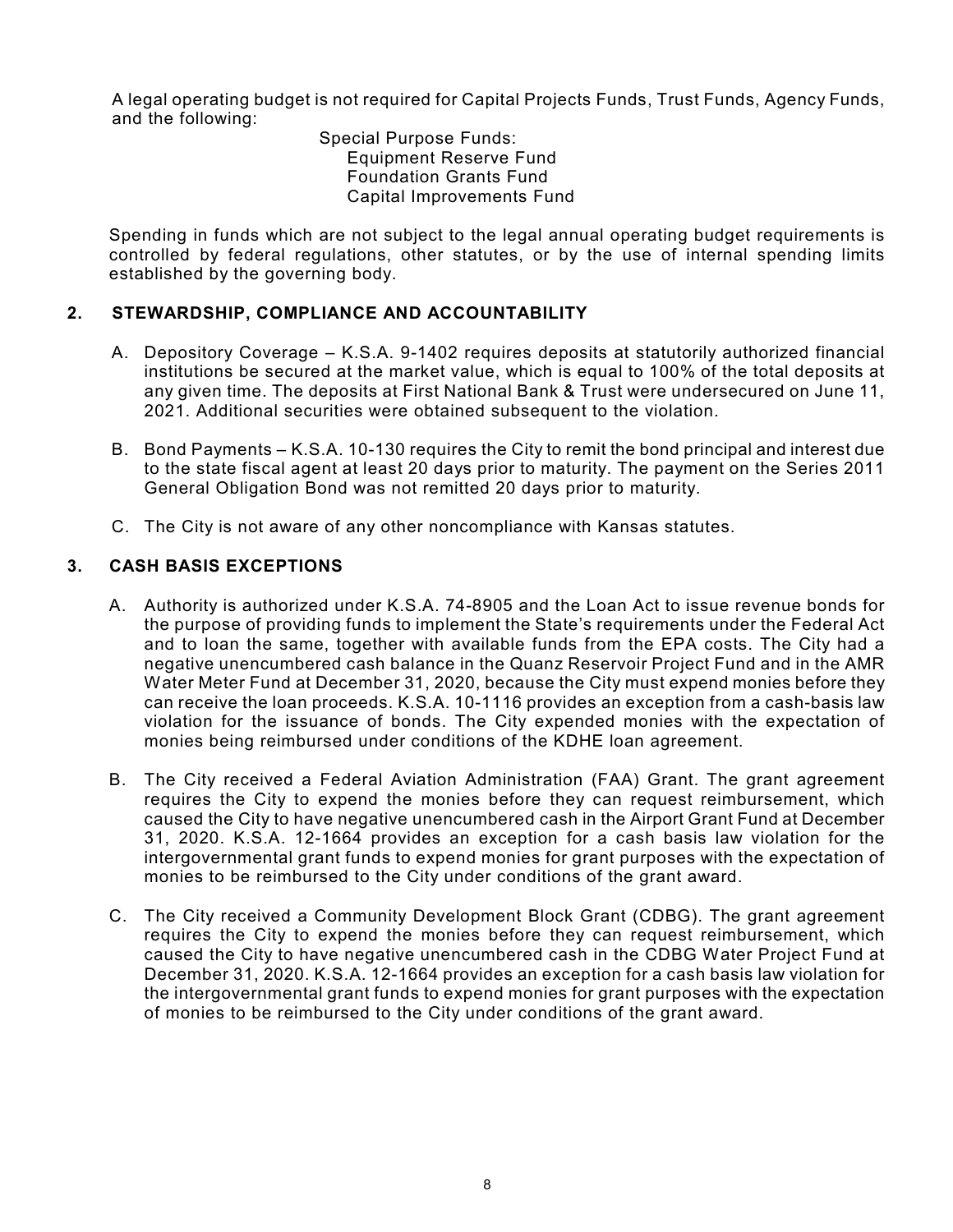A legal operating budget is not required for Capital Projects Funds, Trust Funds, Agency Funds, and the following:

Special Purpose Funds:
- Equipment Reserve Fund
- Foundation Grants Fund
- Capital Improvements Fund

Spending in funds which are not subject to the legal annual operating budget requirements is controlled by federal regulations, other statutes, or by the use of internal spending limits established by the governing body.

## 2. STEWARDSHIP, COMPLIANCE AND ACCOUNTABILITY

A. Depository Coverage – K.S.A. 9-1402 requires deposits at statutorily authorized financial institutions be secured at the market value, which is equal to 100% of the total deposits at any given time. The deposits at First National Bank & Trust were undersecured on June 11, 2021. Additional securities were obtained subsequent to the violation.

B. Bond Payments – K.S.A. 10-130 requires the City to remit the bond principal and interest due to the state fiscal agent at least 20 days prior to maturity. The payment on the Series 2011 General Obligation Bond was not remitted 20 days prior to maturity.

C. The City is not aware of any other noncompliance with Kansas statutes.

## 3. CASH BASIS EXCEPTIONS

A. Authority is authorized under K.S.A. 74-8905 and the Loan Act to issue revenue bonds for the purpose of providing funds to implement the State's requirements under the Federal Act and to loan the same, together with available funds from the EPA costs. The City had a negative unencumbered cash balance in the Quanz Reservoir Project Fund and in the AMR Water Meter Fund at December 31, 2020, because the City must expend monies before they can receive the loan proceeds. K.S.A. 10-1116 provides an exception from a cash-basis law violation for the issuance of bonds. The City expended monies with the expectation of monies being reimbursed under conditions of the KDHE loan agreement.

B. The City received a Federal Aviation Administration (FAA) Grant. The grant agreement requires the City to expend the monies before they can request reimbursement, which caused the City to have negative unencumbered cash in the Airport Grant Fund at December 31, 2020. K.S.A. 12-1664 provides an exception for a cash basis law violation for the intergovernmental grant funds to expend monies for grant purposes with the expectation of monies to be reimbursed to the City under conditions of the grant award.

C. The City received a Community Development Block Grant (CDBG). The grant agreement requires the City to expend the monies before they can request reimbursement, which caused the City to have negative unencumbered cash in the CDBG Water Project Fund at December 31, 2020. K.S.A. 12-1664 provides an exception for a cash basis law violation for the intergovernmental grant funds to expend monies for grant purposes with the expectation of monies to be reimbursed to the City under conditions of the grant award.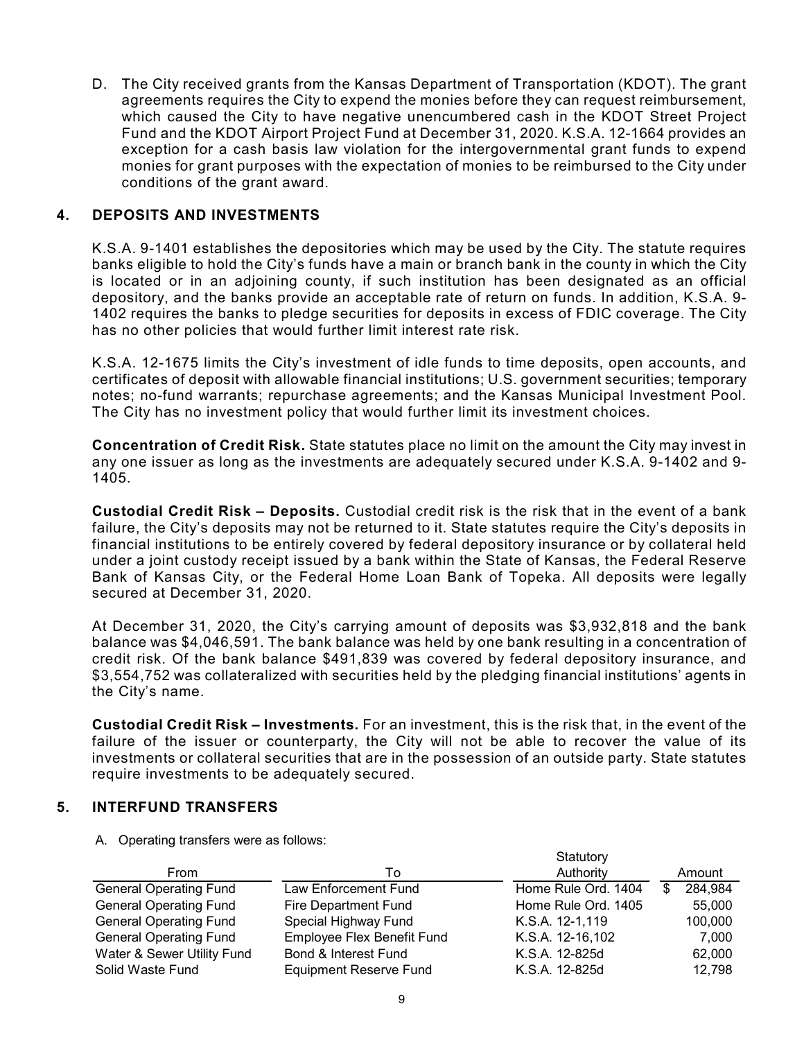D. The City received grants from the Kansas Department of Transportation (KDOT). The grant agreements requires the City to expend the monies before they can request reimbursement, which caused the City to have negative unencumbered cash in the KDOT Street Project Fund and the KDOT Airport Project Fund at December 31, 2020. K.S.A. 12-1664 provides an exception for a cash basis law violation for the intergovernmental grant funds to expend monies for grant purposes with the expectation of monies to be reimbursed to the City under conditions of the grant award.

## 4. DEPOSITS AND INVESTMENTS

K.S.A. 9-1401 establishes the depositories which may be used by the City. The statute requires banks eligible to hold the City's funds have a main or branch bank in the county in which the City is located or in an adjoining county, if such institution has been designated as an official depository, and the banks provide an acceptable rate of return on funds. In addition, K.S.A. 9-1402 requires the banks to pledge securities for deposits in excess of FDIC coverage. The City has no other policies that would further limit interest rate risk.

K.S.A. 12-1675 limits the City's investment of idle funds to time deposits, open accounts, and certificates of deposit with allowable financial institutions; U.S. government securities; temporary notes; no-fund warrants; repurchase agreements; and the Kansas Municipal Investment Pool. The City has no investment policy that would further limit its investment choices.

**Concentration of Credit Risk.** State statutes place no limit on the amount the City may invest in any one issuer as long as the investments are adequately secured under K.S.A. 9-1402 and 9-1405.

**Custodial Credit Risk – Deposits.** Custodial credit risk is the risk that in the event of a bank failure, the City's deposits may not be returned to it. State statutes require the City's deposits in financial institutions to be entirely covered by federal depository insurance or by collateral held under a joint custody receipt issued by a bank within the State of Kansas, the Federal Reserve Bank of Kansas City, or the Federal Home Loan Bank of Topeka. All deposits were legally secured at December 31, 2020.

At December 31, 2020, the City's carrying amount of deposits was $3,932,818 and the bank balance was $4,046,591. The bank balance was held by one bank resulting in a concentration of credit risk. Of the bank balance $491,839 was covered by federal depository insurance, and $3,554,752 was collateralized with securities held by the pledging financial institutions' agents in the City's name.

**Custodial Credit Risk – Investments.** For an investment, this is the risk that, in the event of the failure of the issuer or counterparty, the City will not be able to recover the value of its investments or collateral securities that are in the possession of an outside party. State statutes require investments to be adequately secured.

## 5. INTERFUND TRANSFERS

A. Operating transfers were as follows:

| From | To | Statutory Authority | Amount |
|---|---|---|---|
| General Operating Fund | Law Enforcement Fund | Home Rule Ord. 1404 | $ 284,984 |
| General Operating Fund | Fire Department Fund | Home Rule Ord. 1405 | 55,000 |
| General Operating Fund | Special Highway Fund | K.S.A. 12-1,119 | 100,000 |
| General Operating Fund | Employee Flex Benefit Fund | K.S.A. 12-16,102 | 7,000 |
| Water & Sewer Utility Fund | Bond & Interest Fund | K.S.A. 12-825d | 62,000 |
| Solid Waste Fund | Equipment Reserve Fund | K.S.A. 12-825d | 12,798 |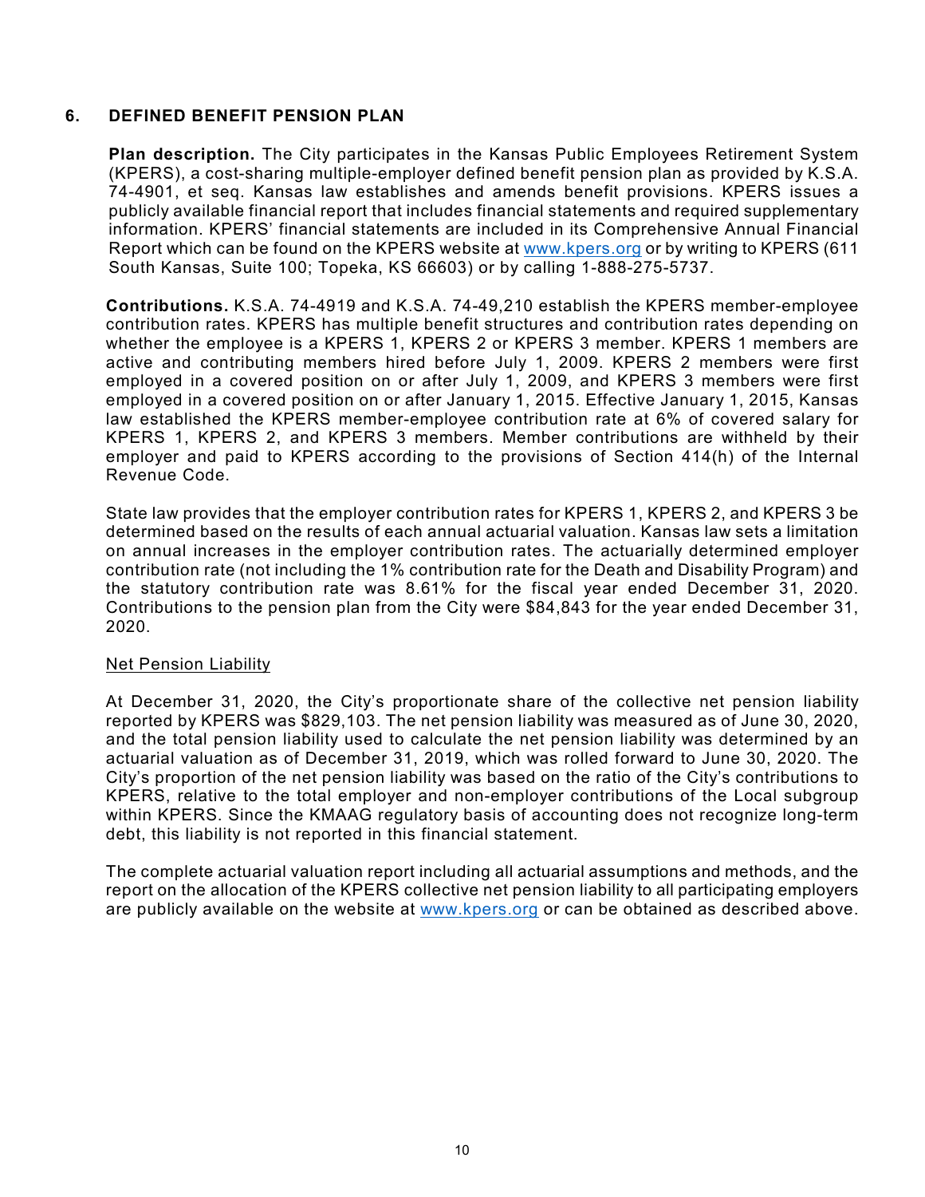## 6. DEFINED BENEFIT PENSION PLAN

**Plan description.** The City participates in the Kansas Public Employees Retirement System (KPERS), a cost-sharing multiple-employer defined benefit pension plan as provided by K.S.A. 74-4901, et seq. Kansas law establishes and amends benefit provisions. KPERS issues a publicly available financial report that includes financial statements and required supplementary information. KPERS' financial statements are included in its Comprehensive Annual Financial Report which can be found on the KPERS website at www.kpers.org or by writing to KPERS (611 South Kansas, Suite 100; Topeka, KS 66603) or by calling 1-888-275-5737.

**Contributions.** K.S.A. 74-4919 and K.S.A. 74-49,210 establish the KPERS member-employee contribution rates. KPERS has multiple benefit structures and contribution rates depending on whether the employee is a KPERS 1, KPERS 2 or KPERS 3 member. KPERS 1 members are active and contributing members hired before July 1, 2009. KPERS 2 members were first employed in a covered position on or after July 1, 2009, and KPERS 3 members were first employed in a covered position on or after January 1, 2015. Effective January 1, 2015, Kansas law established the KPERS member-employee contribution rate at 6% of covered salary for KPERS 1, KPERS 2, and KPERS 3 members. Member contributions are withheld by their employer and paid to KPERS according to the provisions of Section 414(h) of the Internal Revenue Code.

State law provides that the employer contribution rates for KPERS 1, KPERS 2, and KPERS 3 be determined based on the results of each annual actuarial valuation. Kansas law sets a limitation on annual increases in the employer contribution rates. The actuarially determined employer contribution rate (not including the 1% contribution rate for the Death and Disability Program) and the statutory contribution rate was 8.61% for the fiscal year ended December 31, 2020. Contributions to the pension plan from the City were $84,843 for the year ended December 31, 2020.

Net Pension Liability

At December 31, 2020, the City's proportionate share of the collective net pension liability reported by KPERS was $829,103. The net pension liability was measured as of June 30, 2020, and the total pension liability used to calculate the net pension liability was determined by an actuarial valuation as of December 31, 2019, which was rolled forward to June 30, 2020. The City's proportion of the net pension liability was based on the ratio of the City's contributions to KPERS, relative to the total employer and non-employer contributions of the Local subgroup within KPERS. Since the KMAAG regulatory basis of accounting does not recognize long-term debt, this liability is not reported in this financial statement.

The complete actuarial valuation report including all actuarial assumptions and methods, and the report on the allocation of the KPERS collective net pension liability to all participating employers are publicly available on the website at www.kpers.org or can be obtained as described above.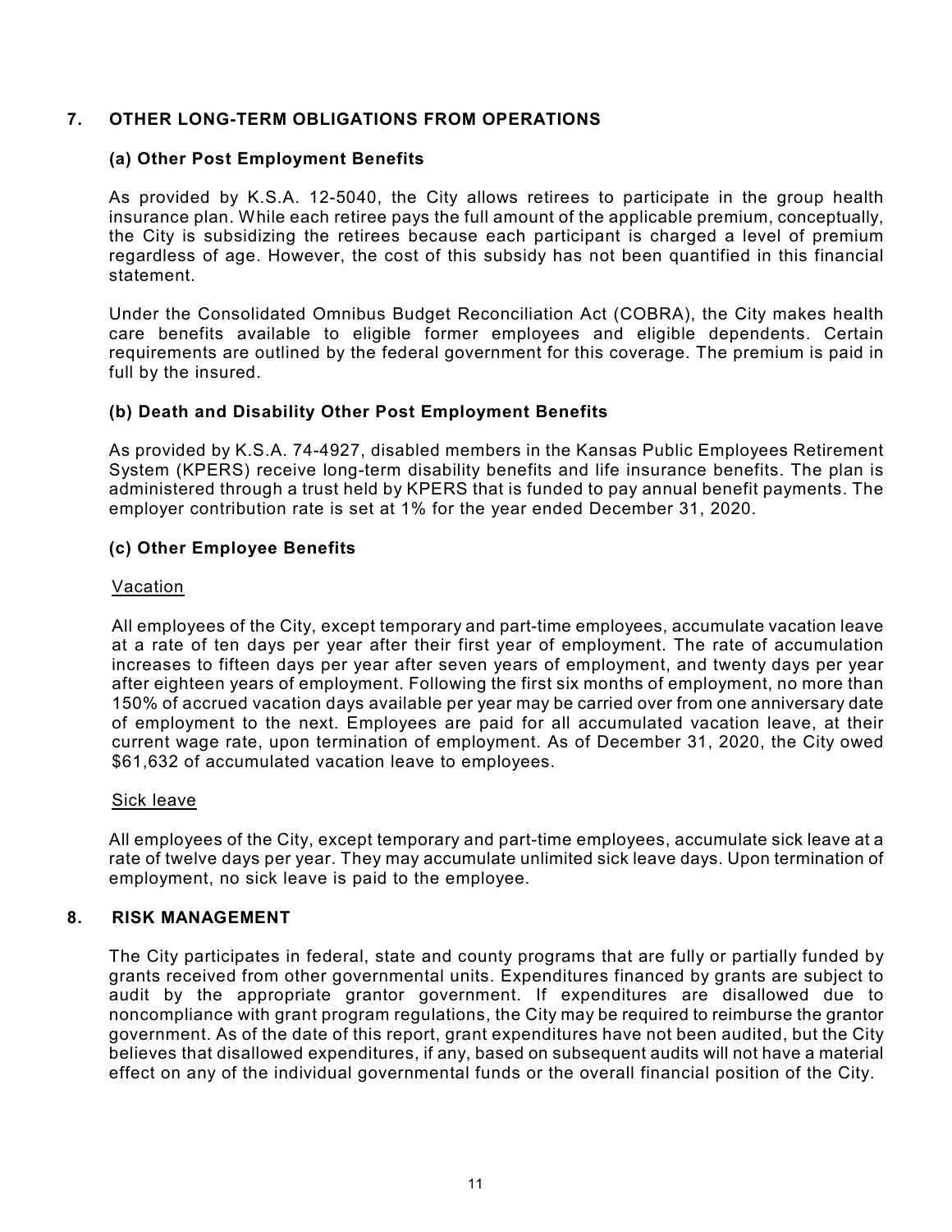## 7. OTHER LONG-TERM OBLIGATIONS FROM OPERATIONS

### (a) Other Post Employment Benefits

As provided by K.S.A. 12-5040, the City allows retirees to participate in the group health insurance plan. While each retiree pays the full amount of the applicable premium, conceptually, the City is subsidizing the retirees because each participant is charged a level of premium regardless of age. However, the cost of this subsidy has not been quantified in this financial statement.

Under the Consolidated Omnibus Budget Reconciliation Act (COBRA), the City makes health care benefits available to eligible former employees and eligible dependents. Certain requirements are outlined by the federal government for this coverage. The premium is paid in full by the insured.

### (b) Death and Disability Other Post Employment Benefits

As provided by K.S.A. 74-4927, disabled members in the Kansas Public Employees Retirement System (KPERS) receive long-term disability benefits and life insurance benefits. The plan is administered through a trust held by KPERS that is funded to pay annual benefit payments. The employer contribution rate is set at 1% for the year ended December 31, 2020.

### (c) Other Employee Benefits

Vacation

All employees of the City, except temporary and part-time employees, accumulate vacation leave at a rate of ten days per year after their first year of employment. The rate of accumulation increases to fifteen days per year after seven years of employment, and twenty days per year after eighteen years of employment. Following the first six months of employment, no more than 150% of accrued vacation days available per year may be carried over from one anniversary date of employment to the next. Employees are paid for all accumulated vacation leave, at their current wage rate, upon termination of employment. As of December 31, 2020, the City owed $61,632 of accumulated vacation leave to employees.

Sick leave

All employees of the City, except temporary and part-time employees, accumulate sick leave at a rate of twelve days per year. They may accumulate unlimited sick leave days. Upon termination of employment, no sick leave is paid to the employee.

## 8. RISK MANAGEMENT

The City participates in federal, state and county programs that are fully or partially funded by grants received from other governmental units. Expenditures financed by grants are subject to audit by the appropriate grantor government. If expenditures are disallowed due to noncompliance with grant program regulations, the City may be required to reimburse the grantor government. As of the date of this report, grant expenditures have not been audited, but the City believes that disallowed expenditures, if any, based on subsequent audits will not have a material effect on any of the individual governmental funds or the overall financial position of the City.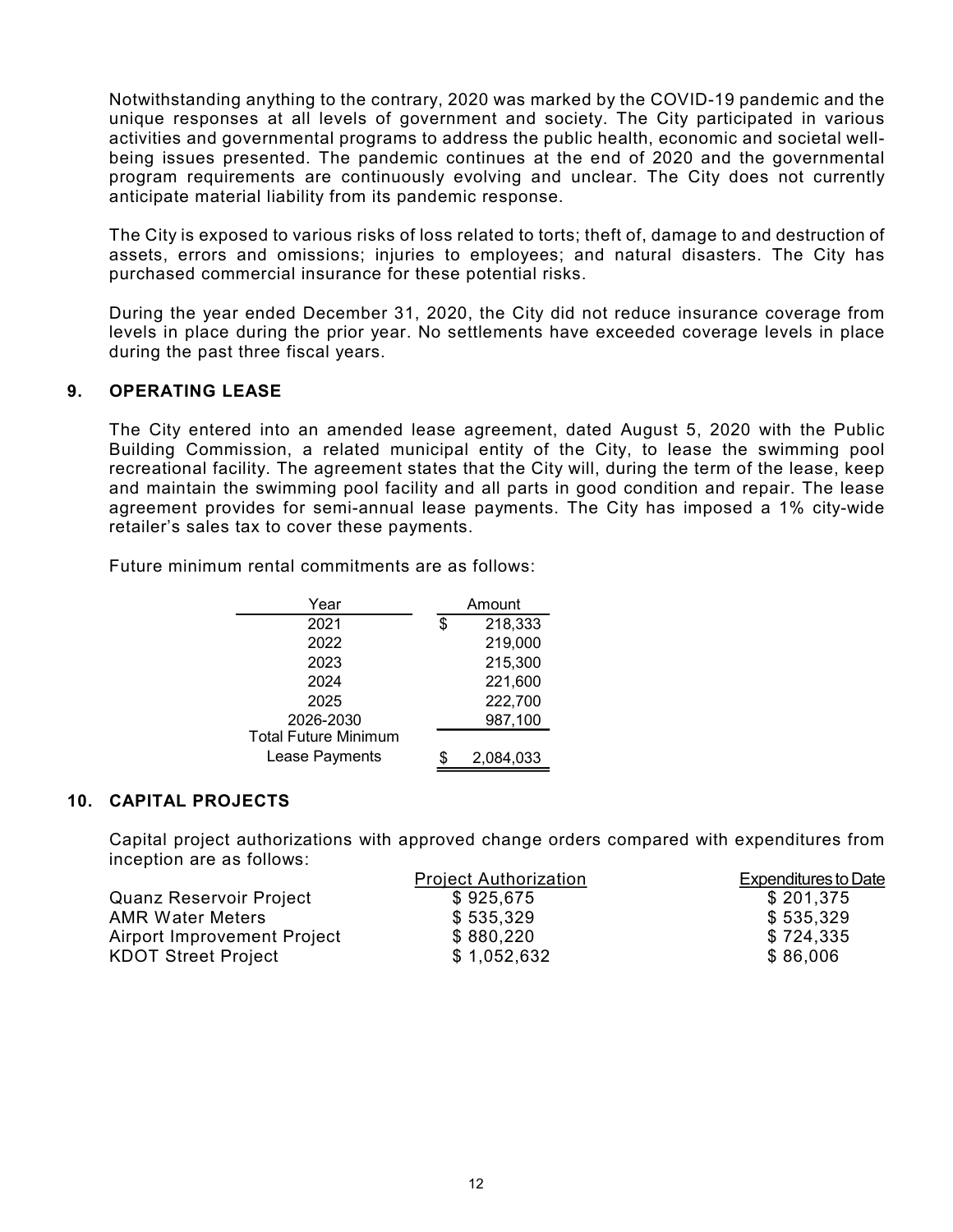Notwithstanding anything to the contrary, 2020 was marked by the COVID-19 pandemic and the unique responses at all levels of government and society. The City participated in various activities and governmental programs to address the public health, economic and societal well-being issues presented. The pandemic continues at the end of 2020 and the governmental program requirements are continuously evolving and unclear. The City does not currently anticipate material liability from its pandemic response.

The City is exposed to various risks of loss related to torts; theft of, damage to and destruction of assets, errors and omissions; injuries to employees; and natural disasters. The City has purchased commercial insurance for these potential risks.

During the year ended December 31, 2020, the City did not reduce insurance coverage from levels in place during the prior year. No settlements have exceeded coverage levels in place during the past three fiscal years.

## 9. OPERATING LEASE

The City entered into an amended lease agreement, dated August 5, 2020 with the Public Building Commission, a related municipal entity of the City, to lease the swimming pool recreational facility. The agreement states that the City will, during the term of the lease, keep and maintain the swimming pool facility and all parts in good condition and repair. The lease agreement provides for semi-annual lease payments. The City has imposed a 1% city-wide retailer's sales tax to cover these payments.

Future minimum rental commitments are as follows:

| Year | Amount |
|---|---|
| 2021 | $ 218,333 |
| 2022 | 219,000 |
| 2023 | 215,300 |
| 2024 | 221,600 |
| 2025 | 222,700 |
| 2026-2030 | 987,100 |
| Total Future Minimum Lease Payments | $ 2,084,033 |

## 10. CAPITAL PROJECTS

Capital project authorizations with approved change orders compared with expenditures from inception are as follows:

| | Project Authorization | Expenditures to Date |
|---|---|---|
| Quanz Reservoir Project | $ 925,675 | $ 201,375 |
| AMR Water Meters | $ 535,329 | $ 535,329 |
| Airport Improvement Project | $ 880,220 | $ 724,335 |
| KDOT Street Project | $ 1,052,632 | $ 86,006 |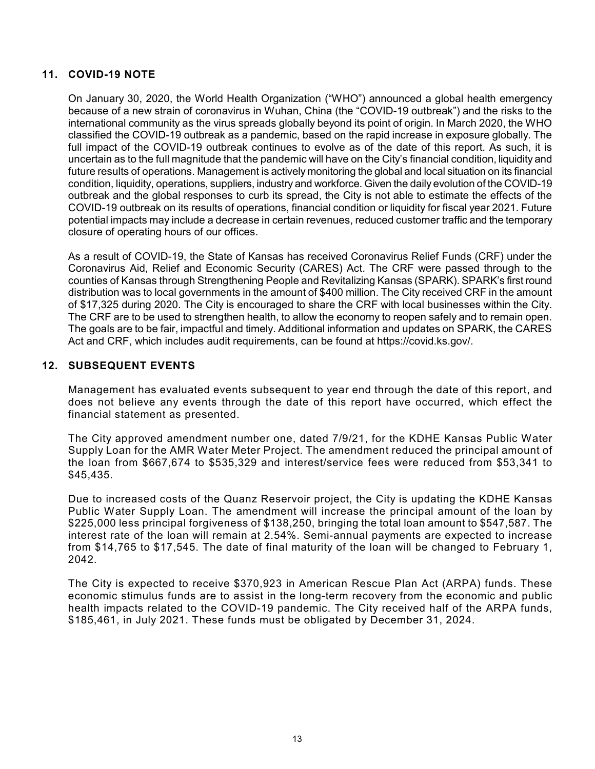## 11. COVID-19 NOTE

On January 30, 2020, the World Health Organization ("WHO") announced a global health emergency because of a new strain of coronavirus in Wuhan, China (the "COVID-19 outbreak") and the risks to the international community as the virus spreads globally beyond its point of origin. In March 2020, the WHO classified the COVID-19 outbreak as a pandemic, based on the rapid increase in exposure globally. The full impact of the COVID-19 outbreak continues to evolve as of the date of this report. As such, it is uncertain as to the full magnitude that the pandemic will have on the City's financial condition, liquidity and future results of operations. Management is actively monitoring the global and local situation on its financial condition, liquidity, operations, suppliers, industry and workforce. Given the daily evolution of the COVID-19 outbreak and the global responses to curb its spread, the City is not able to estimate the effects of the COVID-19 outbreak on its results of operations, financial condition or liquidity for fiscal year 2021. Future potential impacts may include a decrease in certain revenues, reduced customer traffic and the temporary closure of operating hours of our offices.

As a result of COVID-19, the State of Kansas has received Coronavirus Relief Funds (CRF) under the Coronavirus Aid, Relief and Economic Security (CARES) Act. The CRF were passed through to the counties of Kansas through Strengthening People and Revitalizing Kansas (SPARK). SPARK's first round distribution was to local governments in the amount of $400 million. The City received CRF in the amount of $17,325 during 2020. The City is encouraged to share the CRF with local businesses within the City. The CRF are to be used to strengthen health, to allow the economy to reopen safely and to remain open. The goals are to be fair, impactful and timely. Additional information and updates on SPARK, the CARES Act and CRF, which includes audit requirements, can be found at https://covid.ks.gov/.

## 12. SUBSEQUENT EVENTS

Management has evaluated events subsequent to year end through the date of this report, and does not believe any events through the date of this report have occurred, which effect the financial statement as presented.

The City approved amendment number one, dated 7/9/21, for the KDHE Kansas Public Water Supply Loan for the AMR Water Meter Project. The amendment reduced the principal amount of the loan from $667,674 to $535,329 and interest/service fees were reduced from $53,341 to $45,435.

Due to increased costs of the Quanz Reservoir project, the City is updating the KDHE Kansas Public Water Supply Loan. The amendment will increase the principal amount of the loan by $225,000 less principal forgiveness of $138,250, bringing the total loan amount to $547,587. The interest rate of the loan will remain at 2.54%. Semi-annual payments are expected to increase from $14,765 to $17,545. The date of final maturity of the loan will be changed to February 1, 2042.

The City is expected to receive $370,923 in American Rescue Plan Act (ARPA) funds. These economic stimulus funds are to assist in the long-term recovery from the economic and public health impacts related to the COVID-19 pandemic. The City received half of the ARPA funds, $185,461, in July 2021. These funds must be obligated by December 31, 2024.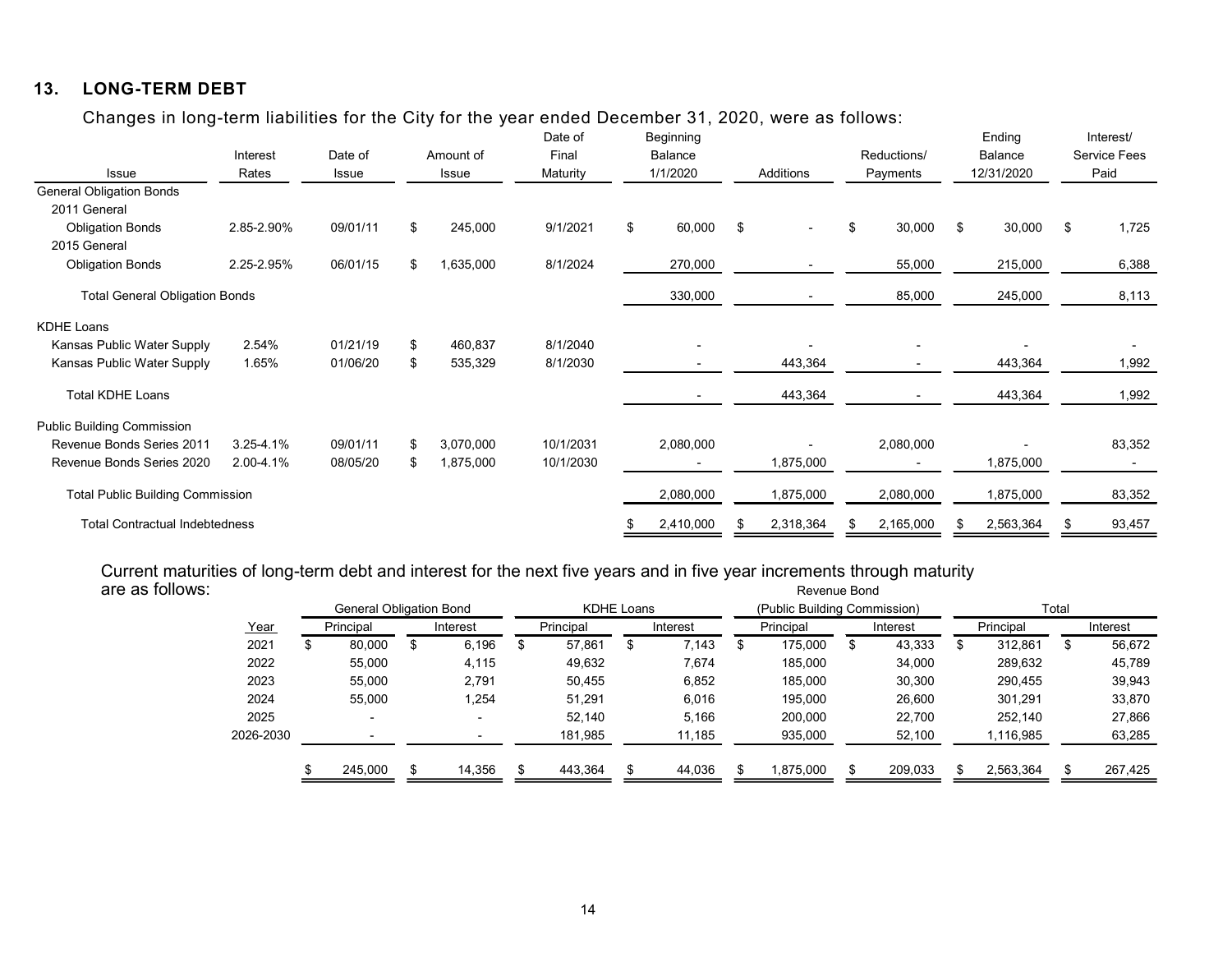## 13. LONG-TERM DEBT

Changes in long-term liabilities for the City for the year ended December 31, 2020, were as follows:

| Issue | Interest Rates | Date of Issue | Amount of Issue | Date of Final Maturity | Beginning Balance 1/1/2020 | Additions | Reductions/ Payments | Ending Balance 12/31/2020 | Interest/ Service Fees Paid |
|---|---|---|---|---|---|---|---|---|---|
| General Obligation Bonds | | | | | | | | | |
| 2011 General Obligation Bonds | 2.85-2.90% | 09/01/11 | $ 245,000 | 9/1/2021 | $ 60,000 | $ - | $ 30,000 | $ 30,000 | $ 1,725 |
| 2015 General Obligation Bonds | 2.25-2.95% | 06/01/15 | $ 1,635,000 | 8/1/2024 | 270,000 | - | 55,000 | 215,000 | 6,388 |
| Total General Obligation Bonds | | | | | 330,000 | - | 85,000 | 245,000 | 8,113 |
| KDHE Loans | | | | | | | | | |
| Kansas Public Water Supply | 2.54% | 01/21/19 | $ 460,837 | 8/1/2040 | - | - | - | - | - |
| Kansas Public Water Supply | 1.65% | 01/06/20 | $ 535,329 | 8/1/2030 | - | 443,364 | - | 443,364 | 1,992 |
| Total KDHE Loans | | | | | - | 443,364 | - | 443,364 | 1,992 |
| Public Building Commission | | | | | | | | | |
| Revenue Bonds Series 2011 | 3.25-4.1% | 09/01/11 | $ 3,070,000 | 10/1/2031 | 2,080,000 | - | 2,080,000 | - | 83,352 |
| Revenue Bonds Series 2020 | 2.00-4.1% | 08/05/20 | $ 1,875,000 | 10/1/2030 | - | 1,875,000 | - | 1,875,000 | - |
| Total Public Building Commission | | | | | 2,080,000 | 1,875,000 | 2,080,000 | 1,875,000 | 83,352 |
| Total Contractual Indebtedness | | | | | $ 2,410,000 | $ 2,318,364 | $ 2,165,000 | $ 2,563,364 | $ 93,457 |

Current maturities of long-term debt and interest for the next five years and in five year increments through maturity are as follows:

| Year | General Obligation Bond | | KDHE Loans | | Revenue Bond (Public Building Commission) | | Total | |
|---|---|---|---|---|---|---|---|---|
| | Principal | Interest | Principal | Interest | Principal | Interest | Principal | Interest |
| 2021 | $ 80,000 | $ 6,196 | $ 57,861 | $ 7,143 | $ 175,000 | $ 43,333 | $ 312,861 | $ 56,672 |
| 2022 | 55,000 | 4,115 | 49,632 | 7,674 | 185,000 | 34,000 | 289,632 | 45,789 |
| 2023 | 55,000 | 2,791 | 50,455 | 6,852 | 185,000 | 30,300 | 290,455 | 39,943 |
| 2024 | 55,000 | 1,254 | 51,291 | 6,016 | 195,000 | 26,600 | 301,291 | 33,870 |
| 2025 | - | - | 52,140 | 5,166 | 200,000 | 22,700 | 252,140 | 27,866 |
| 2026-2030 | - | - | 181,985 | 11,185 | 935,000 | 52,100 | 1,116,985 | 63,285 |
| | $ 245,000 | $ 14,356 | $ 443,364 | $ 44,036 | $ 1,875,000 | $ 209,033 | $ 2,563,364 | $ 267,425 |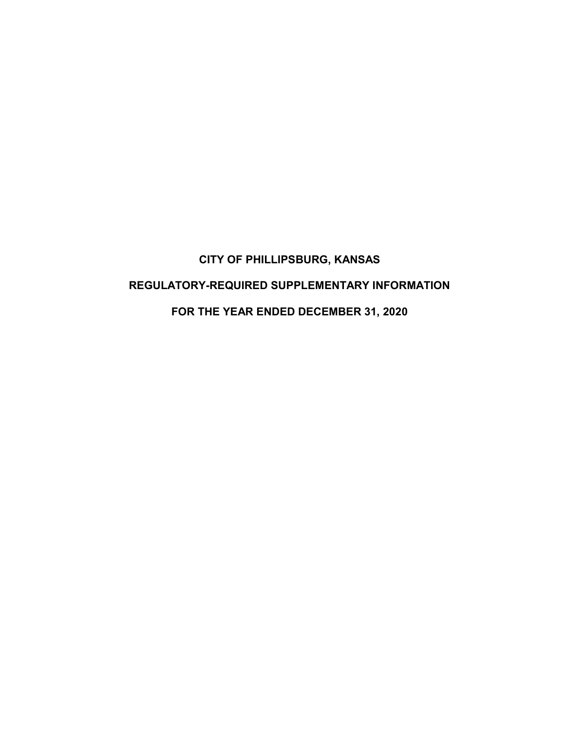# CITY OF PHILLIPSBURG, KANSAS

# REGULATORY-REQUIRED SUPPLEMENTARY INFORMATION

# FOR THE YEAR ENDED DECEMBER 31, 2020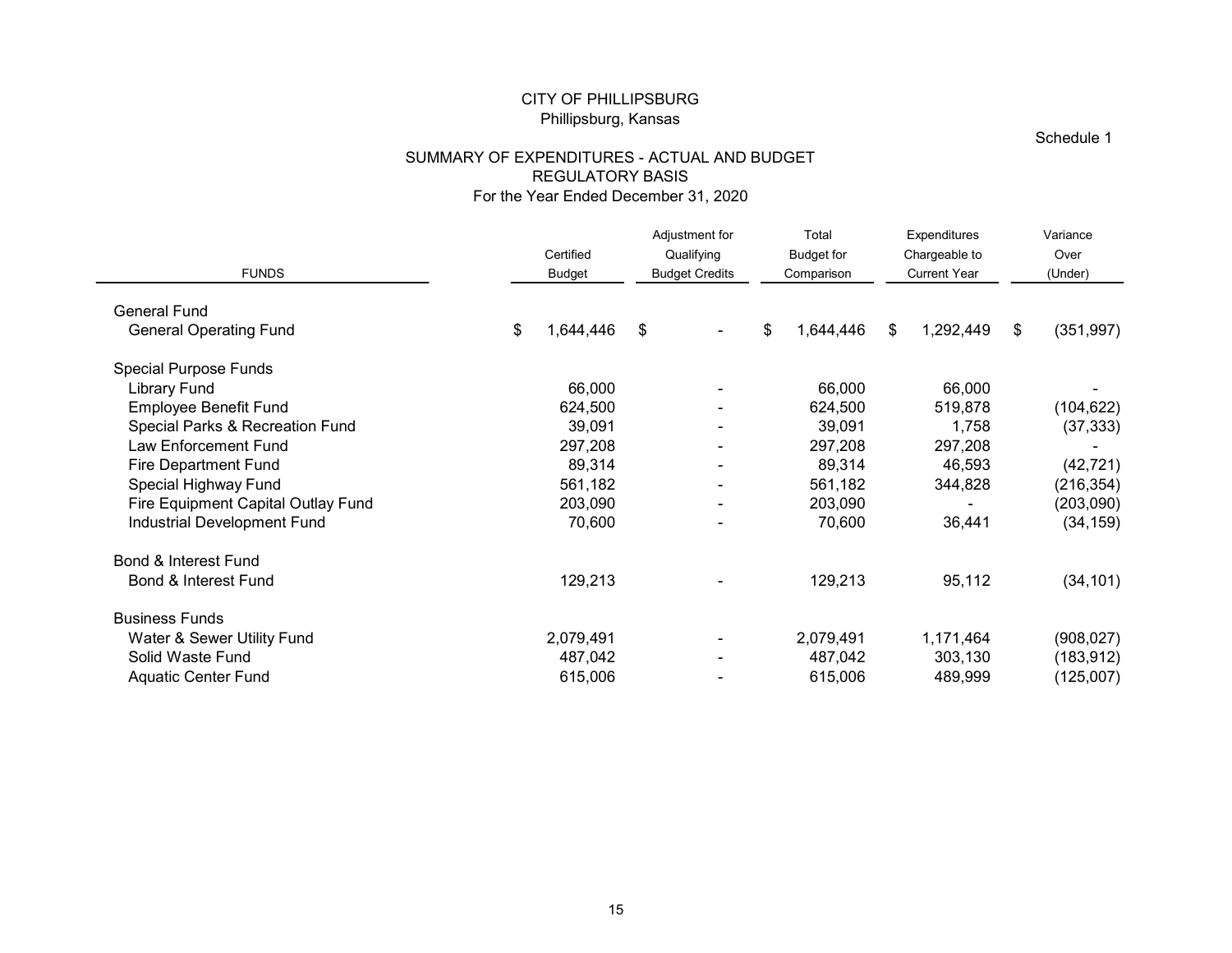CITY OF PHILLIPSBURG
Phillipsburg, Kansas

Schedule 1

# SUMMARY OF EXPENDITURES - ACTUAL AND BUDGET
## REGULATORY BASIS
For the Year Ended December 31, 2020

| FUNDS | Certified Budget | Adjustment for Qualifying Budget Credits | Total Budget for Comparison | Expenditures Chargeable to Current Year | Variance Over (Under) |
|---|---|---|---|---|---|
| General Fund | | | | | |
| General Operating Fund | $ 1,644,446 | $ - | $ 1,644,446 | $ 1,292,449 | $ (351,997) |
| Special Purpose Funds | | | | | |
| Library Fund | 66,000 | - | 66,000 | 66,000 | - |
| Employee Benefit Fund | 624,500 | - | 624,500 | 519,878 | (104,622) |
| Special Parks & Recreation Fund | 39,091 | - | 39,091 | 1,758 | (37,333) |
| Law Enforcement Fund | 297,208 | - | 297,208 | 297,208 | - |
| Fire Department Fund | 89,314 | - | 89,314 | 46,593 | (42,721) |
| Special Highway Fund | 561,182 | - | 561,182 | 344,828 | (216,354) |
| Fire Equipment Capital Outlay Fund | 203,090 | - | 203,090 | - | (203,090) |
| Industrial Development Fund | 70,600 | - | 70,600 | 36,441 | (34,159) |
| Bond & Interest Fund | | | | | |
| Bond & Interest Fund | 129,213 | - | 129,213 | 95,112 | (34,101) |
| Business Funds | | | | | |
| Water & Sewer Utility Fund | 2,079,491 | - | 2,079,491 | 1,171,464 | (908,027) |
| Solid Waste Fund | 487,042 | - | 487,042 | 303,130 | (183,912) |
| Aquatic Center Fund | 615,006 | - | 615,006 | 489,999 | (125,007) |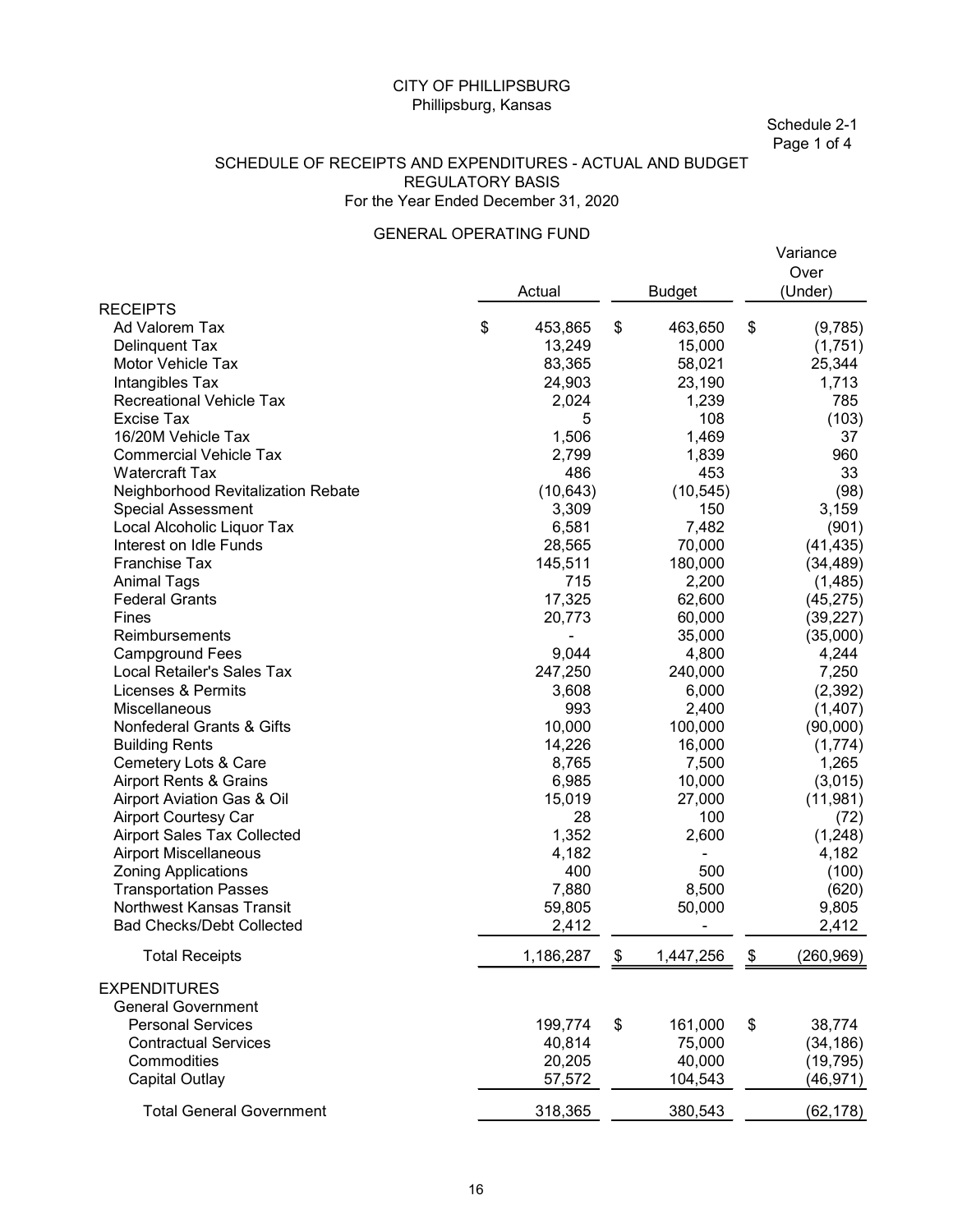CITY OF PHILLIPSBURG
Phillipsburg, Kansas

Schedule 2-1
Page 1 of 4

SCHEDULE OF RECEIPTS AND EXPENDITURES - ACTUAL AND BUDGET
REGULATORY BASIS
For the Year Ended December 31, 2020

GENERAL OPERATING FUND

| | Actual | Budget | Variance Over (Under) |
|---|---|---|---|
| **RECEIPTS** | | | |
| Ad Valorem Tax | $ 453,865 | $ 463,650 | $ (9,785) |
| Delinquent Tax | 13,249 | 15,000 | (1,751) |
| Motor Vehicle Tax | 83,365 | 58,021 | 25,344 |
| Intangibles Tax | 24,903 | 23,190 | 1,713 |
| Recreational Vehicle Tax | 2,024 | 1,239 | 785 |
| Excise Tax | 5 | 108 | (103) |
| 16/20M Vehicle Tax | 1,506 | 1,469 | 37 |
| Commercial Vehicle Tax | 2,799 | 1,839 | 960 |
| Watercraft Tax | 486 | 453 | 33 |
| Neighborhood Revitalization Rebate | (10,643) | (10,545) | (98) |
| Special Assessment | 3,309 | 150 | 3,159 |
| Local Alcoholic Liquor Tax | 6,581 | 7,482 | (901) |
| Interest on Idle Funds | 28,565 | 70,000 | (41,435) |
| Franchise Tax | 145,511 | 180,000 | (34,489) |
| Animal Tags | 715 | 2,200 | (1,485) |
| Federal Grants | 17,325 | 62,600 | (45,275) |
| Fines | 20,773 | 60,000 | (39,227) |
| Reimbursements | - | 35,000 | (35,000) |
| Campground Fees | 9,044 | 4,800 | 4,244 |
| Local Retailer's Sales Tax | 247,250 | 240,000 | 7,250 |
| Licenses & Permits | 3,608 | 6,000 | (2,392) |
| Miscellaneous | 993 | 2,400 | (1,407) |
| Nonfederal Grants & Gifts | 10,000 | 100,000 | (90,000) |
| Building Rents | 14,226 | 16,000 | (1,774) |
| Cemetery Lots & Care | 8,765 | 7,500 | 1,265 |
| Airport Rents & Grains | 6,985 | 10,000 | (3,015) |
| Airport Aviation Gas & Oil | 15,019 | 27,000 | (11,981) |
| Airport Courtesy Car | 28 | 100 | (72) |
| Airport Sales Tax Collected | 1,352 | 2,600 | (1,248) |
| Airport Miscellaneous | 4,182 | - | 4,182 |
| Zoning Applications | 400 | 500 | (100) |
| Transportation Passes | 7,880 | 8,500 | (620) |
| Northwest Kansas Transit | 59,805 | 50,000 | 9,805 |
| Bad Checks/Debt Collected | 2,412 | - | 2,412 |
| Total Receipts | 1,186,287 | $ 1,447,256 | $ (260,969) |
| **EXPENDITURES** | | | |
| General Government | | | |
| Personal Services | 199,774 | $ 161,000 | $ 38,774 |
| Contractual Services | 40,814 | 75,000 | (34,186) |
| Commodities | 20,205 | 40,000 | (19,795) |
| Capital Outlay | 57,572 | 104,543 | (46,971) |
| Total General Government | 318,365 | 380,543 | (62,178) |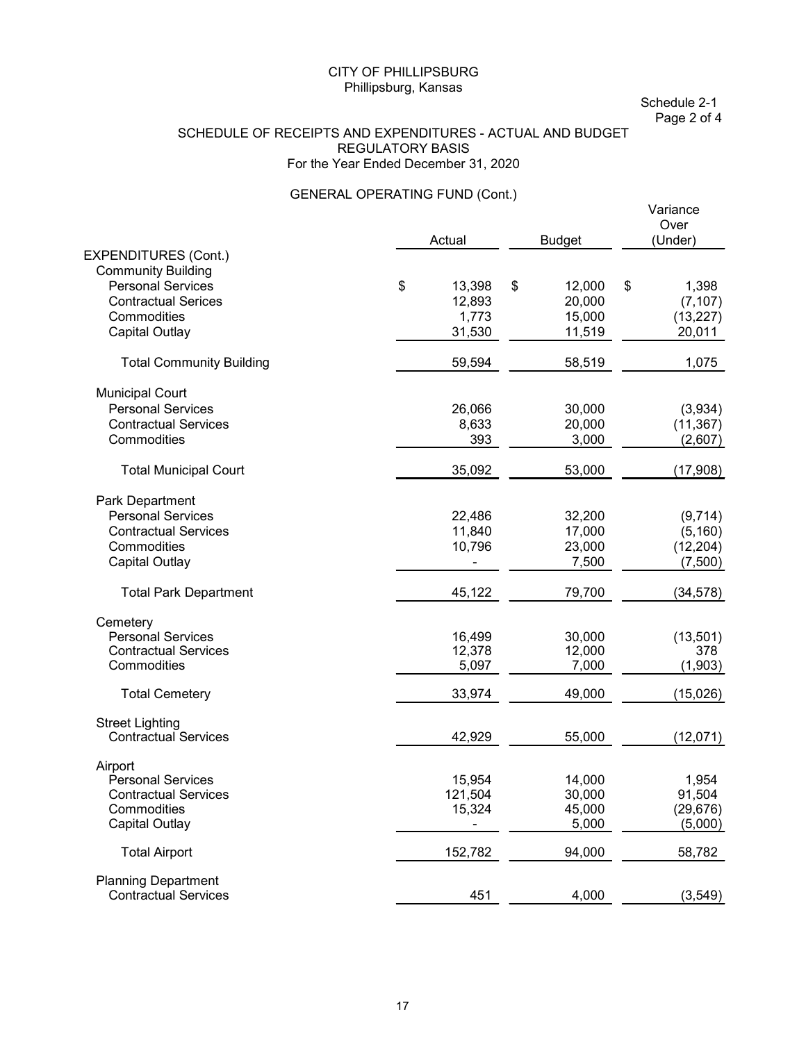CITY OF PHILLIPSBURG
Phillipsburg, Kansas

Schedule 2-1
Page 2 of 4

SCHEDULE OF RECEIPTS AND EXPENDITURES - ACTUAL AND BUDGET
REGULATORY BASIS
For the Year Ended December 31, 2020

GENERAL OPERATING FUND (Cont.)

| | Actual | Budget | Variance Over (Under) |
|---|---|---|---|
| EXPENDITURES (Cont.) | | | |
| Community Building | | | |
| Personal Services | $ 13,398 | $ 12,000 | $ 1,398 |
| Contractual Serices | 12,893 | 20,000 | (7,107) |
| Commodities | 1,773 | 15,000 | (13,227) |
| Capital Outlay | 31,530 | 11,519 | 20,011 |
| Total Community Building | 59,594 | 58,519 | 1,075 |
| Municipal Court | | | |
| Personal Services | 26,066 | 30,000 | (3,934) |
| Contractual Services | 8,633 | 20,000 | (11,367) |
| Commodities | 393 | 3,000 | (2,607) |
| Total Municipal Court | 35,092 | 53,000 | (17,908) |
| Park Department | | | |
| Personal Services | 22,486 | 32,200 | (9,714) |
| Contractual Services | 11,840 | 17,000 | (5,160) |
| Commodities | 10,796 | 23,000 | (12,204) |
| Capital Outlay | - | 7,500 | (7,500) |
| Total Park Department | 45,122 | 79,700 | (34,578) |
| Cemetery | | | |
| Personal Services | 16,499 | 30,000 | (13,501) |
| Contractual Services | 12,378 | 12,000 | 378 |
| Commodities | 5,097 | 7,000 | (1,903) |
| Total Cemetery | 33,974 | 49,000 | (15,026) |
| Street Lighting | | | |
| Contractual Services | 42,929 | 55,000 | (12,071) |
| Airport | | | |
| Personal Services | 15,954 | 14,000 | 1,954 |
| Contractual Services | 121,504 | 30,000 | 91,504 |
| Commodities | 15,324 | 45,000 | (29,676) |
| Capital Outlay | - | 5,000 | (5,000) |
| Total Airport | 152,782 | 94,000 | 58,782 |
| Planning Department | | | |
| Contractual Services | 451 | 4,000 | (3,549) |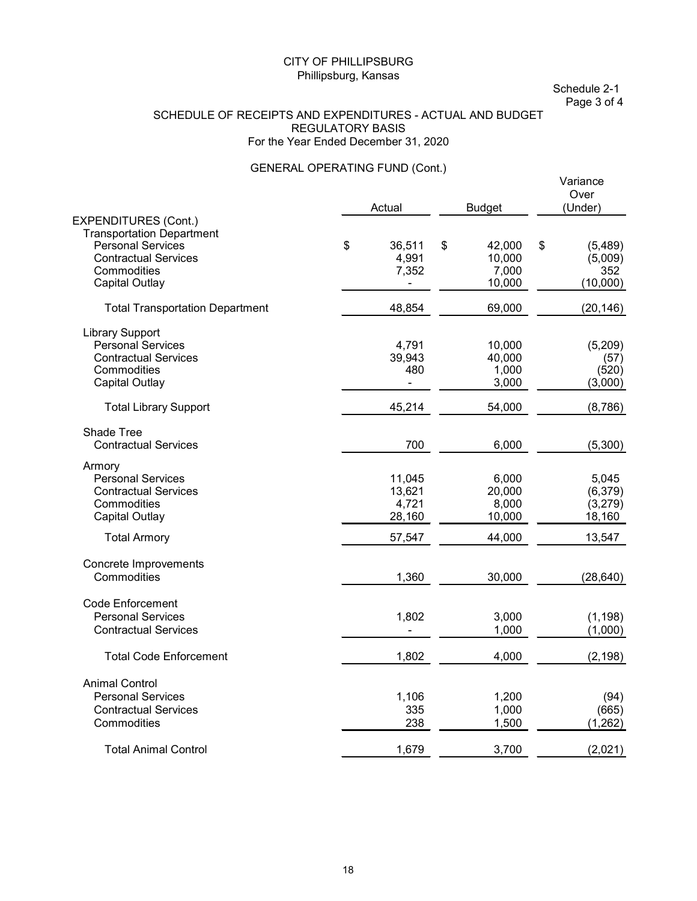CITY OF PHILLIPSBURG
Phillipsburg, Kansas

Schedule 2-1
Page 3 of 4

SCHEDULE OF RECEIPTS AND EXPENDITURES - ACTUAL AND BUDGET
REGULATORY BASIS
For the Year Ended December 31, 2020

GENERAL OPERATING FUND (Cont.)

| | Actual | Budget | Variance Over (Under) |
|---|---|---|---|
| EXPENDITURES (Cont.) | | | |
| Transportation Department | | | |
| Personal Services | $ 36,511 | $ 42,000 | $ (5,489) |
| Contractual Services | 4,991 | 10,000 | (5,009) |
| Commodities | 7,352 | 7,000 | 352 |
| Capital Outlay | - | 10,000 | (10,000) |
| Total Transportation Department | 48,854 | 69,000 | (20,146) |
| Library Support | | | |
| Personal Services | 4,791 | 10,000 | (5,209) |
| Contractual Services | 39,943 | 40,000 | (57) |
| Commodities | 480 | 1,000 | (520) |
| Capital Outlay | - | 3,000 | (3,000) |
| Total Library Support | 45,214 | 54,000 | (8,786) |
| Shade Tree | | | |
| Contractual Services | 700 | 6,000 | (5,300) |
| Armory | | | |
| Personal Services | 11,045 | 6,000 | 5,045 |
| Contractual Services | 13,621 | 20,000 | (6,379) |
| Commodities | 4,721 | 8,000 | (3,279) |
| Capital Outlay | 28,160 | 10,000 | 18,160 |
| Total Armory | 57,547 | 44,000 | 13,547 |
| Concrete Improvements | | | |
| Commodities | 1,360 | 30,000 | (28,640) |
| Code Enforcement | | | |
| Personal Services | 1,802 | 3,000 | (1,198) |
| Contractual Services | - | 1,000 | (1,000) |
| Total Code Enforcement | 1,802 | 4,000 | (2,198) |
| Animal Control | | | |
| Personal Services | 1,106 | 1,200 | (94) |
| Contractual Services | 335 | 1,000 | (665) |
| Commodities | 238 | 1,500 | (1,262) |
| Total Animal Control | 1,679 | 3,700 | (2,021) |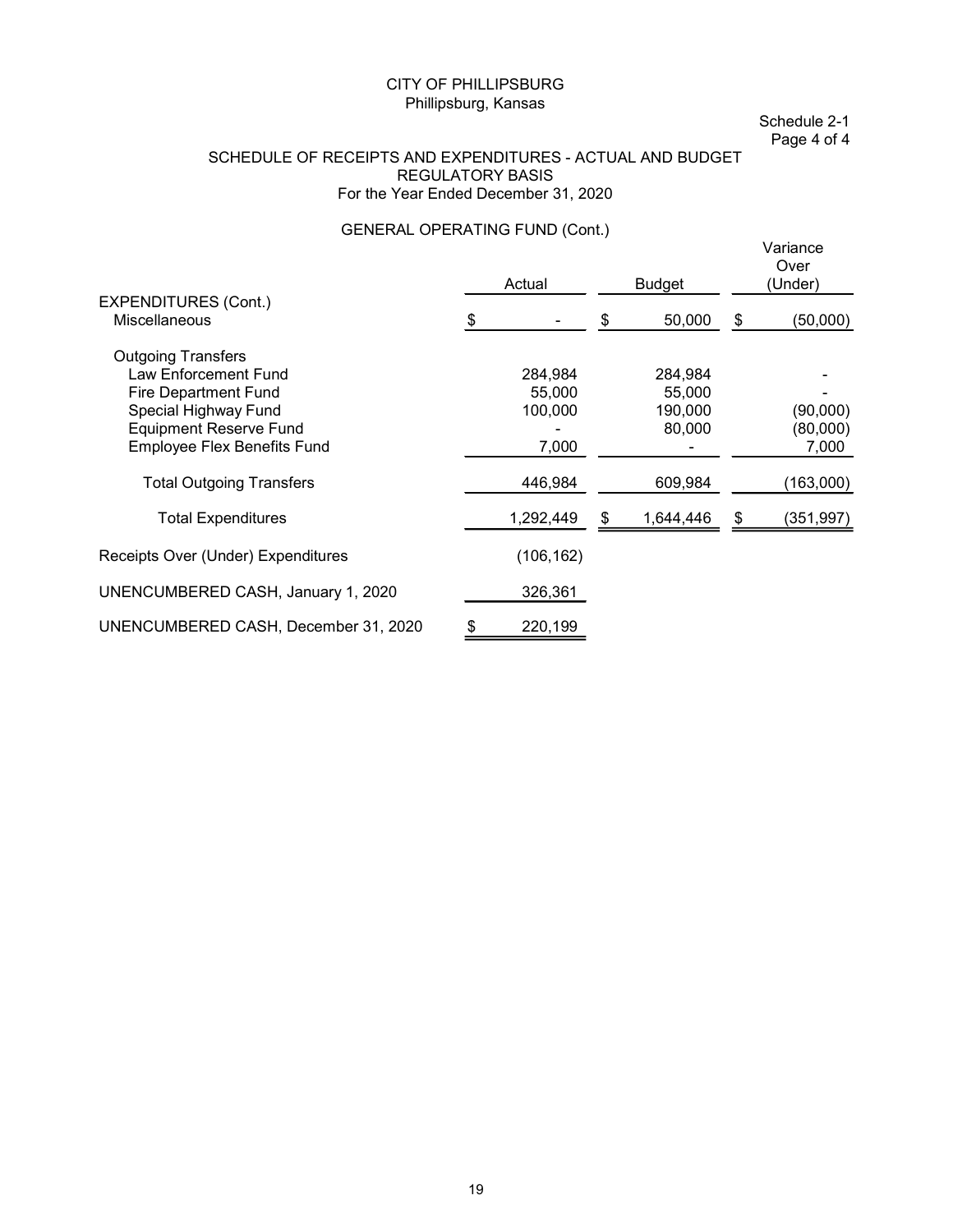CITY OF PHILLIPSBURG
Phillipsburg, Kansas

Schedule 2-1
Page 4 of 4

SCHEDULE OF RECEIPTS AND EXPENDITURES - ACTUAL AND BUDGET
REGULATORY BASIS
For the Year Ended December 31, 2020

GENERAL OPERATING FUND (Cont.)

| | Actual | Budget | Variance Over (Under) |
|---|---|---|---|
| EXPENDITURES (Cont.) | | | |
| Miscellaneous | $ - | $ 50,000 | $ (50,000) |
| Outgoing Transfers | | | |
| Law Enforcement Fund | 284,984 | 284,984 | - |
| Fire Department Fund | 55,000 | 55,000 | - |
| Special Highway Fund | 100,000 | 190,000 | (90,000) |
| Equipment Reserve Fund | - | 80,000 | (80,000) |
| Employee Flex Benefits Fund | 7,000 | - | 7,000 |
| Total Outgoing Transfers | 446,984 | 609,984 | (163,000) |
| Total Expenditures | 1,292,449 | $ 1,644,446 | $ (351,997) |
| Receipts Over (Under) Expenditures | (106,162) | | |
| UNENCUMBERED CASH, January 1, 2020 | 326,361 | | |
| UNENCUMBERED CASH, December 31, 2020 | $ 220,199 | | |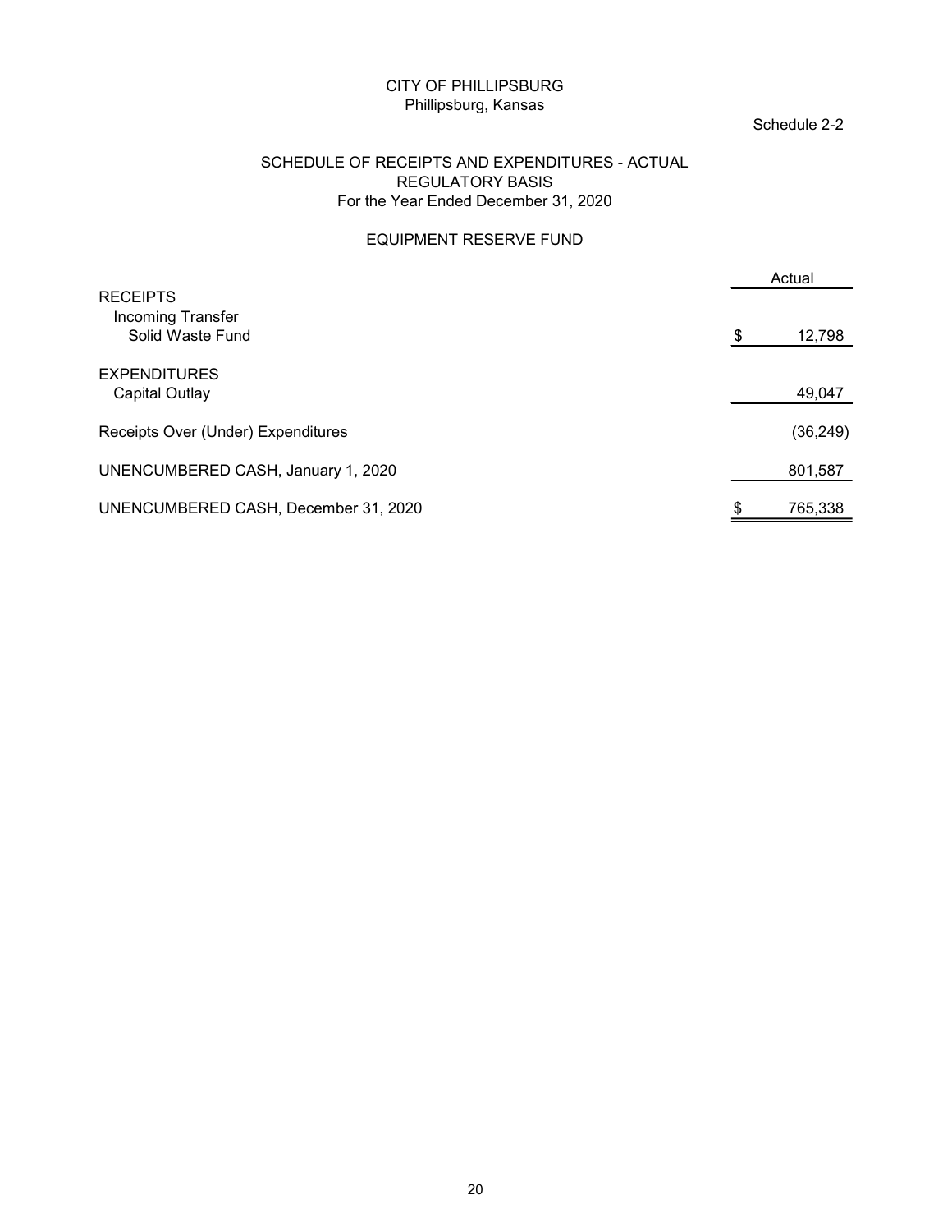CITY OF PHILLIPSBURG
Phillipsburg, Kansas

Schedule 2-2

SCHEDULE OF RECEIPTS AND EXPENDITURES - ACTUAL
REGULATORY BASIS
For the Year Ended December 31, 2020

EQUIPMENT RESERVE FUND

| | Actual |
|---|---|
| RECEIPTS | |
| Incoming Transfer | |
| Solid Waste Fund | $ 12,798 |
| EXPENDITURES | |
| Capital Outlay | 49,047 |
| Receipts Over (Under) Expenditures | (36,249) |
| UNENCUMBERED CASH, January 1, 2020 | 801,587 |
| UNENCUMBERED CASH, December 31, 2020 | $ 765,338 |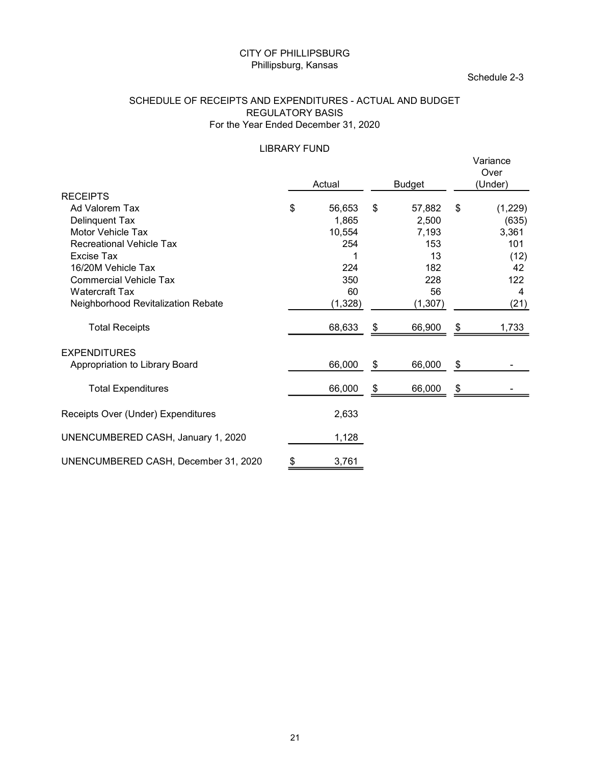CITY OF PHILLIPSBURG
Phillipsburg, Kansas

Schedule 2-3

# SCHEDULE OF RECEIPTS AND EXPENDITURES - ACTUAL AND BUDGET
## REGULATORY BASIS
For the Year Ended December 31, 2020

### LIBRARY FUND

| | Actual | Budget | Variance Over (Under) |
|---|---|---|---|
| **RECEIPTS** | | | |
| Ad Valorem Tax | $ 56,653 | $ 57,882 | $ (1,229) |
| Delinquent Tax | 1,865 | 2,500 | (635) |
| Motor Vehicle Tax | 10,554 | 7,193 | 3,361 |
| Recreational Vehicle Tax | 254 | 153 | 101 |
| Excise Tax | 1 | 13 | (12) |
| 16/20M Vehicle Tax | 224 | 182 | 42 |
| Commercial Vehicle Tax | 350 | 228 | 122 |
| Watercraft Tax | 60 | 56 | 4 |
| Neighborhood Revitalization Rebate | (1,328) | (1,307) | (21) |
| Total Receipts | 68,633 | $ 66,900 | $ 1,733 |
| **EXPENDITURES** | | | |
| Appropriation to Library Board | 66,000 | $ 66,000 | $ - |
| Total Expenditures | 66,000 | $ 66,000 | $ - |
| Receipts Over (Under) Expenditures | 2,633 | | |
| UNENCUMBERED CASH, January 1, 2020 | 1,128 | | |
| UNENCUMBERED CASH, December 31, 2020 | $ 3,761 | | |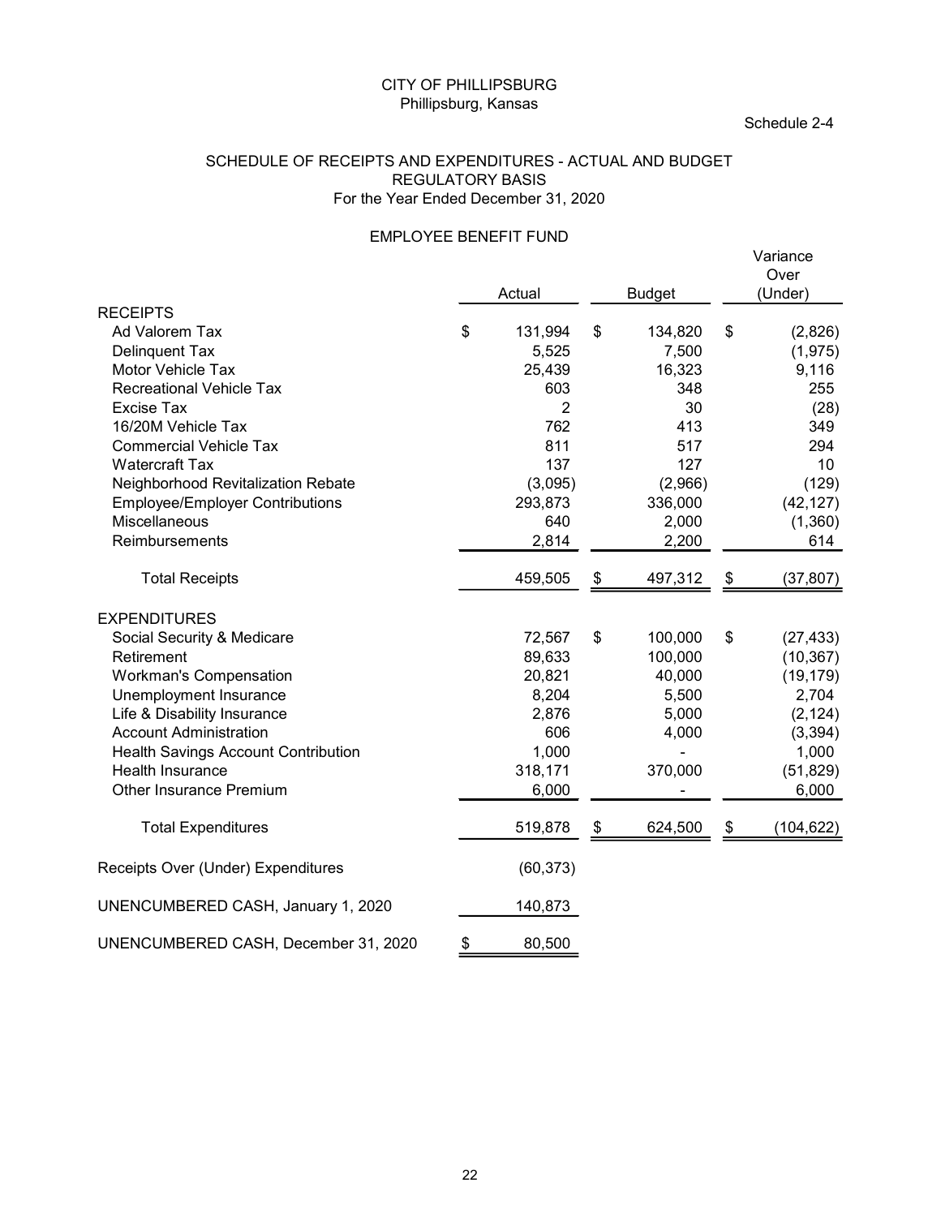CITY OF PHILLIPSBURG
Phillipsburg, Kansas

Schedule 2-4

SCHEDULE OF RECEIPTS AND EXPENDITURES - ACTUAL AND BUDGET
REGULATORY BASIS
For the Year Ended December 31, 2020

EMPLOYEE BENEFIT FUND

| | Actual | Budget | Variance Over (Under) |
|---|---|---|---|
| RECEIPTS | | | |
| Ad Valorem Tax | $ 131,994 | $ 134,820 | $ (2,826) |
| Delinquent Tax | 5,525 | 7,500 | (1,975) |
| Motor Vehicle Tax | 25,439 | 16,323 | 9,116 |
| Recreational Vehicle Tax | 603 | 348 | 255 |
| Excise Tax | 2 | 30 | (28) |
| 16/20M Vehicle Tax | 762 | 413 | 349 |
| Commercial Vehicle Tax | 811 | 517 | 294 |
| Watercraft Tax | 137 | 127 | 10 |
| Neighborhood Revitalization Rebate | (3,095) | (2,966) | (129) |
| Employee/Employer Contributions | 293,873 | 336,000 | (42,127) |
| Miscellaneous | 640 | 2,000 | (1,360) |
| Reimbursements | 2,814 | 2,200 | 614 |
| Total Receipts | 459,505 | $ 497,312 | $ (37,807) |
| EXPENDITURES | | | |
| Social Security & Medicare | 72,567 | $ 100,000 | $ (27,433) |
| Retirement | 89,633 | 100,000 | (10,367) |
| Workman's Compensation | 20,821 | 40,000 | (19,179) |
| Unemployment Insurance | 8,204 | 5,500 | 2,704 |
| Life & Disability Insurance | 2,876 | 5,000 | (2,124) |
| Account Administration | 606 | 4,000 | (3,394) |
| Health Savings Account Contribution | 1,000 | - | 1,000 |
| Health Insurance | 318,171 | 370,000 | (51,829) |
| Other Insurance Premium | 6,000 | - | 6,000 |
| Total Expenditures | 519,878 | $ 624,500 | $ (104,622) |
| Receipts Over (Under) Expenditures | (60,373) | | |
| UNENCUMBERED CASH, January 1, 2020 | 140,873 | | |
| UNENCUMBERED CASH, December 31, 2020 | $ 80,500 | | |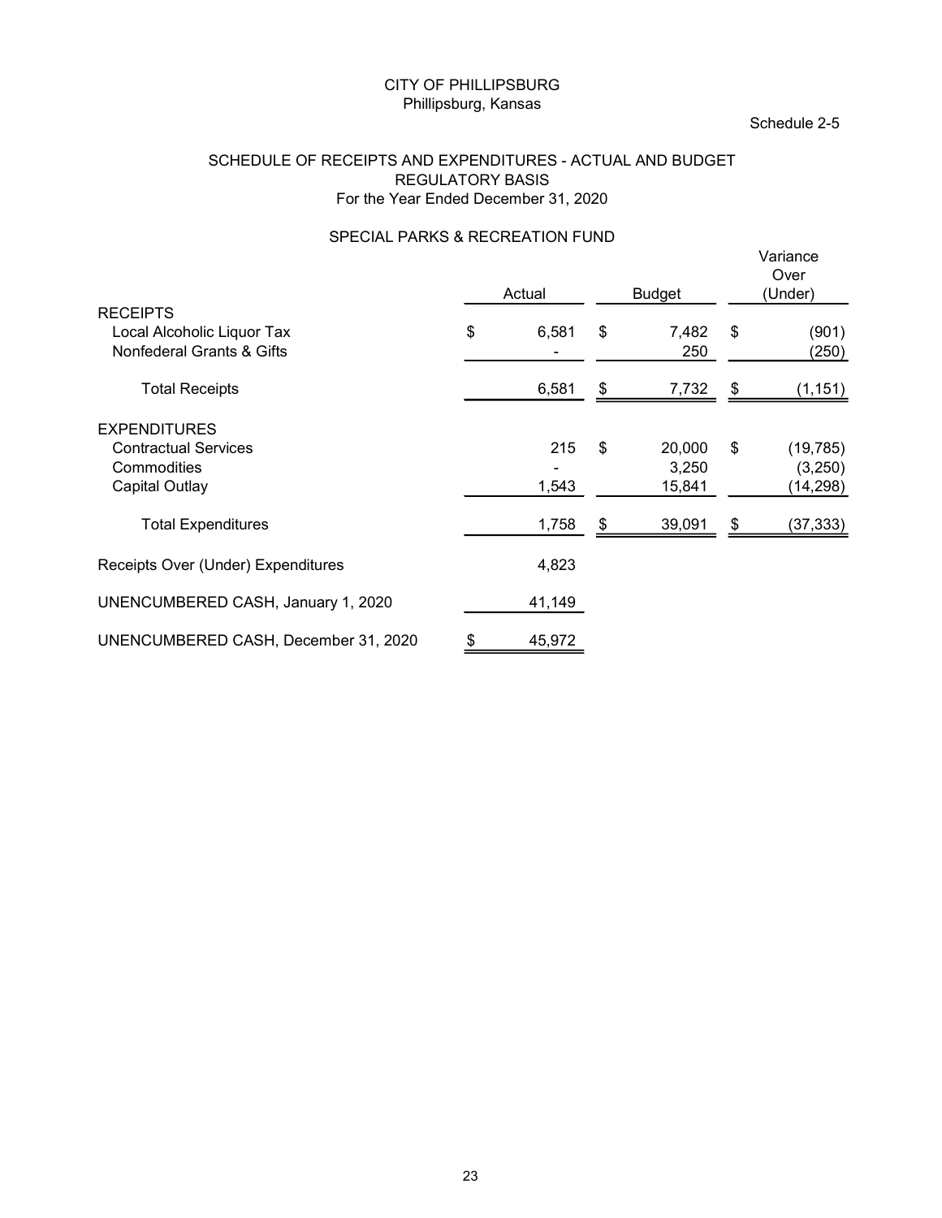CITY OF PHILLIPSBURG
Phillipsburg, Kansas

Schedule 2-5

## SCHEDULE OF RECEIPTS AND EXPENDITURES - ACTUAL AND BUDGET
### REGULATORY BASIS
For the Year Ended December 31, 2020

### SPECIAL PARKS & RECREATION FUND

| | Actual | Budget | Variance Over (Under) |
|---|---|---|---|
| **RECEIPTS** | | | |
| Local Alcoholic Liquor Tax | $ 6,581 | $ 7,482 | $ (901) |
| Nonfederal Grants & Gifts | - | 250 | (250) |
| Total Receipts | 6,581 | $ 7,732 | $ (1,151) |
| **EXPENDITURES** | | | |
| Contractual Services | 215 | $ 20,000 | $ (19,785) |
| Commodities | - | 3,250 | (3,250) |
| Capital Outlay | 1,543 | 15,841 | (14,298) |
| Total Expenditures | 1,758 | $ 39,091 | $ (37,333) |
| Receipts Over (Under) Expenditures | 4,823 | | |
| UNENCUMBERED CASH, January 1, 2020 | 41,149 | | |
| UNENCUMBERED CASH, December 31, 2020 | $ 45,972 | | |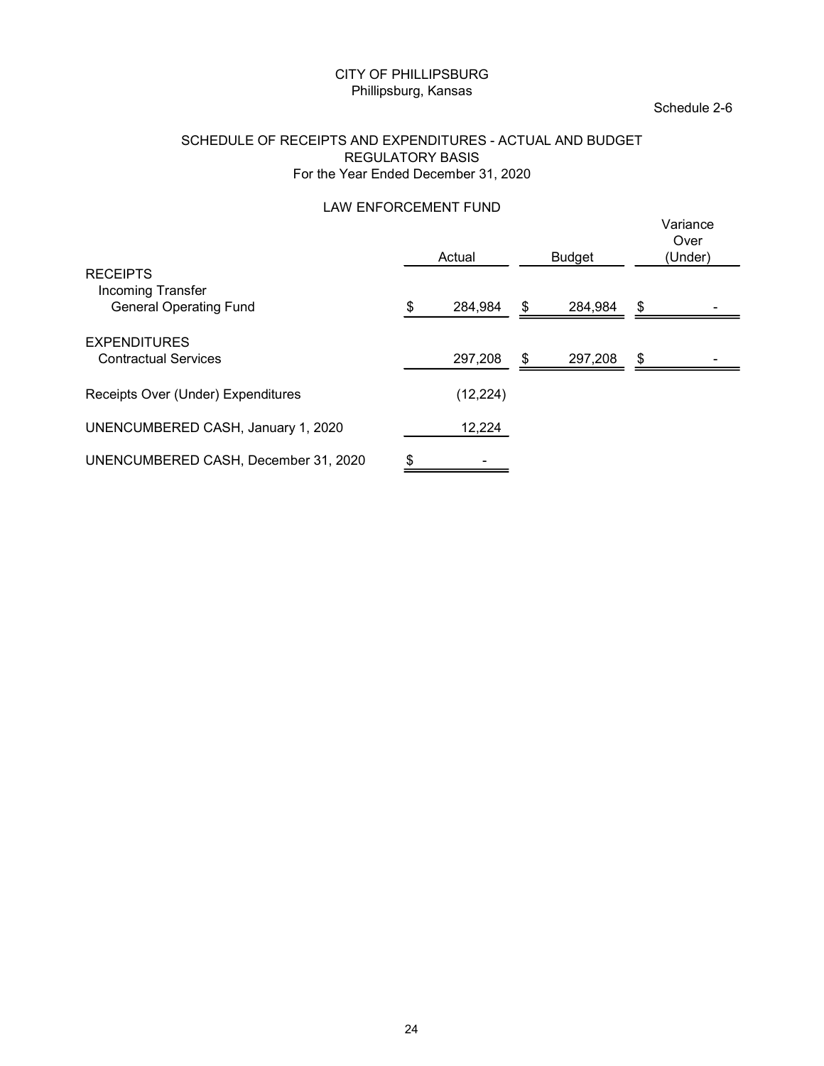CITY OF PHILLIPSBURG
Phillipsburg, Kansas

Schedule 2-6

## SCHEDULE OF RECEIPTS AND EXPENDITURES - ACTUAL AND BUDGET
## REGULATORY BASIS
### For the Year Ended December 31, 2020

### LAW ENFORCEMENT FUND

| | Actual | Budget | Variance Over (Under) |
|---|---|---|---|
| **RECEIPTS** | | | |
| Incoming Transfer | | | |
| General Operating Fund | $ 284,984 | $ 284,984 | $ - |
| **EXPENDITURES** | | | |
| Contractual Services | 297,208 | $ 297,208 | $ - |
| Receipts Over (Under) Expenditures | (12,224) | | |
| UNENCUMBERED CASH, January 1, 2020 | 12,224 | | |
| UNENCUMBERED CASH, December 31, 2020 | $ - | | |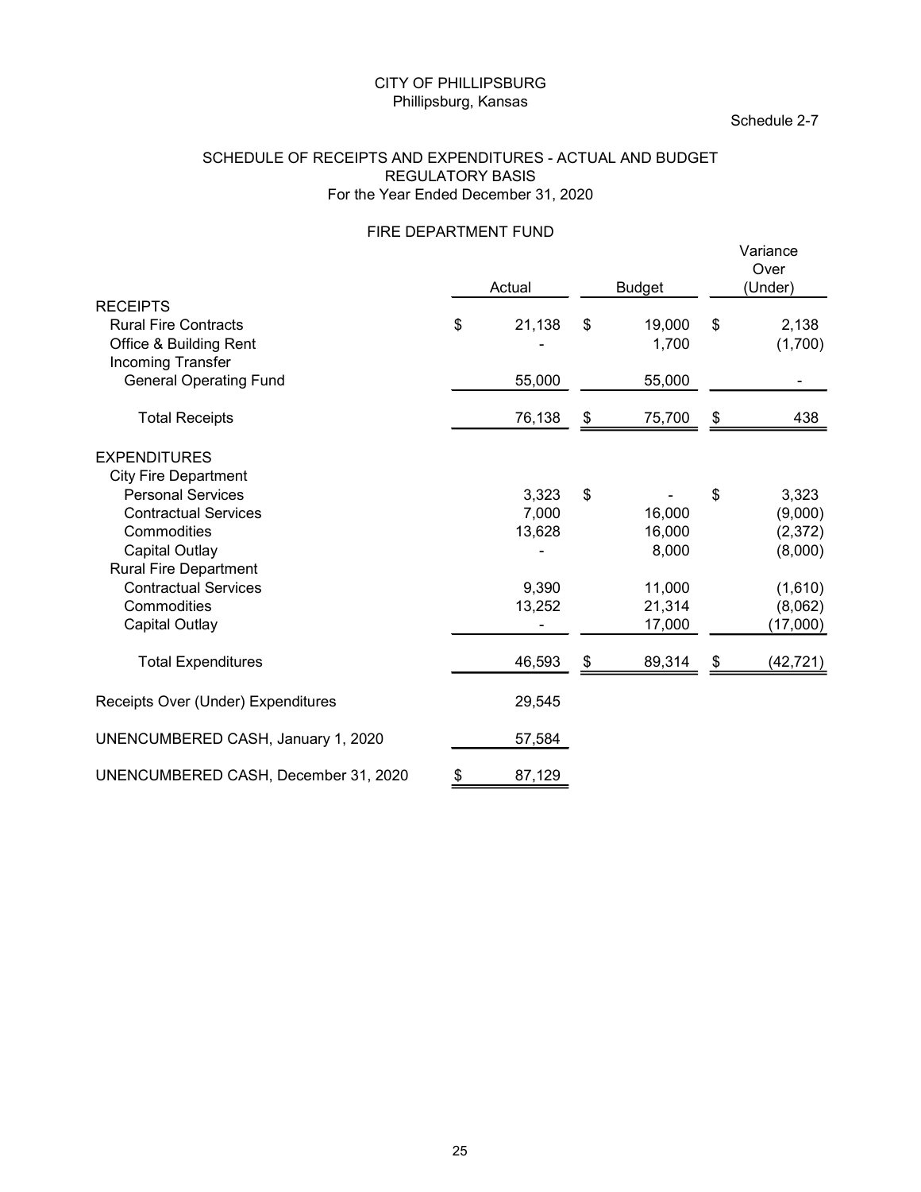CITY OF PHILLIPSBURG
Phillipsburg, Kansas

Schedule 2-7

## SCHEDULE OF RECEIPTS AND EXPENDITURES - ACTUAL AND BUDGET
## REGULATORY BASIS
### For the Year Ended December 31, 2020

### FIRE DEPARTMENT FUND

| | Actual | Budget | Variance Over (Under) |
|---|---|---|---|
| **RECEIPTS** | | | |
| Rural Fire Contracts | $ 21,138 | $ 19,000 | $ 2,138 |
| Office & Building Rent | - | 1,700 | (1,700) |
| Incoming Transfer | | | |
| General Operating Fund | 55,000 | 55,000 | - |
| Total Receipts | 76,138 | $ 75,700 | $ 438 |
| **EXPENDITURES** | | | |
| City Fire Department | | | |
| Personal Services | 3,323 | $ - | $ 3,323 |
| Contractual Services | 7,000 | 16,000 | (9,000) |
| Commodities | 13,628 | 16,000 | (2,372) |
| Capital Outlay | - | 8,000 | (8,000) |
| Rural Fire Department | | | |
| Contractual Services | 9,390 | 11,000 | (1,610) |
| Commodities | 13,252 | 21,314 | (8,062) |
| Capital Outlay | - | 17,000 | (17,000) |
| Total Expenditures | 46,593 | $ 89,314 | $ (42,721) |
| Receipts Over (Under) Expenditures | 29,545 | | |
| UNENCUMBERED CASH, January 1, 2020 | 57,584 | | |
| UNENCUMBERED CASH, December 31, 2020 | $ 87,129 | | |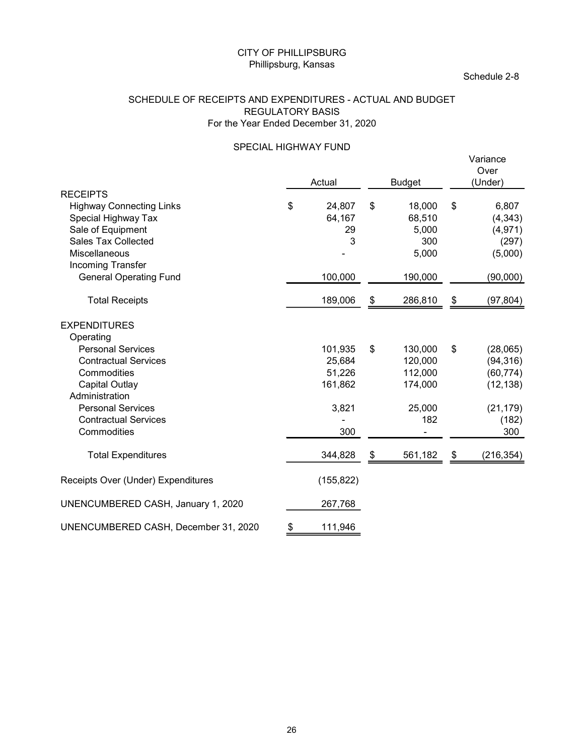CITY OF PHILLIPSBURG
Phillipsburg, Kansas

Schedule 2-8

## SCHEDULE OF RECEIPTS AND EXPENDITURES - ACTUAL AND BUDGET
## REGULATORY BASIS
### For the Year Ended December 31, 2020

### SPECIAL HIGHWAY FUND

| | Actual | Budget | Variance Over (Under) |
|---|---|---|---|
| **RECEIPTS** | | | |
| Highway Connecting Links | $ 24,807 | $ 18,000 | $ 6,807 |
| Special Highway Tax | 64,167 | 68,510 | (4,343) |
| Sale of Equipment | 29 | 5,000 | (4,971) |
| Sales Tax Collected | 3 | 300 | (297) |
| Miscellaneous | - | 5,000 | (5,000) |
| Incoming Transfer | | | |
| General Operating Fund | 100,000 | 190,000 | (90,000) |
| Total Receipts | 189,006 | $ 286,810 | $ (97,804) |
| **EXPENDITURES** | | | |
| Operating | | | |
| Personal Services | 101,935 | $ 130,000 | $ (28,065) |
| Contractual Services | 25,684 | 120,000 | (94,316) |
| Commodities | 51,226 | 112,000 | (60,774) |
| Capital Outlay | 161,862 | 174,000 | (12,138) |
| Administration | | | |
| Personal Services | 3,821 | 25,000 | (21,179) |
| Contractual Services | - | 182 | (182) |
| Commodities | 300 | - | 300 |
| Total Expenditures | 344,828 | $ 561,182 | $ (216,354) |
| Receipts Over (Under) Expenditures | (155,822) | | |
| UNENCUMBERED CASH, January 1, 2020 | 267,768 | | |
| UNENCUMBERED CASH, December 31, 2020 | $ 111,946 | | |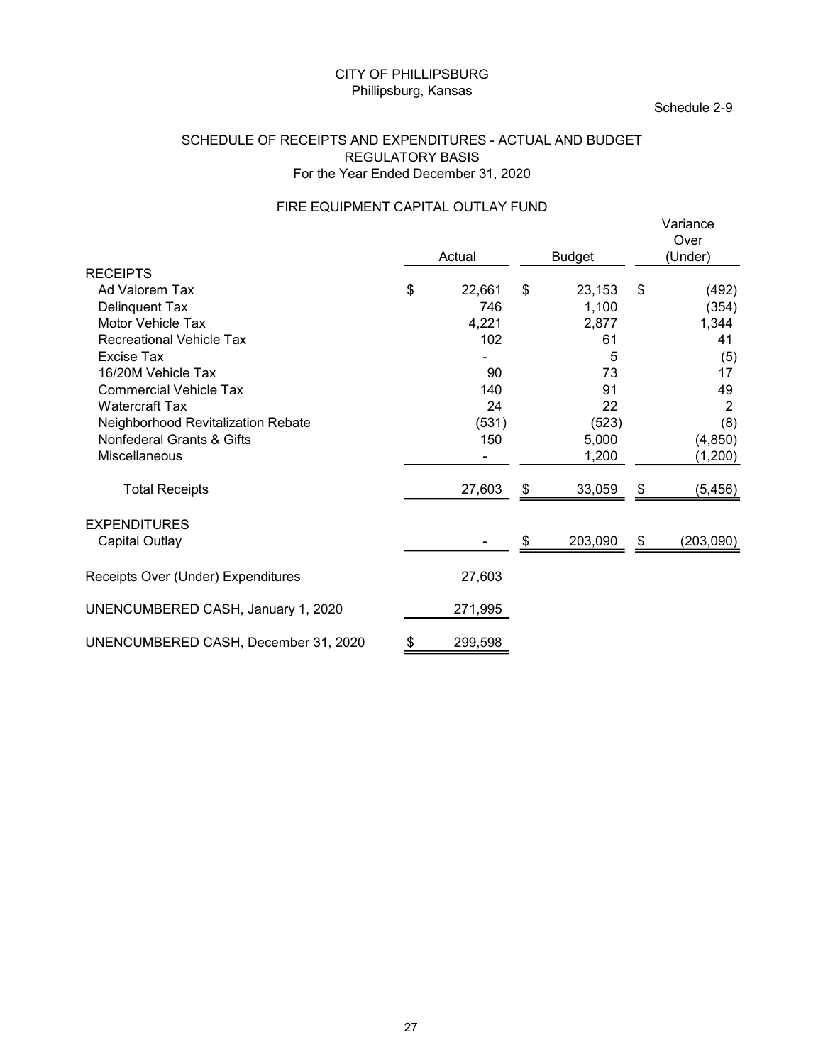CITY OF PHILLIPSBURG
Phillipsburg, Kansas

Schedule 2-9

SCHEDULE OF RECEIPTS AND EXPENDITURES - ACTUAL AND BUDGET
REGULATORY BASIS
For the Year Ended December 31, 2020

FIRE EQUIPMENT CAPITAL OUTLAY FUND

| | Actual | Budget | Variance Over (Under) |
|---|---|---|---|
| **RECEIPTS** | | | |
| Ad Valorem Tax | $ 22,661 | $ 23,153 | $ (492) |
| Delinquent Tax | 746 | 1,100 | (354) |
| Motor Vehicle Tax | 4,221 | 2,877 | 1,344 |
| Recreational Vehicle Tax | 102 | 61 | 41 |
| Excise Tax | - | 5 | (5) |
| 16/20M Vehicle Tax | 90 | 73 | 17 |
| Commercial Vehicle Tax | 140 | 91 | 49 |
| Watercraft Tax | 24 | 22 | 2 |
| Neighborhood Revitalization Rebate | (531) | (523) | (8) |
| Nonfederal Grants & Gifts | 150 | 5,000 | (4,850) |
| Miscellaneous | - | 1,200 | (1,200) |
| Total Receipts | 27,603 | $ 33,059 | $ (5,456) |
| **EXPENDITURES** | | | |
| Capital Outlay | - | $ 203,090 | $ (203,090) |
| Receipts Over (Under) Expenditures | 27,603 | | |
| UNENCUMBERED CASH, January 1, 2020 | 271,995 | | |
| UNENCUMBERED CASH, December 31, 2020 | $ 299,598 | | |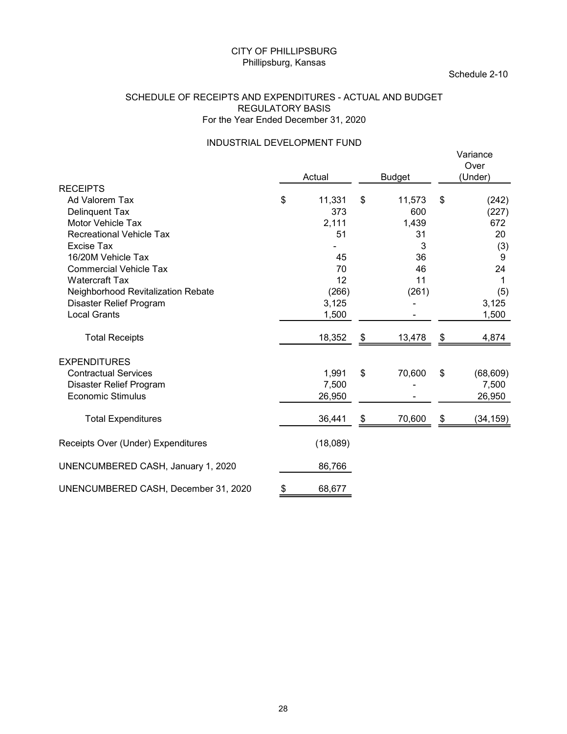CITY OF PHILLIPSBURG
Phillipsburg, Kansas

Schedule 2-10

SCHEDULE OF RECEIPTS AND EXPENDITURES - ACTUAL AND BUDGET
REGULATORY BASIS
For the Year Ended December 31, 2020

INDUSTRIAL DEVELOPMENT FUND

| | Actual | Budget | Variance Over (Under) |
|---|---|---|---|
| **RECEIPTS** | | | |
| Ad Valorem Tax | $ 11,331 | $ 11,573 | $ (242) |
| Delinquent Tax | 373 | 600 | (227) |
| Motor Vehicle Tax | 2,111 | 1,439 | 672 |
| Recreational Vehicle Tax | 51 | 31 | 20 |
| Excise Tax | - | 3 | (3) |
| 16/20M Vehicle Tax | 45 | 36 | 9 |
| Commercial Vehicle Tax | 70 | 46 | 24 |
| Watercraft Tax | 12 | 11 | 1 |
| Neighborhood Revitalization Rebate | (266) | (261) | (5) |
| Disaster Relief Program | 3,125 | - | 3,125 |
| Local Grants | 1,500 | - | 1,500 |
| Total Receipts | 18,352 | $ 13,478 | $ 4,874 |
| **EXPENDITURES** | | | |
| Contractual Services | 1,991 | $ 70,600 | $ (68,609) |
| Disaster Relief Program | 7,500 | - | 7,500 |
| Economic Stimulus | 26,950 | - | 26,950 |
| Total Expenditures | 36,441 | $ 70,600 | $ (34,159) |
| Receipts Over (Under) Expenditures | (18,089) | | |
| UNENCUMBERED CASH, January 1, 2020 | 86,766 | | |
| UNENCUMBERED CASH, December 31, 2020 | $ 68,677 | | |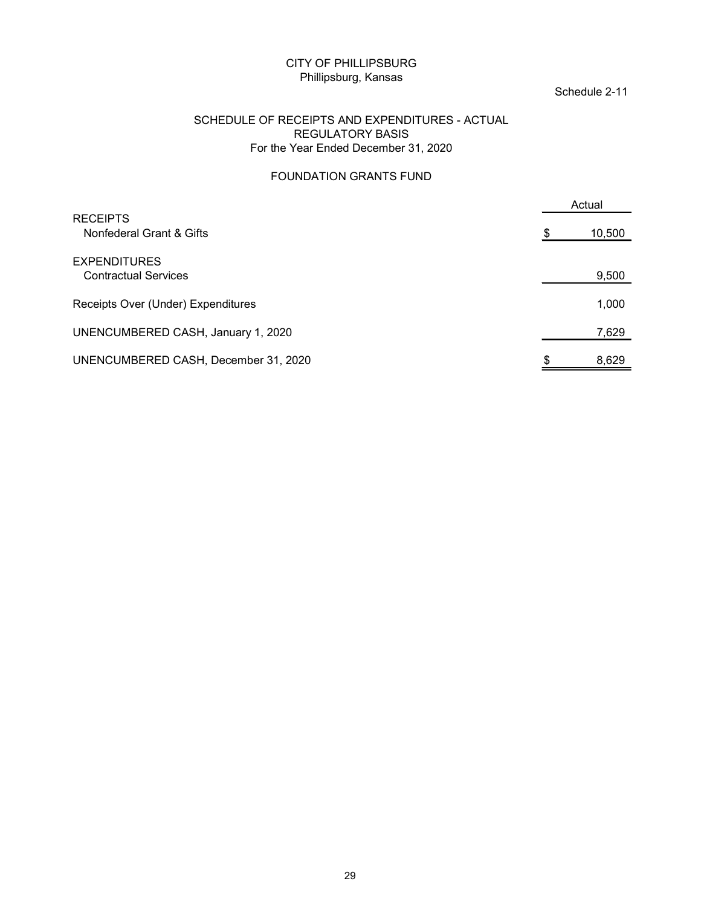CITY OF PHILLIPSBURG
Phillipsburg, Kansas

Schedule 2-11

SCHEDULE OF RECEIPTS AND EXPENDITURES - ACTUAL
REGULATORY BASIS
For the Year Ended December 31, 2020

FOUNDATION GRANTS FUND

| | Actual |
|---|---|
| **RECEIPTS** | |
| Nonfederal Grant & Gifts | $ 10,500 |
| **EXPENDITURES** | |
| Contractual Services | 9,500 |
| Receipts Over (Under) Expenditures | 1,000 |
| UNENCUMBERED CASH, January 1, 2020 | 7,629 |
| UNENCUMBERED CASH, December 31, 2020 | $ 8,629 |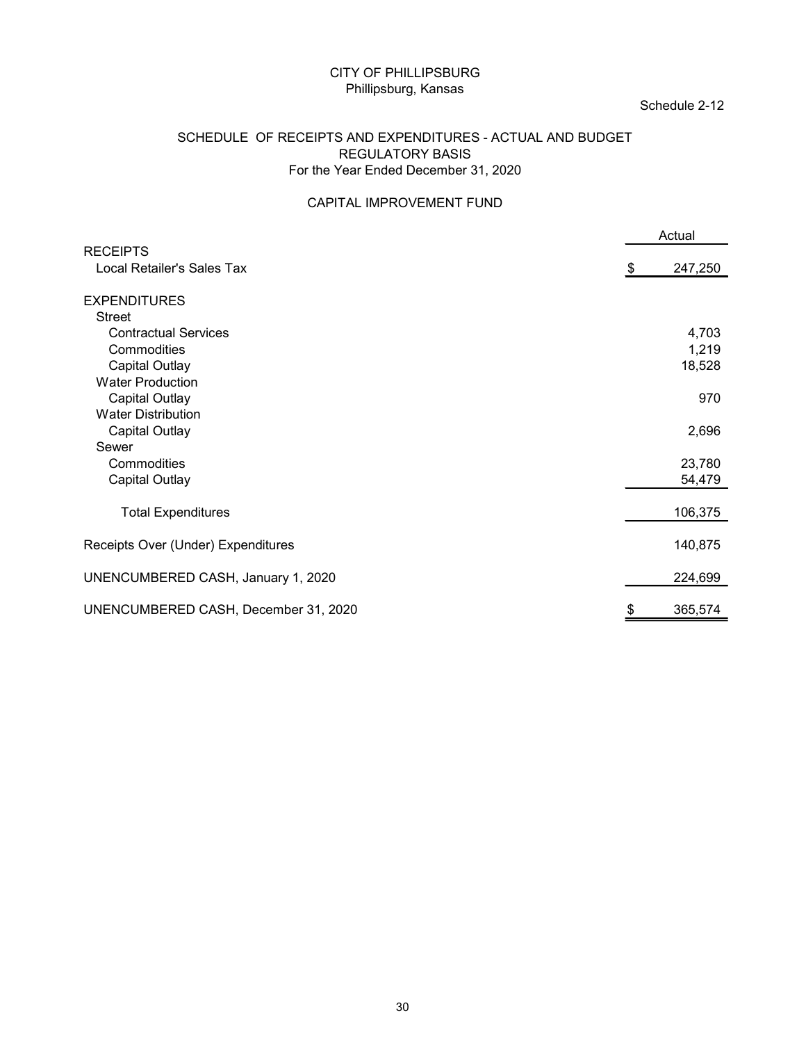CITY OF PHILLIPSBURG
Phillipsburg, Kansas

Schedule 2-12

SCHEDULE OF RECEIPTS AND EXPENDITURES - ACTUAL AND BUDGET
REGULATORY BASIS
For the Year Ended December 31, 2020

CAPITAL IMPROVEMENT FUND

| | Actual |
|---|---|
| **RECEIPTS** | |
| Local Retailer's Sales Tax | $ 247,250 |
| **EXPENDITURES** | |
| Street | |
| Contractual Services | 4,703 |
| Commodities | 1,219 |
| Capital Outlay | 18,528 |
| Water Production | |
| Capital Outlay | 970 |
| Water Distribution | |
| Capital Outlay | 2,696 |
| Sewer | |
| Commodities | 23,780 |
| Capital Outlay | 54,479 |
| Total Expenditures | 106,375 |
| Receipts Over (Under) Expenditures | 140,875 |
| UNENCUMBERED CASH, January 1, 2020 | 224,699 |
| UNENCUMBERED CASH, December 31, 2020 | $ 365,574 |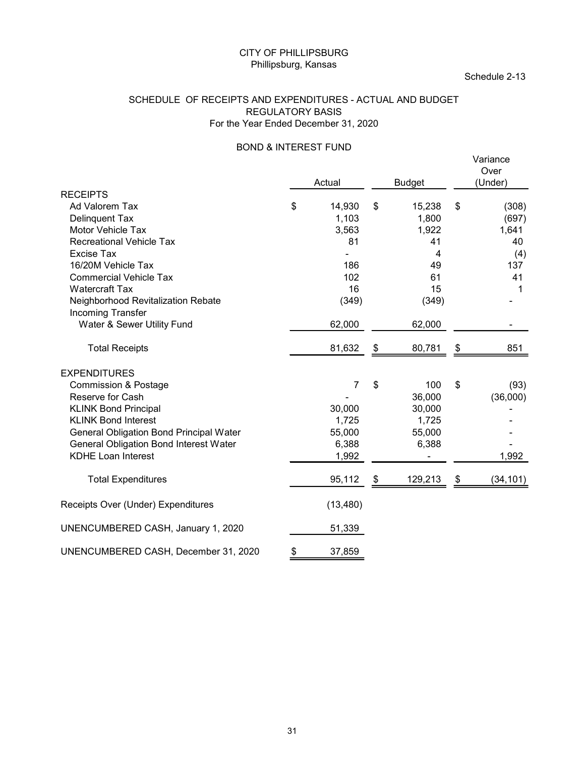CITY OF PHILLIPSBURG
Phillipsburg, Kansas

Schedule 2-13

SCHEDULE OF RECEIPTS AND EXPENDITURES - ACTUAL AND BUDGET
REGULATORY BASIS
For the Year Ended December 31, 2020

BOND & INTEREST FUND

| | Actual | Budget | Variance Over (Under) |
|---|---|---|---|
| **RECEIPTS** | | | |
| Ad Valorem Tax | $ 14,930 | $ 15,238 | $ (308) |
| Delinquent Tax | 1,103 | 1,800 | (697) |
| Motor Vehicle Tax | 3,563 | 1,922 | 1,641 |
| Recreational Vehicle Tax | 81 | 41 | 40 |
| Excise Tax | - | 4 | (4) |
| 16/20M Vehicle Tax | 186 | 49 | 137 |
| Commercial Vehicle Tax | 102 | 61 | 41 |
| Watercraft Tax | 16 | 15 | 1 |
| Neighborhood Revitalization Rebate | (349) | (349) | - |
| Incoming Transfer | | | |
| Water & Sewer Utility Fund | 62,000 | 62,000 | - |
| Total Receipts | 81,632 | $ 80,781 | $ 851 |
| **EXPENDITURES** | | | |
| Commission & Postage | 7 | $ 100 | $ (93) |
| Reserve for Cash | - | 36,000 | (36,000) |
| KLINK Bond Principal | 30,000 | 30,000 | - |
| KLINK Bond Interest | 1,725 | 1,725 | - |
| General Obligation Bond Principal Water | 55,000 | 55,000 | - |
| General Obligation Bond Interest Water | 6,388 | 6,388 | - |
| KDHE Loan Interest | 1,992 | - | 1,992 |
| Total Expenditures | 95,112 | $ 129,213 | $ (34,101) |
| Receipts Over (Under) Expenditures | (13,480) | | |
| UNENCUMBERED CASH, January 1, 2020 | 51,339 | | |
| UNENCUMBERED CASH, December 31, 2020 | $ 37,859 | | |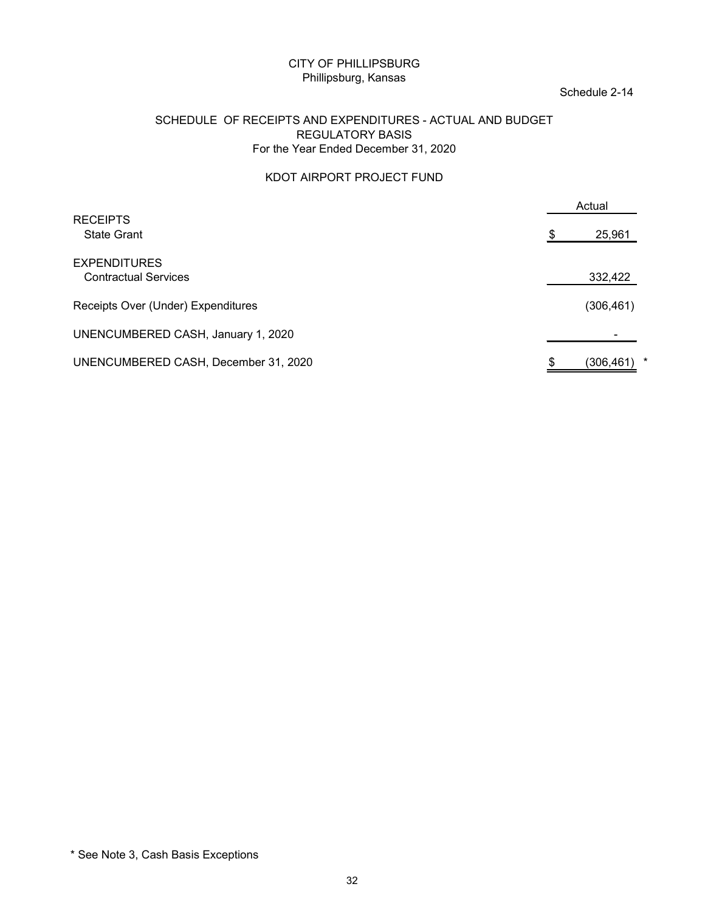CITY OF PHILLIPSBURG
Phillipsburg, Kansas

Schedule 2-14

## SCHEDULE OF RECEIPTS AND EXPENDITURES - ACTUAL AND BUDGET
## REGULATORY BASIS
For the Year Ended December 31, 2020

### KDOT AIRPORT PROJECT FUND

| | Actual |
|---|---|
| **RECEIPTS** | |
| State Grant | $ 25,961 |
| **EXPENDITURES** | |
| Contractual Services | 332,422 |
| Receipts Over (Under) Expenditures | (306,461) |
| UNENCUMBERED CASH, January 1, 2020 | - |
| UNENCUMBERED CASH, December 31, 2020 | $ (306,461) * |

* See Note 3, Cash Basis Exceptions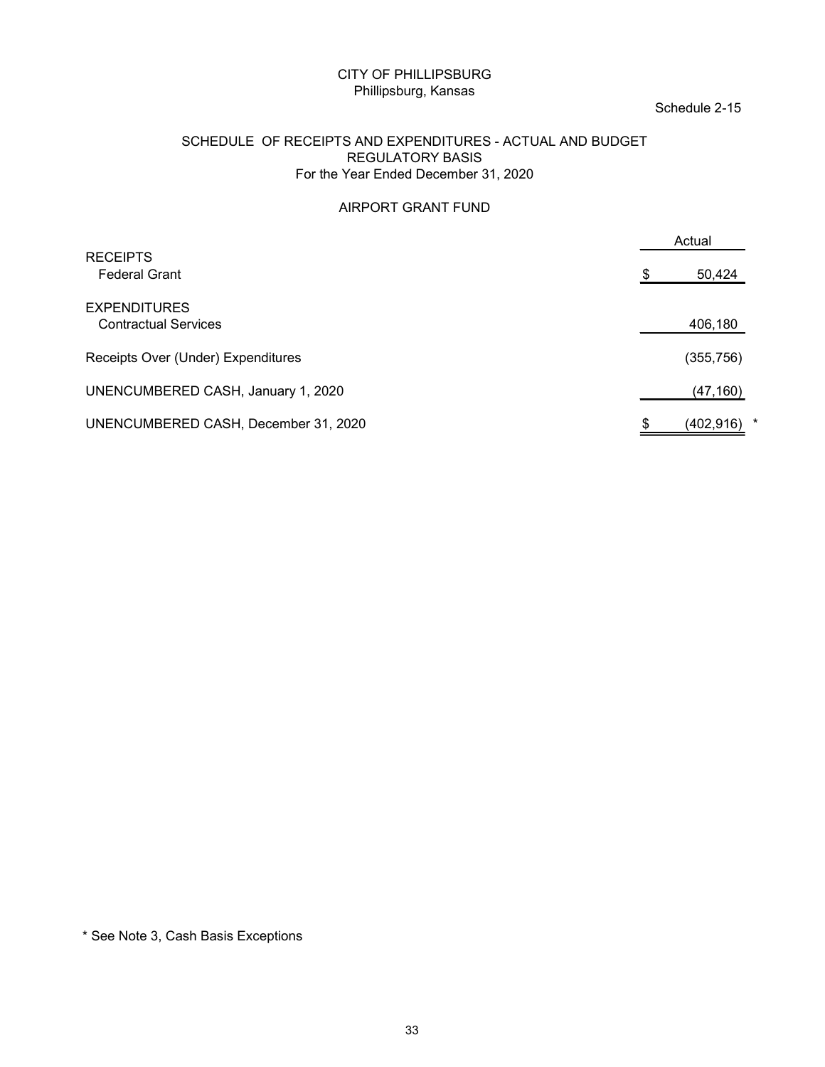CITY OF PHILLIPSBURG
Phillipsburg, Kansas

Schedule 2-15

SCHEDULE OF RECEIPTS AND EXPENDITURES - ACTUAL AND BUDGET
REGULATORY BASIS
For the Year Ended December 31, 2020

AIRPORT GRANT FUND

| | Actual |
|---|---|
| **RECEIPTS** | |
| Federal Grant | $ 50,424 |
| **EXPENDITURES** | |
| Contractual Services | 406,180 |
| Receipts Over (Under) Expenditures | (355,756) |
| UNENCUMBERED CASH, January 1, 2020 | (47,160) |
| UNENCUMBERED CASH, December 31, 2020 | $ (402,916) * |

* See Note 3, Cash Basis Exceptions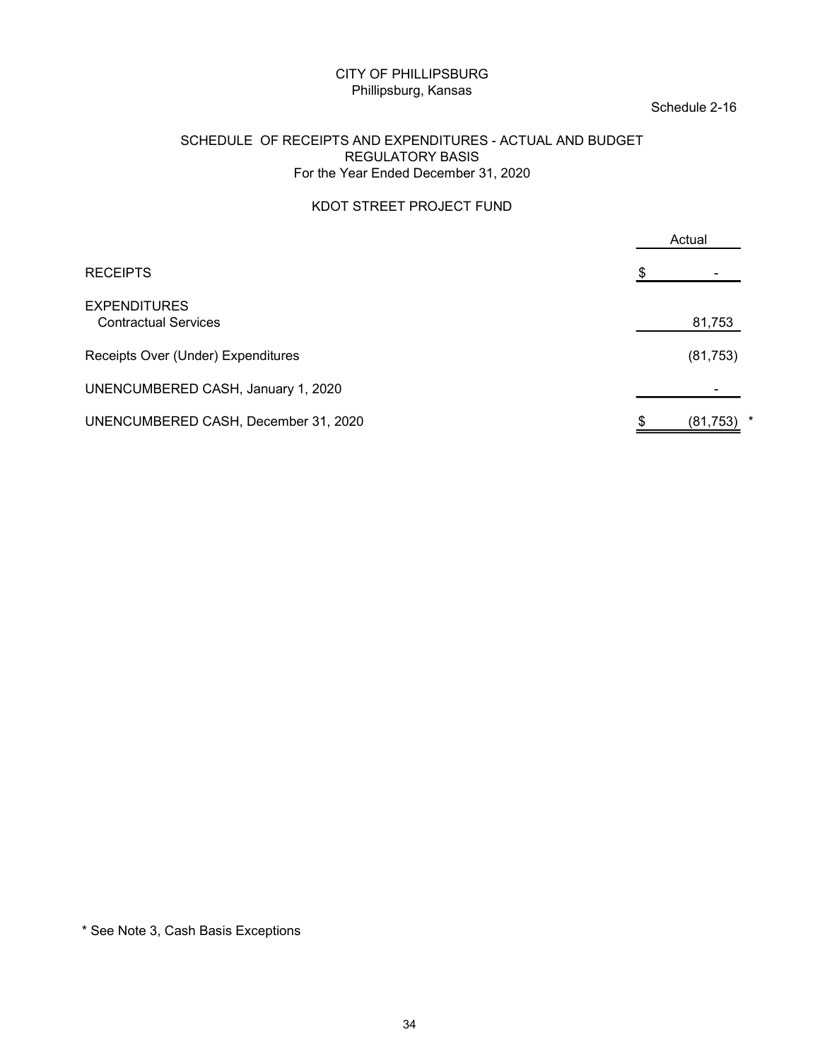CITY OF PHILLIPSBURG
Phillipsburg, Kansas

Schedule 2-16

SCHEDULE OF RECEIPTS AND EXPENDITURES - ACTUAL AND BUDGET
REGULATORY BASIS
For the Year Ended December 31, 2020

KDOT STREET PROJECT FUND

| | Actual |
|---|---|
| RECEIPTS | $ - |
| EXPENDITURES | |
| Contractual Services | 81,753 |
| Receipts Over (Under) Expenditures | (81,753) |
| UNENCUMBERED CASH, January 1, 2020 | - |
| UNENCUMBERED CASH, December 31, 2020 | $ (81,753) * |

* See Note 3, Cash Basis Exceptions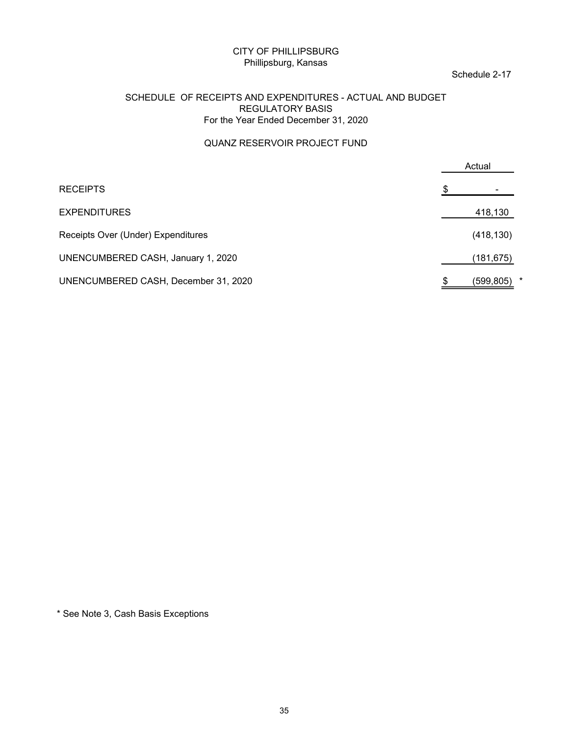CITY OF PHILLIPSBURG
Phillipsburg, Kansas

Schedule 2-17

SCHEDULE OF RECEIPTS AND EXPENDITURES - ACTUAL AND BUDGET
REGULATORY BASIS
For the Year Ended December 31, 2020

QUANZ RESERVOIR PROJECT FUND

| | Actual |
|---|---|
| RECEIPTS | $ - |
| EXPENDITURES | 418,130 |
| Receipts Over (Under) Expenditures | (418,130) |
| UNENCUMBERED CASH, January 1, 2020 | (181,675) |
| UNENCUMBERED CASH, December 31, 2020 | $ (599,805) * |

\* See Note 3, Cash Basis Exceptions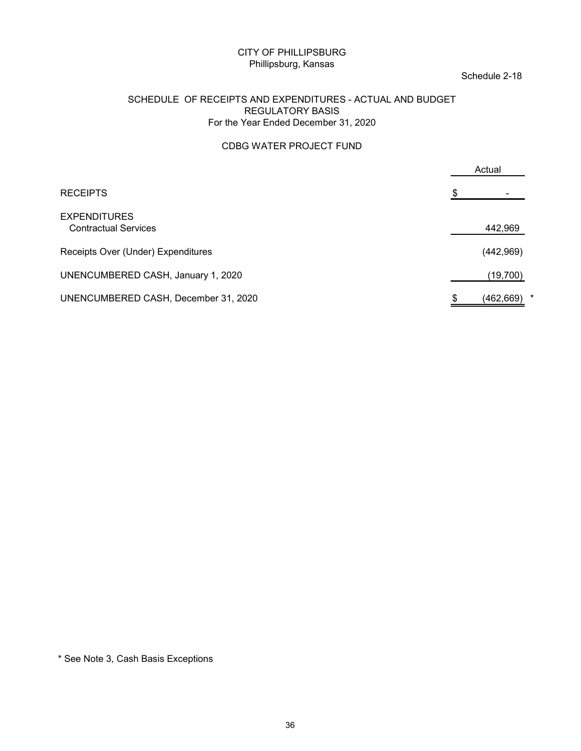CITY OF PHILLIPSBURG
Phillipsburg, Kansas

Schedule 2-18

SCHEDULE OF RECEIPTS AND EXPENDITURES - ACTUAL AND BUDGET
REGULATORY BASIS
For the Year Ended December 31, 2020

CDBG WATER PROJECT FUND

| | Actual |
|---|---|
| RECEIPTS | $ - |
| EXPENDITURES | |
| Contractual Services | 442,969 |
| Receipts Over (Under) Expenditures | (442,969) |
| UNENCUMBERED CASH, January 1, 2020 | (19,700) |
| UNENCUMBERED CASH, December 31, 2020 | $ (462,669) * |

* See Note 3, Cash Basis Exceptions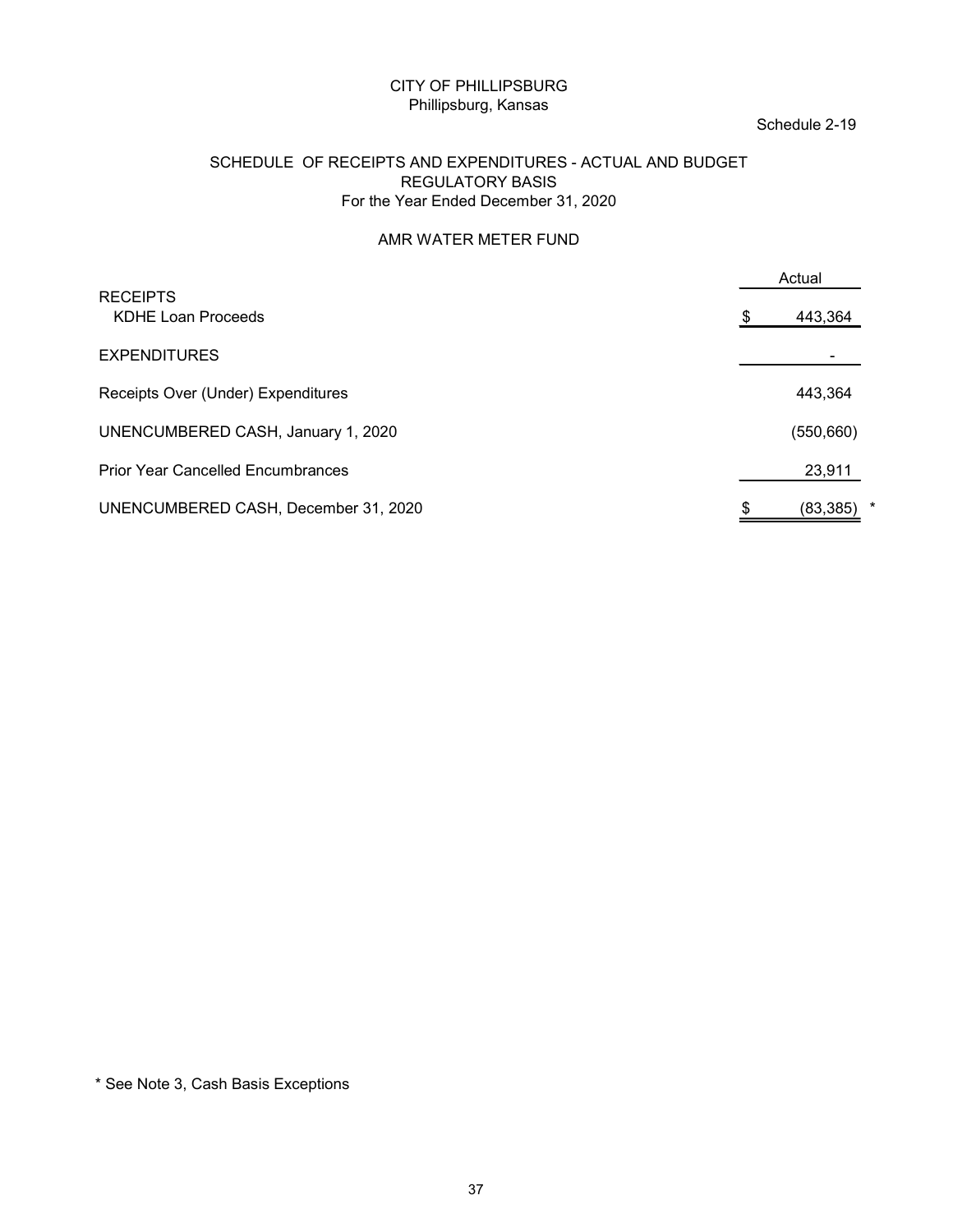CITY OF PHILLIPSBURG
Phillipsburg, Kansas

Schedule 2-19

SCHEDULE OF RECEIPTS AND EXPENDITURES - ACTUAL AND BUDGET
REGULATORY BASIS
For the Year Ended December 31, 2020

AMR WATER METER FUND

| | Actual |
|---|---|
| RECEIPTS | |
| KDHE Loan Proceeds | $ 443,364 |
| EXPENDITURES | - |
| Receipts Over (Under) Expenditures | 443,364 |
| UNENCUMBERED CASH, January 1, 2020 | (550,660) |
| Prior Year Cancelled Encumbrances | 23,911 |
| UNENCUMBERED CASH, December 31, 2020 | $ (83,385) * |

* See Note 3, Cash Basis Exceptions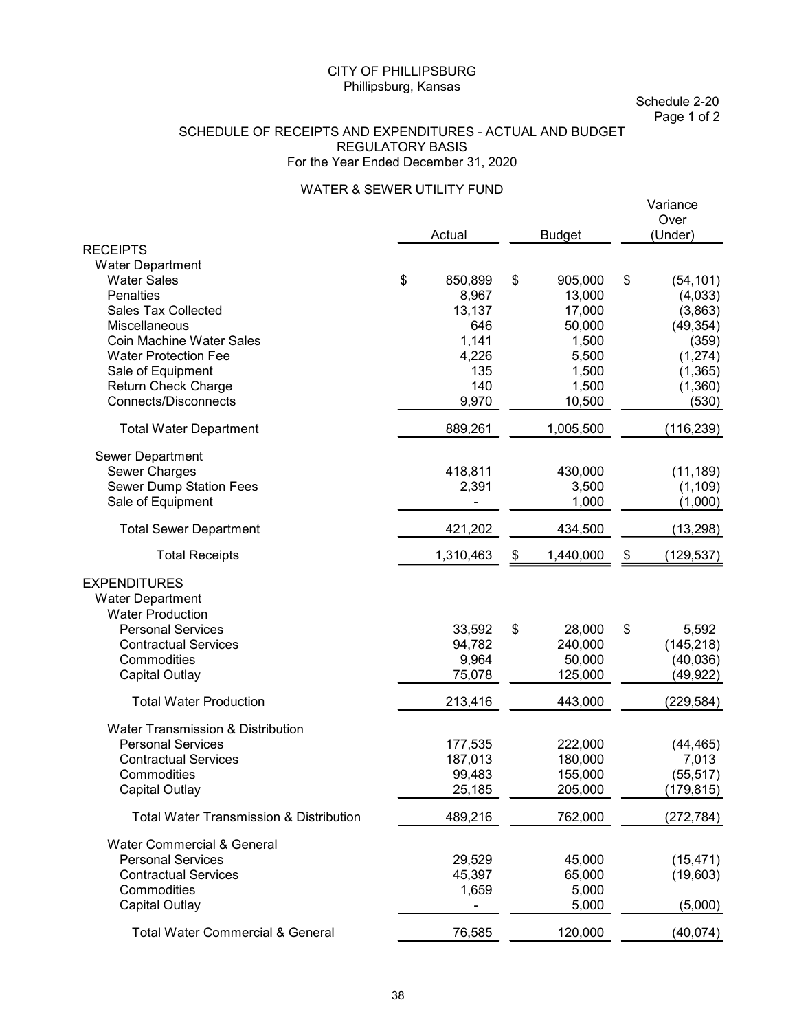CITY OF PHILLIPSBURG
Phillipsburg, Kansas

Schedule 2-20
Page 1 of 2

SCHEDULE OF RECEIPTS AND EXPENDITURES - ACTUAL AND BUDGET
REGULATORY BASIS
For the Year Ended December 31, 2020

WATER & SEWER UTILITY FUND

| | Actual | Budget | Variance Over (Under) |
|---|---|---|---|
| **RECEIPTS** | | | |
| Water Department | | | |
| Water Sales | $ 850,899 | $ 905,000 | $ (54,101) |
| Penalties | 8,967 | 13,000 | (4,033) |
| Sales Tax Collected | 13,137 | 17,000 | (3,863) |
| Miscellaneous | 646 | 50,000 | (49,354) |
| Coin Machine Water Sales | 1,141 | 1,500 | (359) |
| Water Protection Fee | 4,226 | 5,500 | (1,274) |
| Sale of Equipment | 135 | 1,500 | (1,365) |
| Return Check Charge | 140 | 1,500 | (1,360) |
| Connects/Disconnects | 9,970 | 10,500 | (530) |
| Total Water Department | 889,261 | 1,005,500 | (116,239) |
| Sewer Department | | | |
| Sewer Charges | 418,811 | 430,000 | (11,189) |
| Sewer Dump Station Fees | 2,391 | 3,500 | (1,109) |
| Sale of Equipment | - | 1,000 | (1,000) |
| Total Sewer Department | 421,202 | 434,500 | (13,298) |
| Total Receipts | 1,310,463 | $ 1,440,000 | $ (129,537) |
| **EXPENDITURES** | | | |
| Water Department | | | |
| Water Production | | | |
| Personal Services | 33,592 | $ 28,000 | $ 5,592 |
| Contractual Services | 94,782 | 240,000 | (145,218) |
| Commodities | 9,964 | 50,000 | (40,036) |
| Capital Outlay | 75,078 | 125,000 | (49,922) |
| Total Water Production | 213,416 | 443,000 | (229,584) |
| Water Transmission & Distribution | | | |
| Personal Services | 177,535 | 222,000 | (44,465) |
| Contractual Services | 187,013 | 180,000 | 7,013 |
| Commodities | 99,483 | 155,000 | (55,517) |
| Capital Outlay | 25,185 | 205,000 | (179,815) |
| Total Water Transmission & Distribution | 489,216 | 762,000 | (272,784) |
| Water Commercial & General | | | |
| Personal Services | 29,529 | 45,000 | (15,471) |
| Contractual Services | 45,397 | 65,000 | (19,603) |
| Commodities | 1,659 | 5,000 | |
| Capital Outlay | - | 5,000 | (5,000) |
| Total Water Commercial & General | 76,585 | 120,000 | (40,074) |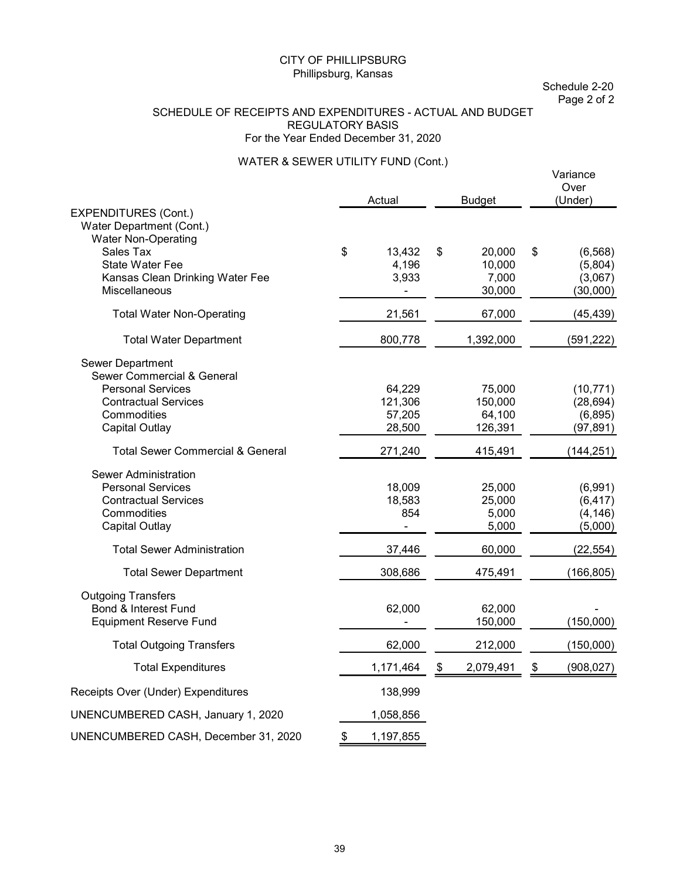CITY OF PHILLIPSBURG
Phillipsburg, Kansas

Schedule 2-20
Page 2 of 2

SCHEDULE OF RECEIPTS AND EXPENDITURES - ACTUAL AND BUDGET
REGULATORY BASIS
For the Year Ended December 31, 2020

WATER & SEWER UTILITY FUND (Cont.)

| | Actual | Budget | Variance Over (Under) |
|---|---|---|---|
| EXPENDITURES (Cont.) | | | |
| Water Department (Cont.) | | | |
| Water Non-Operating | | | |
| Sales Tax | $ 13,432 | $ 20,000 | $ (6,568) |
| State Water Fee | 4,196 | 10,000 | (5,804) |
| Kansas Clean Drinking Water Fee | 3,933 | 7,000 | (3,067) |
| Miscellaneous | - | 30,000 | (30,000) |
| Total Water Non-Operating | 21,561 | 67,000 | (45,439) |
| Total Water Department | 800,778 | 1,392,000 | (591,222) |
| Sewer Department | | | |
| Sewer Commercial & General | | | |
| Personal Services | 64,229 | 75,000 | (10,771) |
| Contractual Services | 121,306 | 150,000 | (28,694) |
| Commodities | 57,205 | 64,100 | (6,895) |
| Capital Outlay | 28,500 | 126,391 | (97,891) |
| Total Sewer Commercial & General | 271,240 | 415,491 | (144,251) |
| Sewer Administration | | | |
| Personal Services | 18,009 | 25,000 | (6,991) |
| Contractual Services | 18,583 | 25,000 | (6,417) |
| Commodities | 854 | 5,000 | (4,146) |
| Capital Outlay | - | 5,000 | (5,000) |
| Total Sewer Administration | 37,446 | 60,000 | (22,554) |
| Total Sewer Department | 308,686 | 475,491 | (166,805) |
| Outgoing Transfers | | | |
| Bond & Interest Fund | 62,000 | 62,000 | - |
| Equipment Reserve Fund | - | 150,000 | (150,000) |
| Total Outgoing Transfers | 62,000 | 212,000 | (150,000) |
| Total Expenditures | 1,171,464 | $ 2,079,491 | $ (908,027) |
| Receipts Over (Under) Expenditures | 138,999 | | |
| UNENCUMBERED CASH, January 1, 2020 | 1,058,856 | | |
| UNENCUMBERED CASH, December 31, 2020 | $ 1,197,855 | | |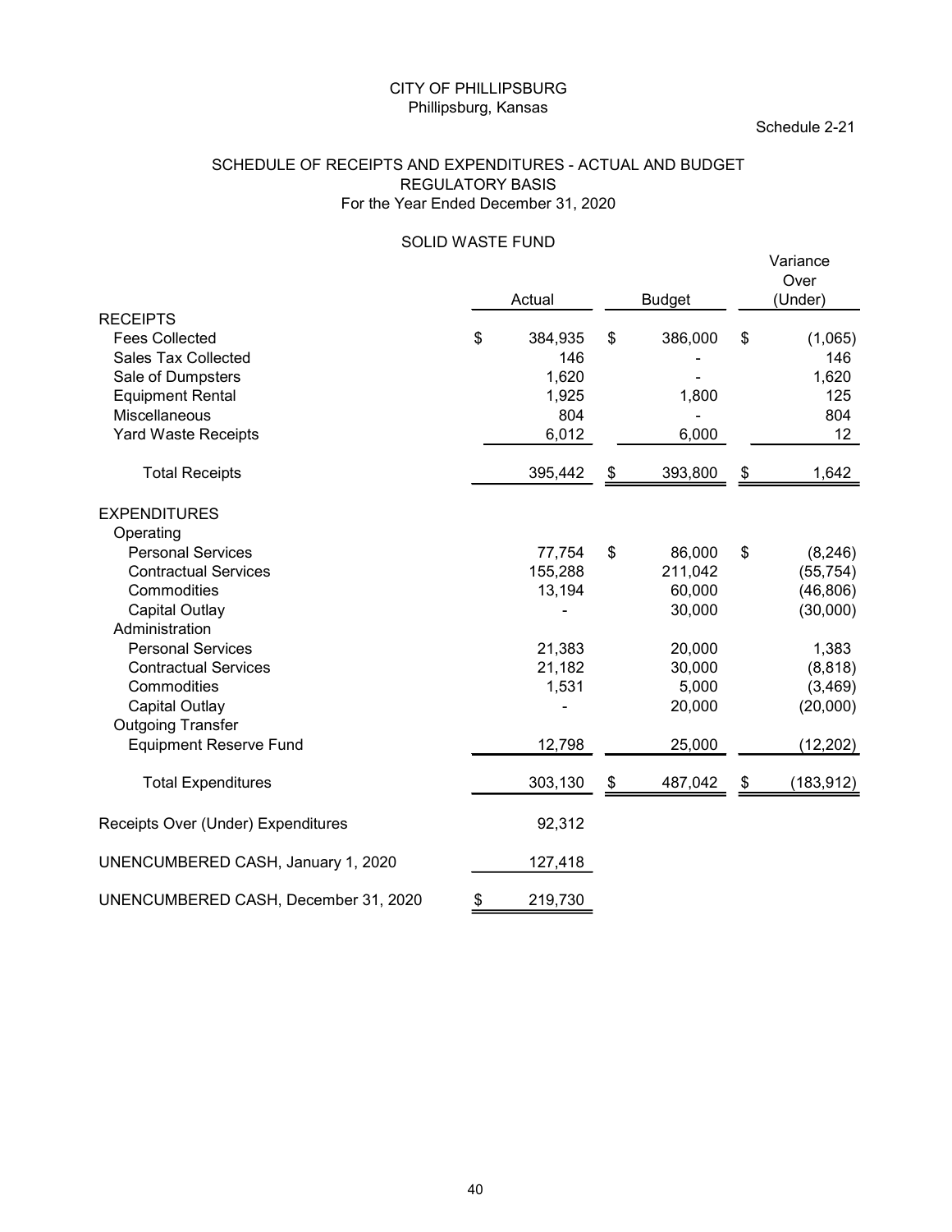CITY OF PHILLIPSBURG
Phillipsburg, Kansas

Schedule 2-21

SCHEDULE OF RECEIPTS AND EXPENDITURES - ACTUAL AND BUDGET
REGULATORY BASIS
For the Year Ended December 31, 2020

SOLID WASTE FUND

| | Actual | Budget | Variance Over (Under) |
|---|---|---|---|
| **RECEIPTS** | | | |
| Fees Collected | $ 384,935 | $ 386,000 | $ (1,065) |
| Sales Tax Collected | 146 | - | 146 |
| Sale of Dumpsters | 1,620 | - | 1,620 |
| Equipment Rental | 1,925 | 1,800 | 125 |
| Miscellaneous | 804 | - | 804 |
| Yard Waste Receipts | 6,012 | 6,000 | 12 |
| Total Receipts | 395,442 | $ 393,800 | $ 1,642 |
| **EXPENDITURES** | | | |
| Operating | | | |
| Personal Services | 77,754 | $ 86,000 | $ (8,246) |
| Contractual Services | 155,288 | 211,042 | (55,754) |
| Commodities | 13,194 | 60,000 | (46,806) |
| Capital Outlay | - | 30,000 | (30,000) |
| Administration | | | |
| Personal Services | 21,383 | 20,000 | 1,383 |
| Contractual Services | 21,182 | 30,000 | (8,818) |
| Commodities | 1,531 | 5,000 | (3,469) |
| Capital Outlay | - | 20,000 | (20,000) |
| Outgoing Transfer | | | |
| Equipment Reserve Fund | 12,798 | 25,000 | (12,202) |
| Total Expenditures | 303,130 | $ 487,042 | $ (183,912) |
| Receipts Over (Under) Expenditures | 92,312 | | |
| UNENCUMBERED CASH, January 1, 2020 | 127,418 | | |
| UNENCUMBERED CASH, December 31, 2020 | $ 219,730 | | |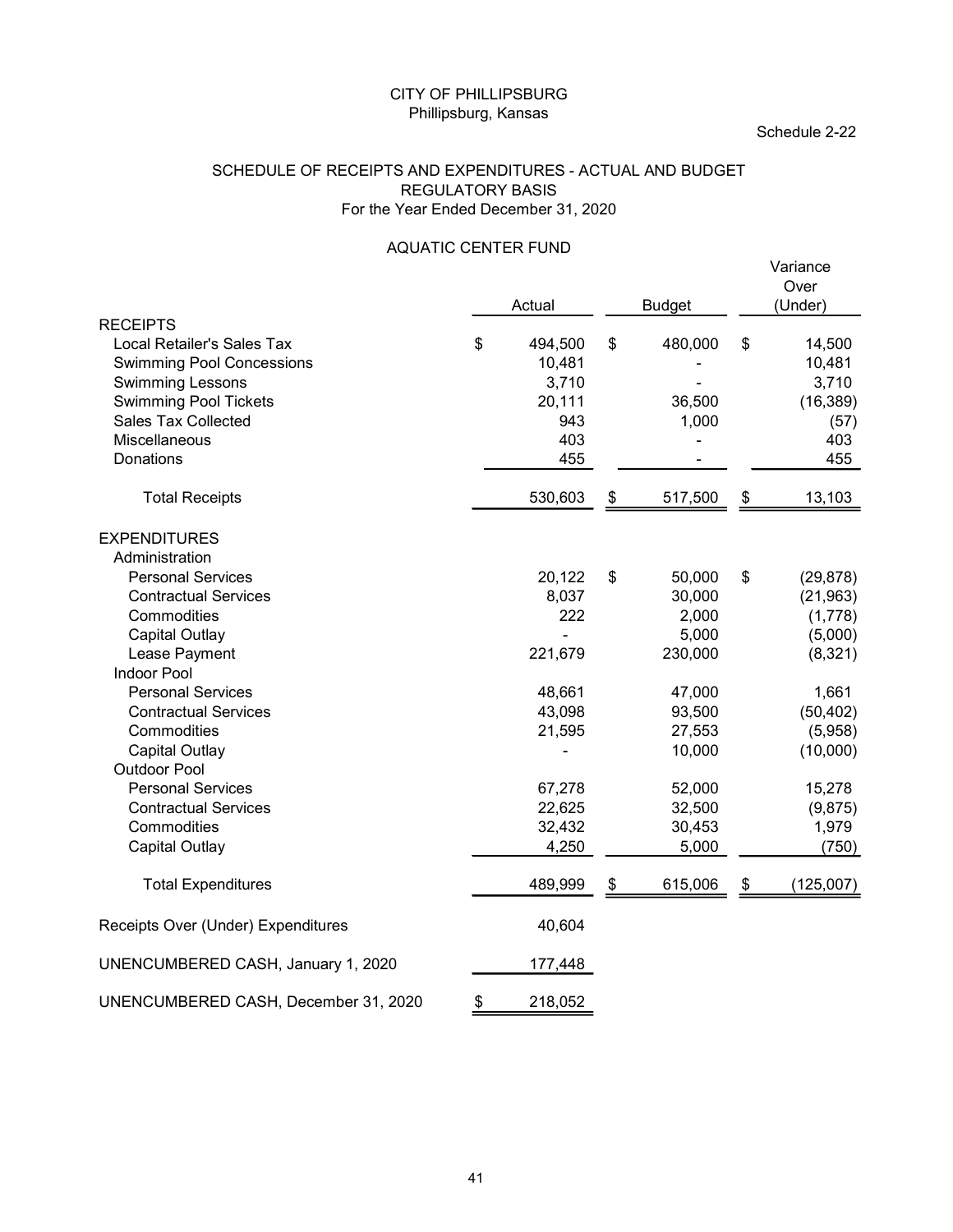CITY OF PHILLIPSBURG
Phillipsburg, Kansas

Schedule 2-22

SCHEDULE OF RECEIPTS AND EXPENDITURES - ACTUAL AND BUDGET
REGULATORY BASIS
For the Year Ended December 31, 2020

AQUATIC CENTER FUND

| | Actual | Budget | Variance Over (Under) |
|---|---|---|---|
| **RECEIPTS** | | | |
| Local Retailer's Sales Tax | $ 494,500 | $ 480,000 | $ 14,500 |
| Swimming Pool Concessions | 10,481 | - | 10,481 |
| Swimming Lessons | 3,710 | - | 3,710 |
| Swimming Pool Tickets | 20,111 | 36,500 | (16,389) |
| Sales Tax Collected | 943 | 1,000 | (57) |
| Miscellaneous | 403 | - | 403 |
| Donations | 455 | - | 455 |
| Total Receipts | 530,603 | $ 517,500 | $ 13,103 |
| **EXPENDITURES** | | | |
| Administration | | | |
| Personal Services | 20,122 | $ 50,000 | $ (29,878) |
| Contractual Services | 8,037 | 30,000 | (21,963) |
| Commodities | 222 | 2,000 | (1,778) |
| Capital Outlay | - | 5,000 | (5,000) |
| Lease Payment | 221,679 | 230,000 | (8,321) |
| Indoor Pool | | | |
| Personal Services | 48,661 | 47,000 | 1,661 |
| Contractual Services | 43,098 | 93,500 | (50,402) |
| Commodities | 21,595 | 27,553 | (5,958) |
| Capital Outlay | - | 10,000 | (10,000) |
| Outdoor Pool | | | |
| Personal Services | 67,278 | 52,000 | 15,278 |
| Contractual Services | 22,625 | 32,500 | (9,875) |
| Commodities | 32,432 | 30,453 | 1,979 |
| Capital Outlay | 4,250 | 5,000 | (750) |
| Total Expenditures | 489,999 | $ 615,006 | $ (125,007) |
| Receipts Over (Under) Expenditures | 40,604 | | |
| UNENCUMBERED CASH, January 1, 2020 | 177,448 | | |
| UNENCUMBERED CASH, December 31, 2020 | $ 218,052 | | |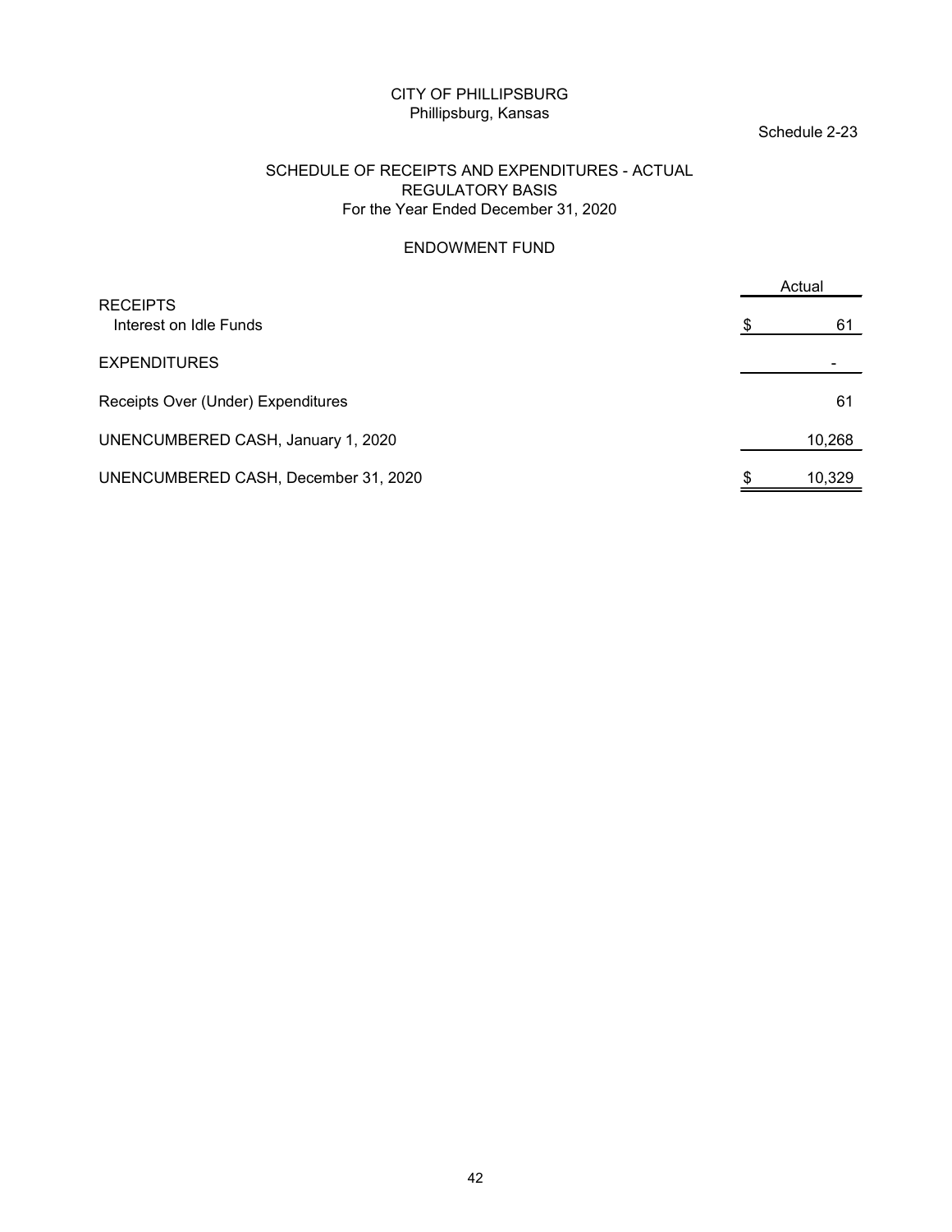CITY OF PHILLIPSBURG
Phillipsburg, Kansas

Schedule 2-23

## SCHEDULE OF RECEIPTS AND EXPENDITURES - ACTUAL
## REGULATORY BASIS
## For the Year Ended December 31, 2020

### ENDOWMENT FUND

| | Actual |
|---|---|
| RECEIPTS | |
| Interest on Idle Funds | $ 61 |
| EXPENDITURES | - |
| Receipts Over (Under) Expenditures | 61 |
| UNENCUMBERED CASH, January 1, 2020 | 10,268 |
| UNENCUMBERED CASH, December 31, 2020 | $ 10,329 |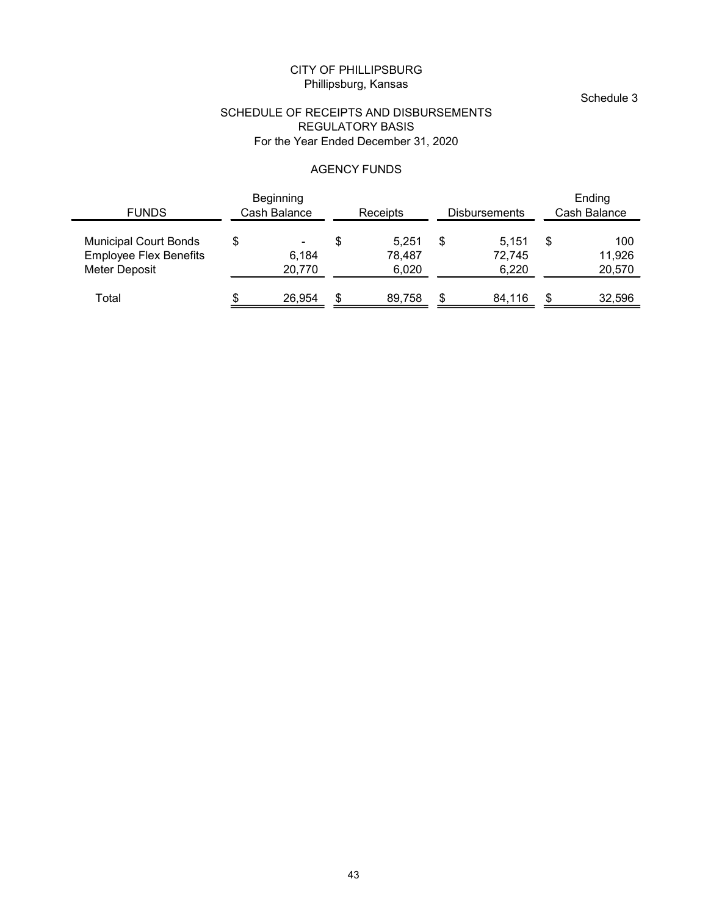CITY OF PHILLIPSBURG
Phillipsburg, Kansas

Schedule 3

SCHEDULE OF RECEIPTS AND DISBURSEMENTS
REGULATORY BASIS
For the Year Ended December 31, 2020

AGENCY FUNDS

| FUNDS | Beginning Cash Balance | Receipts | Disbursements | Ending Cash Balance |
|---|---|---|---|---|
| Municipal Court Bonds | $ - | $ 5,251 | $ 5,151 | $ 100 |
| Employee Flex Benefits | 6,184 | 78,487 | 72,745 | 11,926 |
| Meter Deposit | 20,770 | 6,020 | 6,220 | 20,570 |
| Total | $ 26,954 | $ 89,758 | $ 84,116 | $ 32,596 |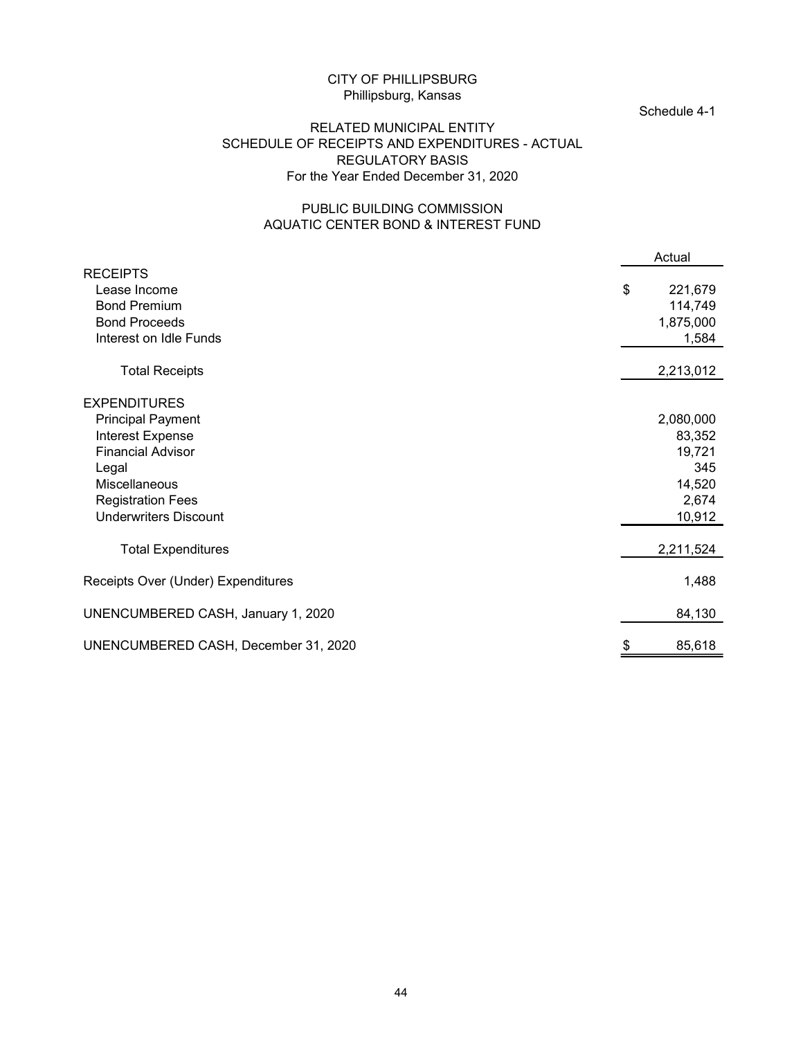CITY OF PHILLIPSBURG
Phillipsburg, Kansas

Schedule 4-1

RELATED MUNICIPAL ENTITY
SCHEDULE OF RECEIPTS AND EXPENDITURES - ACTUAL
REGULATORY BASIS
For the Year Ended December 31, 2020

PUBLIC BUILDING COMMISSION
AQUATIC CENTER BOND & INTEREST FUND

| | Actual |
|---|---|
| RECEIPTS | |
| Lease Income | $ 221,679 |
| Bond Premium | 114,749 |
| Bond Proceeds | 1,875,000 |
| Interest on Idle Funds | 1,584 |
| Total Receipts | 2,213,012 |
| EXPENDITURES | |
| Principal Payment | 2,080,000 |
| Interest Expense | 83,352 |
| Financial Advisor | 19,721 |
| Legal | 345 |
| Miscellaneous | 14,520 |
| Registration Fees | 2,674 |
| Underwriters Discount | 10,912 |
| Total Expenditures | 2,211,524 |
| Receipts Over (Under) Expenditures | 1,488 |
| UNENCUMBERED CASH, January 1, 2020 | 84,130 |
| UNENCUMBERED CASH, December 31, 2020 | $ 85,618 |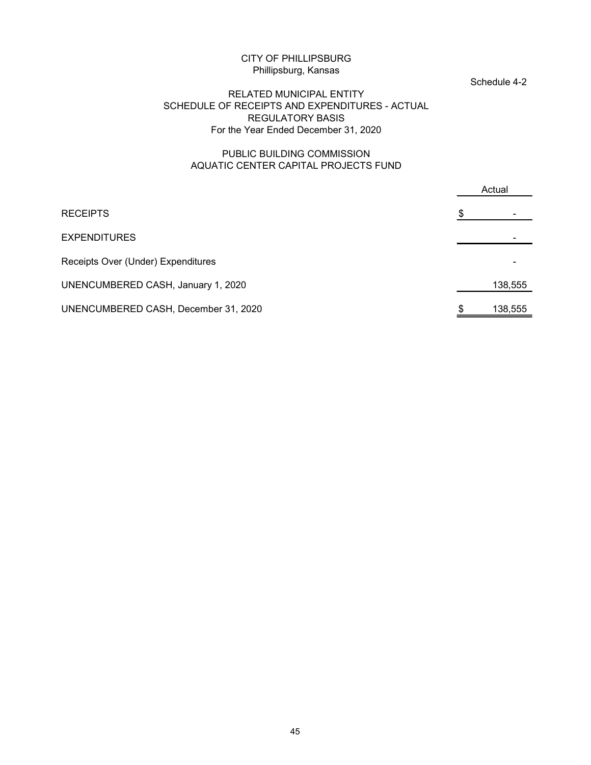CITY OF PHILLIPSBURG
Phillipsburg, Kansas

Schedule 4-2

RELATED MUNICIPAL ENTITY
SCHEDULE OF RECEIPTS AND EXPENDITURES - ACTUAL
REGULATORY BASIS
For the Year Ended December 31, 2020

PUBLIC BUILDING COMMISSION
AQUATIC CENTER CAPITAL PROJECTS FUND

| | Actual |
|---|---|
| RECEIPTS | $ - |
| EXPENDITURES | - |
| Receipts Over (Under) Expenditures | - |
| UNENCUMBERED CASH, January 1, 2020 | 138,555 |
| UNENCUMBERED CASH, December 31, 2020 | $ 138,555 |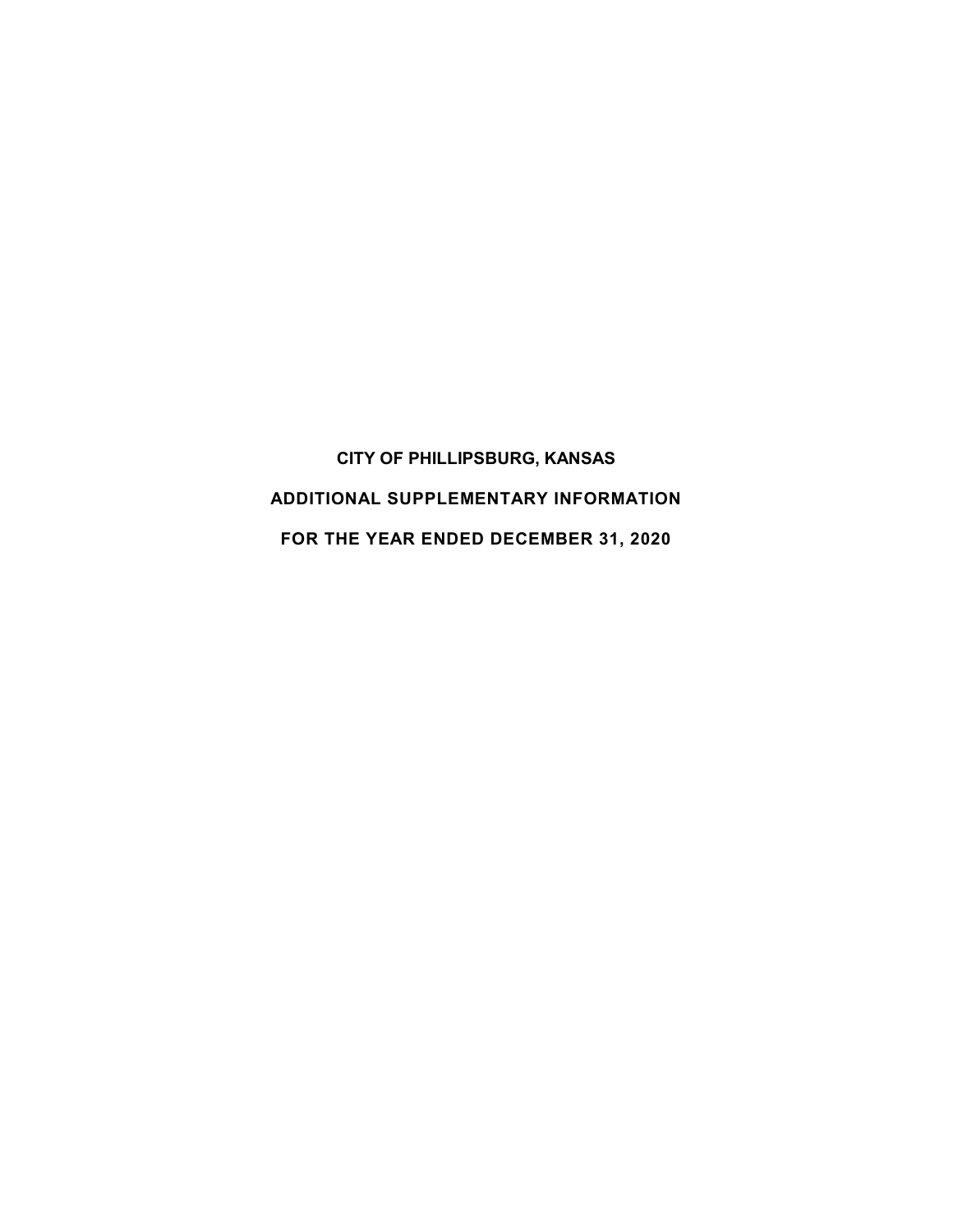# CITY OF PHILLIPSBURG, KANSAS

## ADDITIONAL SUPPLEMENTARY INFORMATION

## FOR THE YEAR ENDED DECEMBER 31, 2020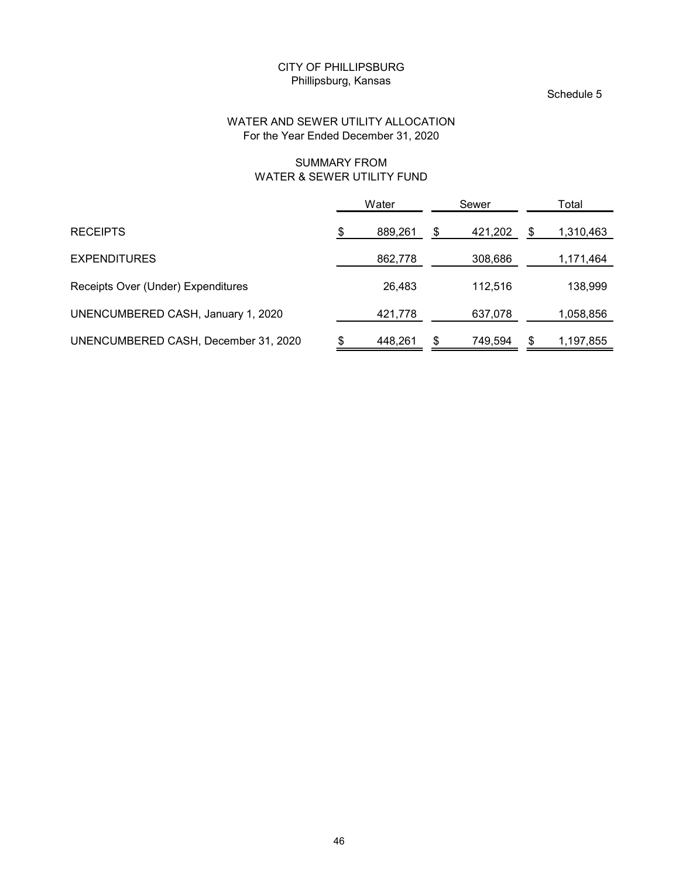CITY OF PHILLIPSBURG
Phillipsburg, Kansas

Schedule 5

## WATER AND SEWER UTILITY ALLOCATION
For the Year Ended December 31, 2020

### SUMMARY FROM
### WATER & SEWER UTILITY FUND

| | Water | Sewer | Total |
|---|---|---|---|
| RECEIPTS | $ 889,261 | $ 421,202 | $ 1,310,463 |
| EXPENDITURES | 862,778 | 308,686 | 1,171,464 |
| Receipts Over (Under) Expenditures | 26,483 | 112,516 | 138,999 |
| UNENCUMBERED CASH, January 1, 2020 | 421,778 | 637,078 | 1,058,856 |
| UNENCUMBERED CASH, December 31, 2020 | $ 448,261 | $ 749,594 | $ 1,197,855 |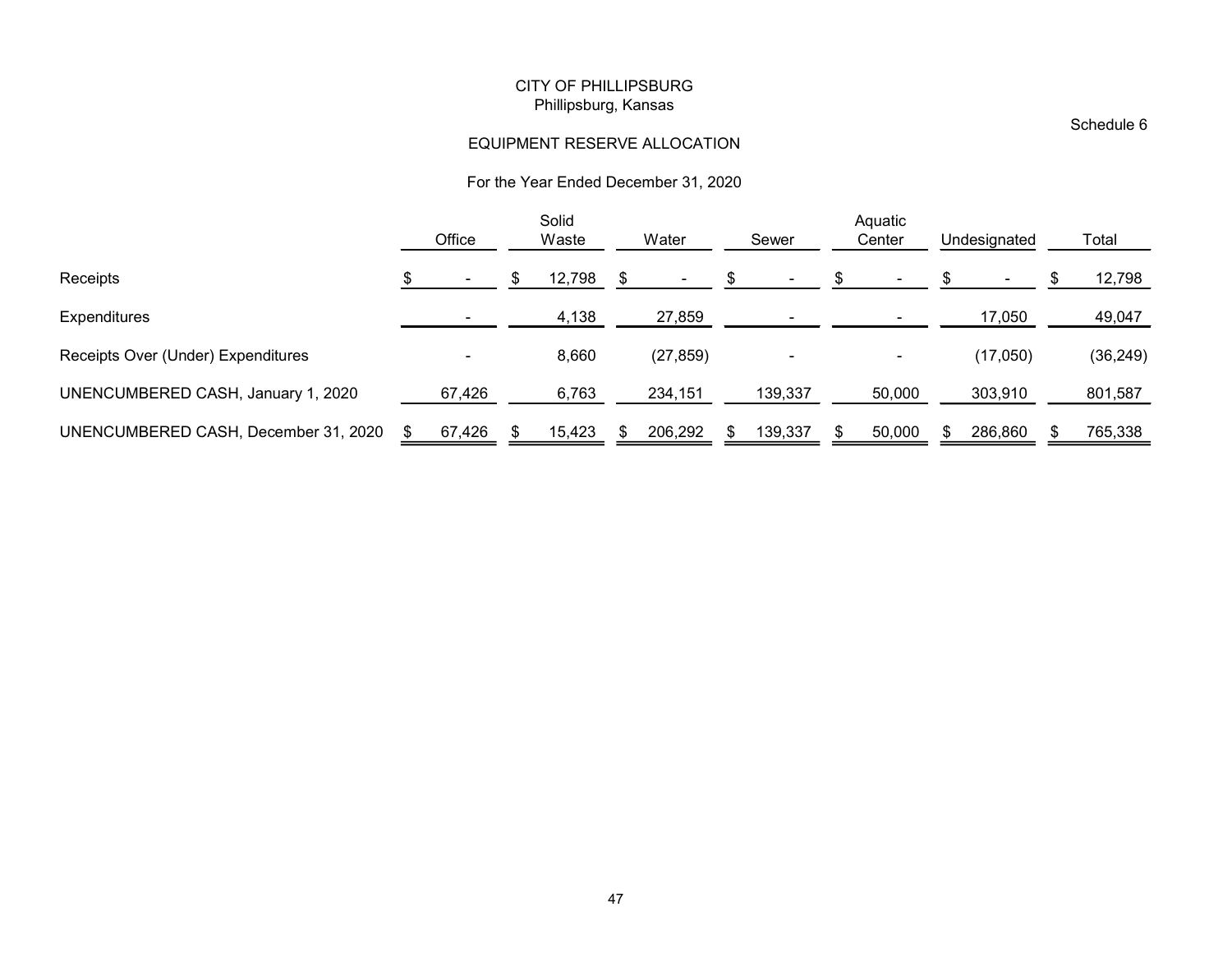CITY OF PHILLIPSBURG
Phillipsburg, Kansas

Schedule 6

EQUIPMENT RESERVE ALLOCATION

For the Year Ended December 31, 2020

| | Office | Solid Waste | Water | Sewer | Aquatic Center | Undesignated | Total |
|---|---|---|---|---|---|---|---|
| Receipts | $ - | $ 12,798 | $ - | $ - | $ - | $ - | $ 12,798 |
| Expenditures | - | 4,138 | 27,859 | - | - | 17,050 | 49,047 |
| Receipts Over (Under) Expenditures | - | 8,660 | (27,859) | - | - | (17,050) | (36,249) |
| UNENCUMBERED CASH, January 1, 2020 | 67,426 | 6,763 | 234,151 | 139,337 | 50,000 | 303,910 | 801,587 |
| UNENCUMBERED CASH, December 31, 2020 | $ 67,426 | $ 15,423 | $ 206,292 | $ 139,337 | $ 50,000 | $ 286,860 | $ 765,338 |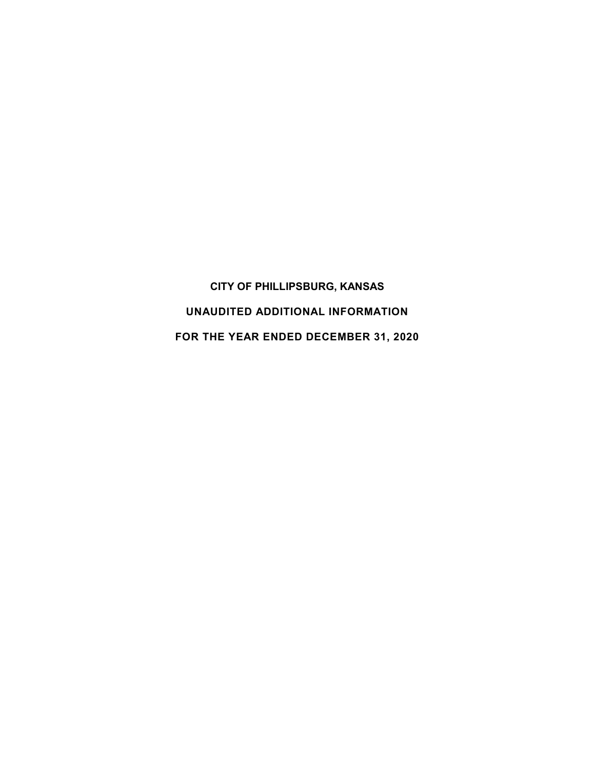# CITY OF PHILLIPSBURG, KANSAS

## UNAUDITED ADDITIONAL INFORMATION

## FOR THE YEAR ENDED DECEMBER 31, 2020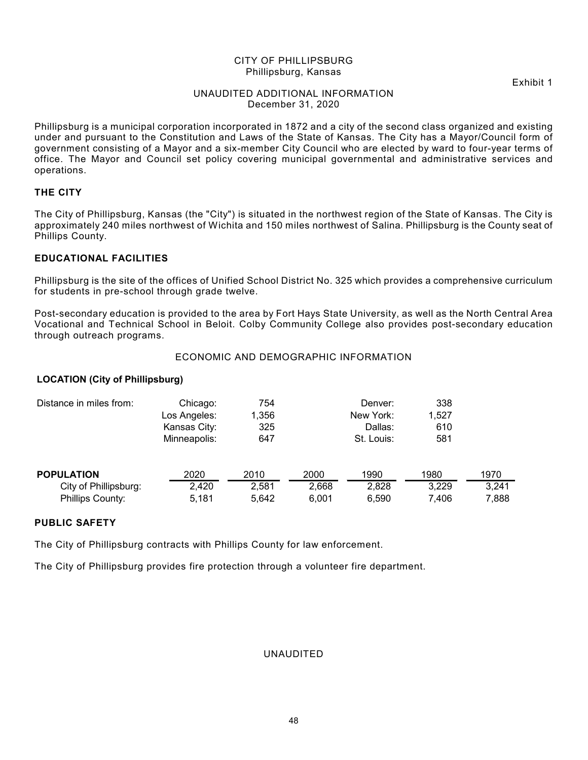CITY OF PHILLIPSBURG
Phillipsburg, Kansas

Exhibit 1

UNAUDITED ADDITIONAL INFORMATION
December 31, 2020

Phillipsburg is a municipal corporation incorporated in 1872 and a city of the second class organized and existing under and pursuant to the Constitution and Laws of the State of Kansas. The City has a Mayor/Council form of government consisting of a Mayor and a six-member City Council who are elected by ward to four-year terms of office. The Mayor and Council set policy covering municipal governmental and administrative services and operations.

## THE CITY

The City of Phillipsburg, Kansas (the "City") is situated in the northwest region of the State of Kansas. The City is approximately 240 miles northwest of Wichita and 150 miles northwest of Salina. Phillipsburg is the County seat of Phillips County.

## EDUCATIONAL FACILITIES

Phillipsburg is the site of the offices of Unified School District No. 325 which provides a comprehensive curriculum for students in pre-school through grade twelve.

Post-secondary education is provided to the area by Fort Hays State University, as well as the North Central Area Vocational and Technical School in Beloit. Colby Community College also provides post-secondary education through outreach programs.

## ECONOMIC AND DEMOGRAPHIC INFORMATION

### LOCATION (City of Phillipsburg)

| Distance in miles from: | | | | |
|---|---|---|---|---|
| Chicago: | 754 | | Denver: | 338 |
| Los Angeles: | 1,356 | | New York: | 1,527 |
| Kansas City: | 325 | | Dallas: | 610 |
| Minneapolis: | 647 | | St. Louis: | 581 |

| POPULATION | 2020 | 2010 | 2000 | 1990 | 1980 | 1970 |
|---|---|---|---|---|---|---|
| City of Phillipsburg: | 2,420 | 2,581 | 2,668 | 2,828 | 3,229 | 3,241 |
| Phillips County: | 5,181 | 5,642 | 6,001 | 6,590 | 7,406 | 7,888 |

## PUBLIC SAFETY

The City of Phillipsburg contracts with Phillips County for law enforcement.

The City of Phillipsburg provides fire protection through a volunteer fire department.

UNAUDITED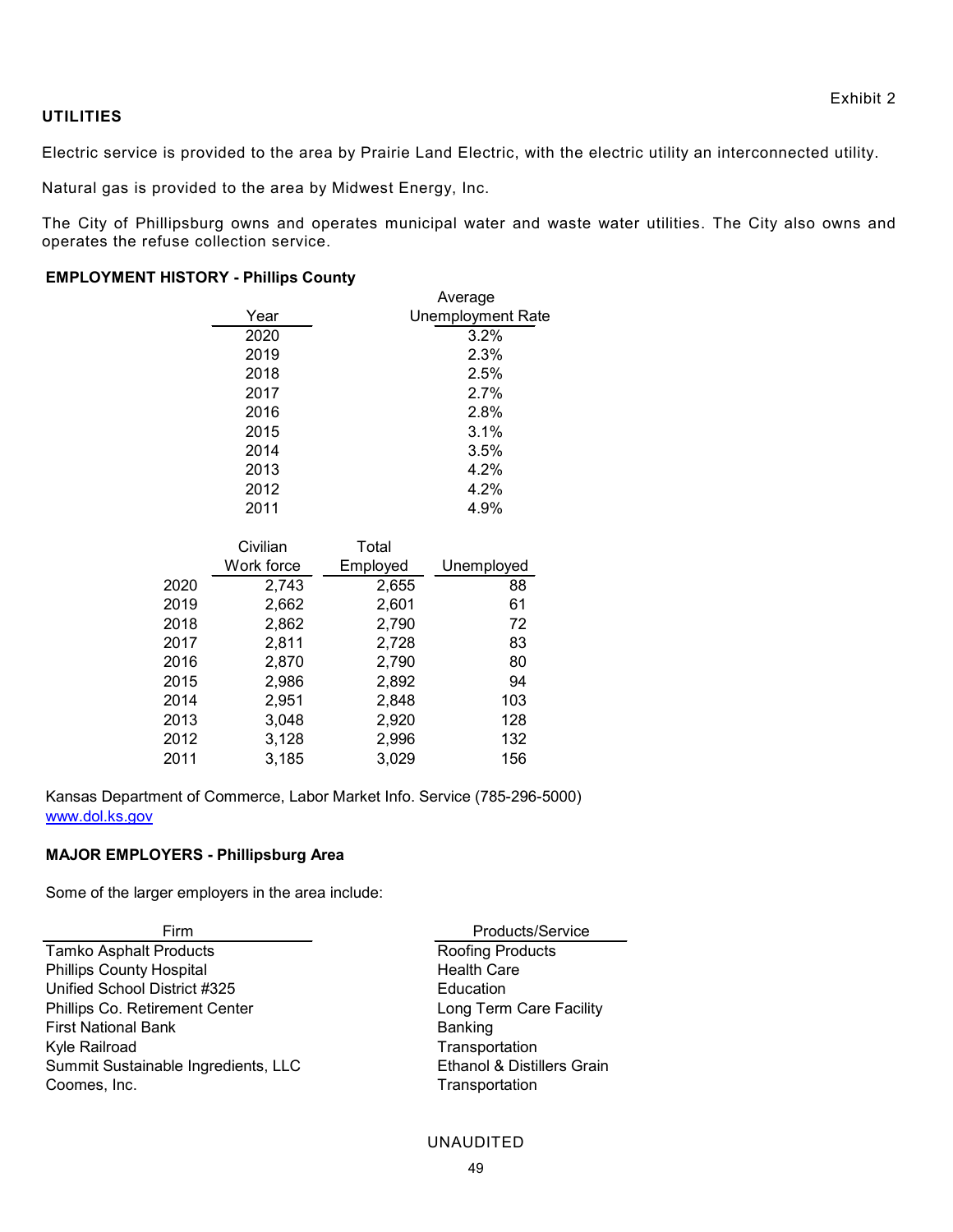Exhibit 2

## UTILITIES

Electric service is provided to the area by Prairie Land Electric, with the electric utility an interconnected utility.

Natural gas is provided to the area by Midwest Energy, Inc.

The City of Phillipsburg owns and operates municipal water and waste water utilities. The City also owns and operates the refuse collection service.

### EMPLOYMENT HISTORY - Phillips County

| Year | Average Unemployment Rate |
|---|---|
| 2020 | 3.2% |
| 2019 | 2.3% |
| 2018 | 2.5% |
| 2017 | 2.7% |
| 2016 | 2.8% |
| 2015 | 3.1% |
| 2014 | 3.5% |
| 2013 | 4.2% |
| 2012 | 4.2% |
| 2011 | 4.9% |

| | Civilian Work force | Total Employed | Unemployed |
|---|---|---|---|
| 2020 | 2,743 | 2,655 | 88 |
| 2019 | 2,662 | 2,601 | 61 |
| 2018 | 2,862 | 2,790 | 72 |
| 2017 | 2,811 | 2,728 | 83 |
| 2016 | 2,870 | 2,790 | 80 |
| 2015 | 2,986 | 2,892 | 94 |
| 2014 | 2,951 | 2,848 | 103 |
| 2013 | 3,048 | 2,920 | 128 |
| 2012 | 3,128 | 2,996 | 132 |
| 2011 | 3,185 | 3,029 | 156 |

Kansas Department of Commerce, Labor Market Info. Service (785-296-5000)
www.dol.ks.gov

### MAJOR EMPLOYERS - Phillipsburg Area

Some of the larger employers in the area include:

| Firm | Products/Service |
|---|---|
| Tamko Asphalt Products | Roofing Products |
| Phillips County Hospital | Health Care |
| Unified School District #325 | Education |
| Phillips Co. Retirement Center | Long Term Care Facility |
| First National Bank | Banking |
| Kyle Railroad | Transportation |
| Summit Sustainable Ingredients, LLC | Ethanol & Distillers Grain |
| Coomes, Inc. | Transportation |

UNAUDITED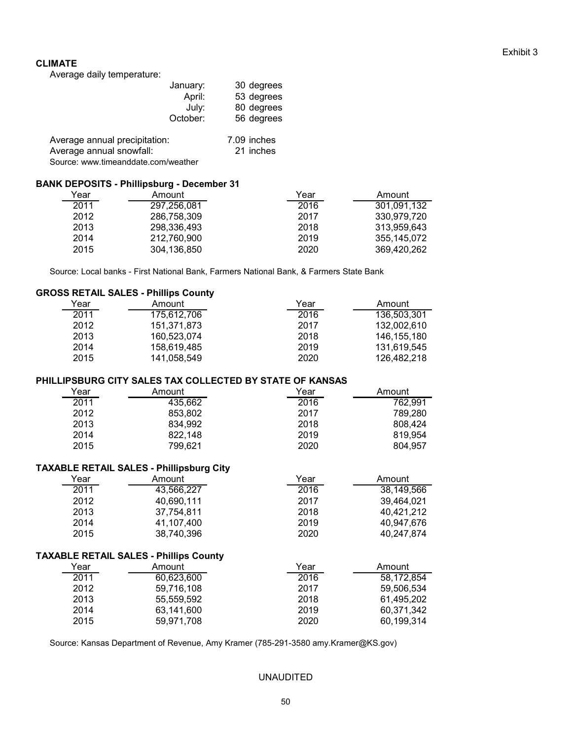Exhibit 3

## CLIMATE

Average daily temperature:

| | |
|---|---|
| January: | 30 degrees |
| April: | 53 degrees |
| July: | 80 degrees |
| October: | 56 degrees |

| | |
|---|---|
| Average annual precipitation: | 7.09 inches |
| Average annual snowfall: | 21 inches |

Source: www.timeanddate.com/weather

## BANK DEPOSITS - Phillipsburg - December 31

| Year | Amount | Year | Amount |
|---|---|---|---|
| 2011 | 297,256,081 | 2016 | 301,091,132 |
| 2012 | 286,758,309 | 2017 | 330,979,720 |
| 2013 | 298,336,493 | 2018 | 313,959,643 |
| 2014 | 212,760,900 | 2019 | 355,145,072 |
| 2015 | 304,136,850 | 2020 | 369,420,262 |

Source: Local banks - First National Bank, Farmers National Bank, & Farmers State Bank

## GROSS RETAIL SALES - Phillips County

| Year | Amount | Year | Amount |
|---|---|---|---|
| 2011 | 175,612,706 | 2016 | 136,503,301 |
| 2012 | 151,371,873 | 2017 | 132,002,610 |
| 2013 | 160,523,074 | 2018 | 146,155,180 |
| 2014 | 158,619,485 | 2019 | 131,619,545 |
| 2015 | 141,058,549 | 2020 | 126,482,218 |

## PHILLIPSBURG CITY SALES TAX COLLECTED BY STATE OF KANSAS

| Year | Amount | Year | Amount |
|---|---|---|---|
| 2011 | 435,662 | 2016 | 762,991 |
| 2012 | 853,802 | 2017 | 789,280 |
| 2013 | 834,992 | 2018 | 808,424 |
| 2014 | 822,148 | 2019 | 819,954 |
| 2015 | 799,621 | 2020 | 804,957 |

## TAXABLE RETAIL SALES - Phillipsburg City

| Year | Amount | Year | Amount |
|---|---|---|---|
| 2011 | 43,566,227 | 2016 | 38,149,566 |
| 2012 | 40,690,111 | 2017 | 39,464,021 |
| 2013 | 37,754,811 | 2018 | 40,421,212 |
| 2014 | 41,107,400 | 2019 | 40,947,676 |
| 2015 | 38,740,396 | 2020 | 40,247,874 |

## TAXABLE RETAIL SALES - Phillips County

| Year | Amount | Year | Amount |
|---|---|---|---|
| 2011 | 60,623,600 | 2016 | 58,172,854 |
| 2012 | 59,716,108 | 2017 | 59,506,534 |
| 2013 | 55,559,592 | 2018 | 61,495,202 |
| 2014 | 63,141,600 | 2019 | 60,371,342 |
| 2015 | 59,971,708 | 2020 | 60,199,314 |

Source: Kansas Department of Revenue, Amy Kramer (785-291-3580 amy.Kramer@KS.gov)

UNAUDITED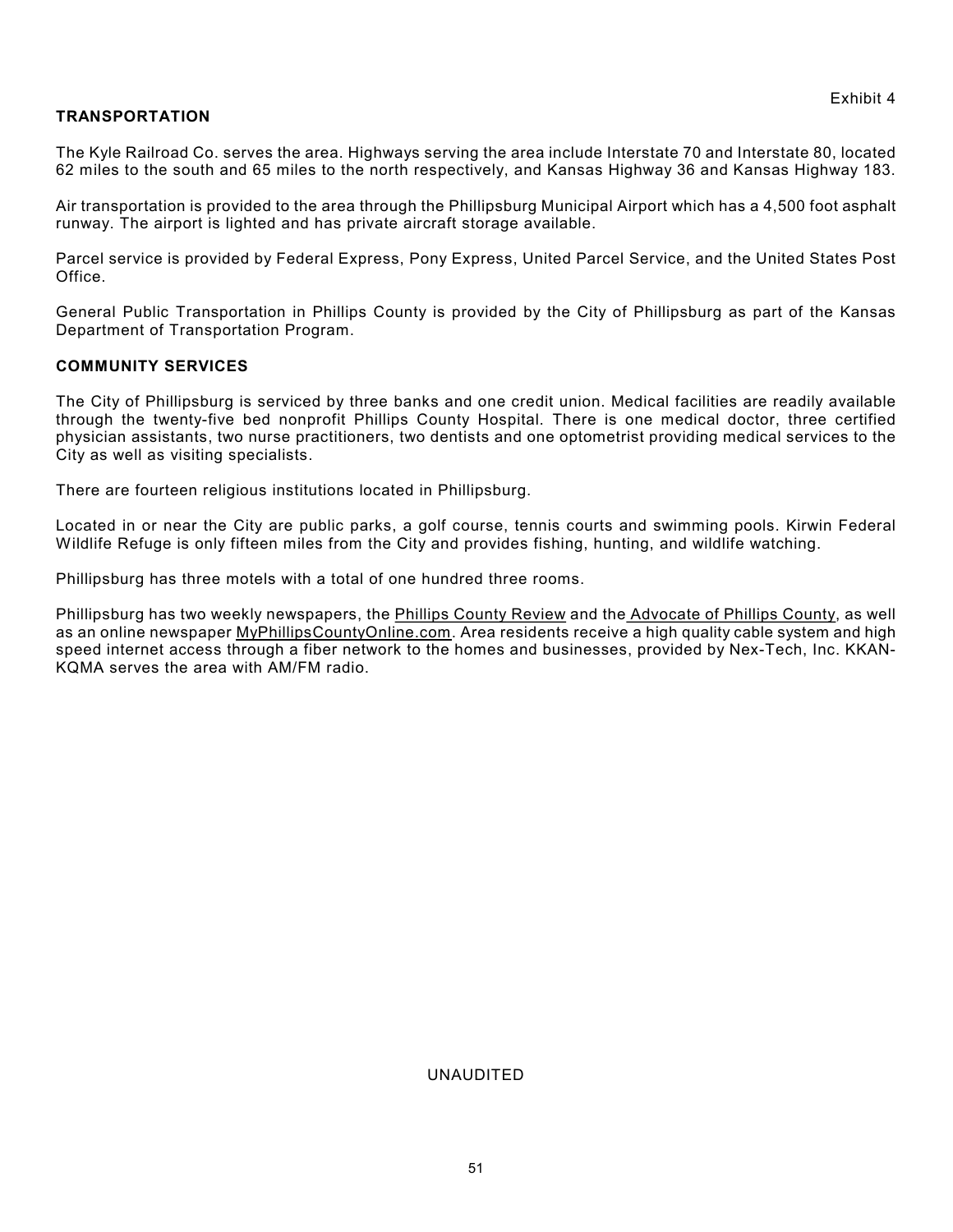Exhibit 4

**TRANSPORTATION**

The Kyle Railroad Co. serves the area. Highways serving the area include Interstate 70 and Interstate 80, located 62 miles to the south and 65 miles to the north respectively, and Kansas Highway 36 and Kansas Highway 183.

Air transportation is provided to the area through the Phillipsburg Municipal Airport which has a 4,500 foot asphalt runway. The airport is lighted and has private aircraft storage available.

Parcel service is provided by Federal Express, Pony Express, United Parcel Service, and the United States Post Office.

General Public Transportation in Phillips County is provided by the City of Phillipsburg as part of the Kansas Department of Transportation Program.

**COMMUNITY SERVICES**

The City of Phillipsburg is serviced by three banks and one credit union. Medical facilities are readily available through the twenty-five bed nonprofit Phillips County Hospital. There is one medical doctor, three certified physician assistants, two nurse practitioners, two dentists and one optometrist providing medical services to the City as well as visiting specialists.

There are fourteen religious institutions located in Phillipsburg.

Located in or near the City are public parks, a golf course, tennis courts and swimming pools. Kirwin Federal Wildlife Refuge is only fifteen miles from the City and provides fishing, hunting, and wildlife watching.

Phillipsburg has three motels with a total of one hundred three rooms.

Phillipsburg has two weekly newspapers, the Phillips County Review and the Advocate of Phillips County, as well as an online newspaper MyPhillipsCountyOnline.com. Area residents receive a high quality cable system and high speed internet access through a fiber network to the homes and businesses, provided by Nex-Tech, Inc. KKAN-KQMA serves the area with AM/FM radio.

UNAUDITED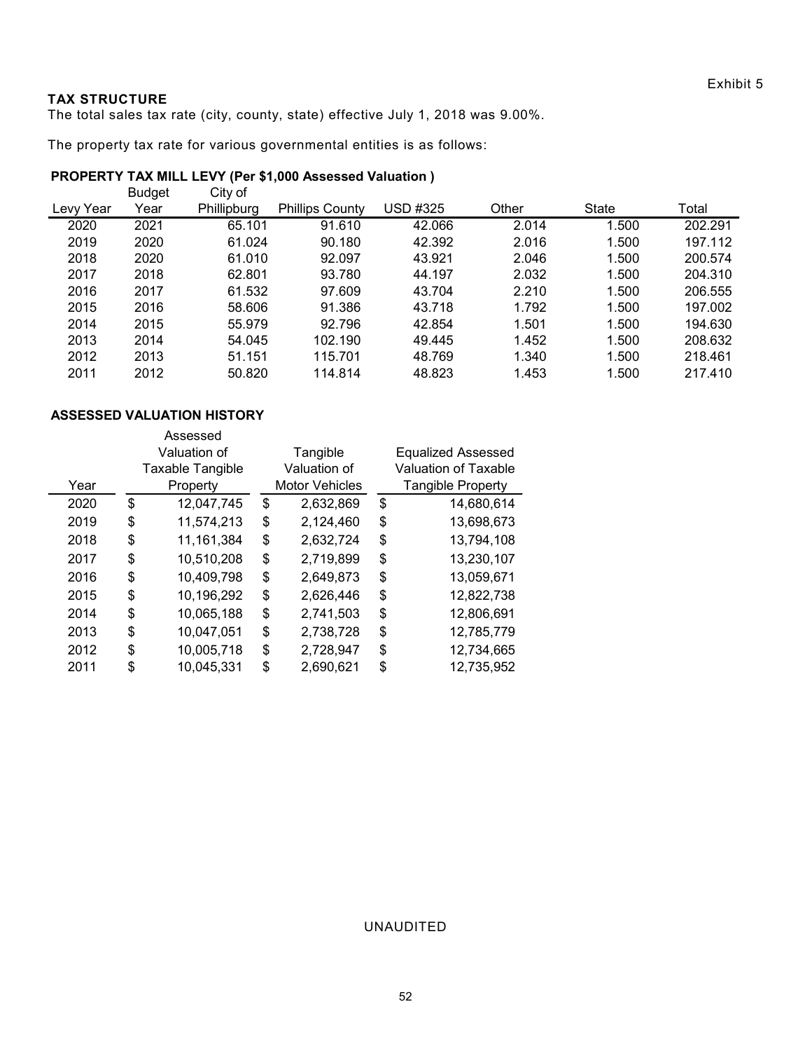Exhibit 5

**TAX STRUCTURE**

The total sales tax rate (city, county, state) effective July 1, 2018 was 9.00%.

The property tax rate for various governmental entities is as follows:

**PROPERTY TAX MILL LEVY (Per $1,000 Assessed Valuation )**

| Levy Year | Budget Year | City of Phillipburg | Phillips County | USD #325 | Other | State | Total |
|---|---|---|---|---|---|---|---|
| 2020 | 2021 | 65.101 | 91.610 | 42.066 | 2.014 | 1.500 | 202.291 |
| 2019 | 2020 | 61.024 | 90.180 | 42.392 | 2.016 | 1.500 | 197.112 |
| 2018 | 2020 | 61.010 | 92.097 | 43.921 | 2.046 | 1.500 | 200.574 |
| 2017 | 2018 | 62.801 | 93.780 | 44.197 | 2.032 | 1.500 | 204.310 |
| 2016 | 2017 | 61.532 | 97.609 | 43.704 | 2.210 | 1.500 | 206.555 |
| 2015 | 2016 | 58.606 | 91.386 | 43.718 | 1.792 | 1.500 | 197.002 |
| 2014 | 2015 | 55.979 | 92.796 | 42.854 | 1.501 | 1.500 | 194.630 |
| 2013 | 2014 | 54.045 | 102.190 | 49.445 | 1.452 | 1.500 | 208.632 |
| 2012 | 2013 | 51.151 | 115.701 | 48.769 | 1.340 | 1.500 | 218.461 |
| 2011 | 2012 | 50.820 | 114.814 | 48.823 | 1.453 | 1.500 | 217.410 |

**ASSESSED VALUATION HISTORY**

| Year | Assessed Valuation of Taxable Tangible Property | Tangible Valuation of Motor Vehicles | Equalized Assessed Valuation of Taxable Tangible Property |
|---|---|---|---|
| 2020 | $ 12,047,745 | $ 2,632,869 | $ 14,680,614 |
| 2019 | $ 11,574,213 | $ 2,124,460 | $ 13,698,673 |
| 2018 | $ 11,161,384 | $ 2,632,724 | $ 13,794,108 |
| 2017 | $ 10,510,208 | $ 2,719,899 | $ 13,230,107 |
| 2016 | $ 10,409,798 | $ 2,649,873 | $ 13,059,671 |
| 2015 | $ 10,196,292 | $ 2,626,446 | $ 12,822,738 |
| 2014 | $ 10,065,188 | $ 2,741,503 | $ 12,806,691 |
| 2013 | $ 10,047,051 | $ 2,738,728 | $ 12,785,779 |
| 2012 | $ 10,005,718 | $ 2,728,947 | $ 12,734,665 |
| 2011 | $ 10,045,331 | $ 2,690,621 | $ 12,735,952 |

UNAUDITED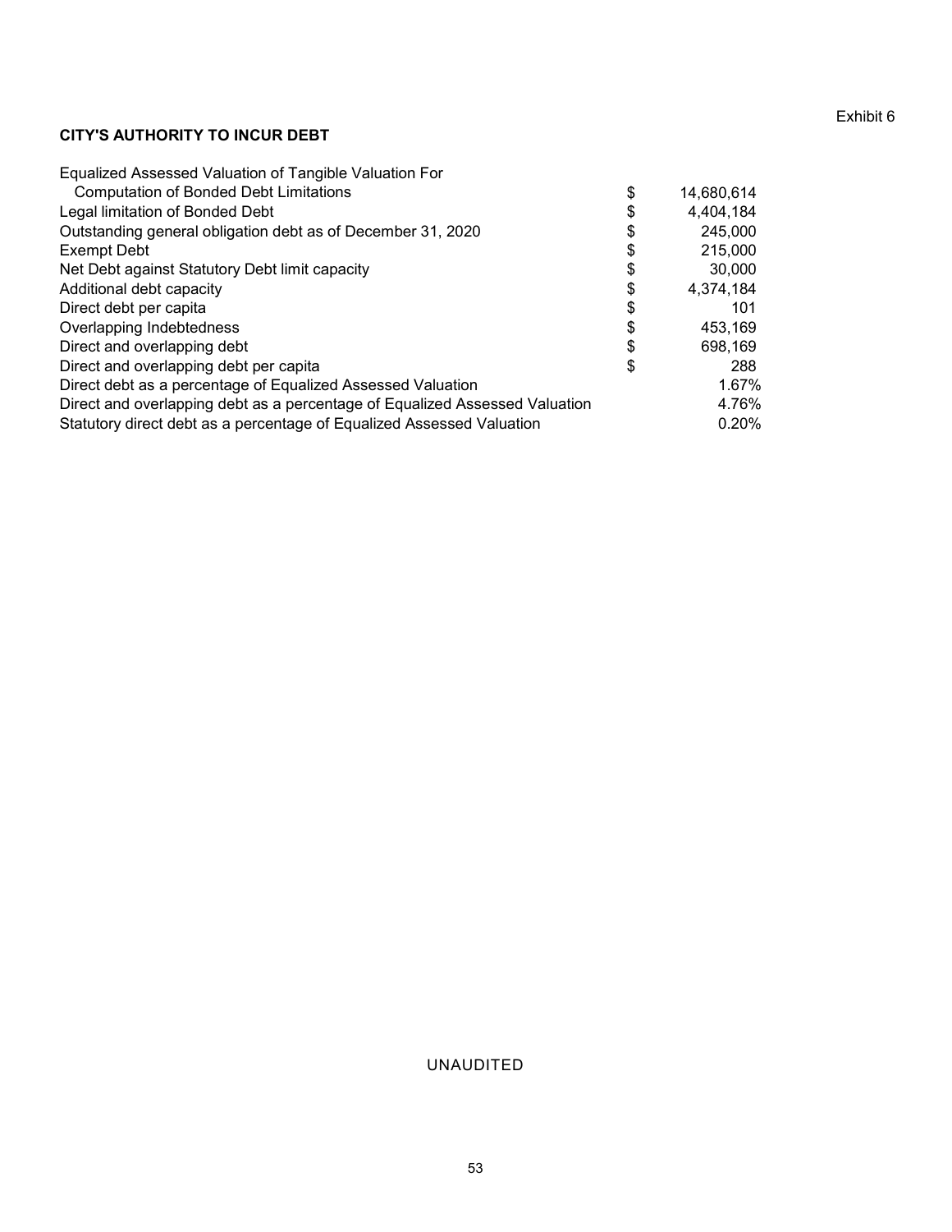Exhibit 6

**CITY'S AUTHORITY TO INCUR DEBT**

| | | |
|---|---|---|
| Equalized Assessed Valuation of Tangible Valuation For Computation of Bonded Debt Limitations | $ | 14,680,614 |
| Legal limitation of Bonded Debt | $ | 4,404,184 |
| Outstanding general obligation debt as of December 31, 2020 | $ | 245,000 |
| Exempt Debt | $ | 215,000 |
| Net Debt against Statutory Debt limit capacity | $ | 30,000 |
| Additional debt capacity | $ | 4,374,184 |
| Direct debt per capita | $ | 101 |
| Overlapping Indebtedness | $ | 453,169 |
| Direct and overlapping debt | $ | 698,169 |
| Direct and overlapping debt per capita | $ | 288 |
| Direct debt as a percentage of Equalized Assessed Valuation | | 1.67% |
| Direct and overlapping debt as a percentage of Equalized Assessed Valuation | | 4.76% |
| Statutory direct debt as a percentage of Equalized Assessed Valuation | | 0.20% |

UNAUDITED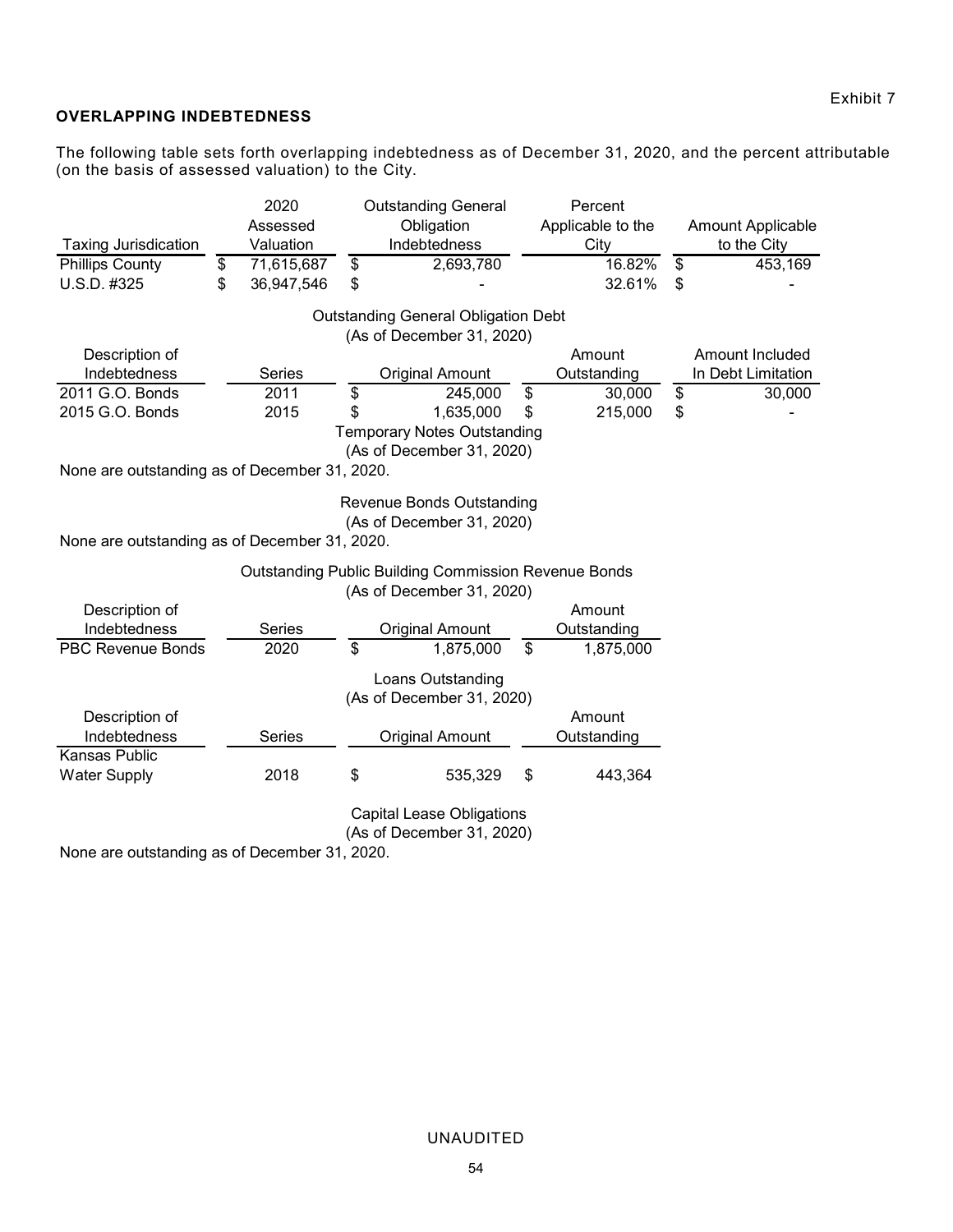Exhibit 7

**OVERLAPPING INDEBTEDNESS**

The following table sets forth overlapping indebtedness as of December 31, 2020, and the percent attributable (on the basis of assessed valuation) to the City.

| Taxing Jurisdiction | 2020 Assessed Valuation | Outstanding General Obligation Indebtedness | Percent Applicable to the City | Amount Applicable to the City |
|---|---|---|---|---|
| Phillips County | $ 71,615,687 | $ 2,693,780 | 16.82% | $ 453,169 |
| U.S.D. #325 | $ 36,947,546 | $ - | 32.61% | $ - |

Outstanding General Obligation Debt
(As of December 31, 2020)

| Description of Indebtedness | Series | Original Amount | Amount Outstanding | Amount Included In Debt Limitation |
|---|---|---|---|---|
| 2011 G.O. Bonds | 2011 | $ 245,000 | $ 30,000 | $ 30,000 |
| 2015 G.O. Bonds | 2015 | $ 1,635,000 | $ 215,000 | $ - |

Temporary Notes Outstanding
(As of December 31, 2020)

None are outstanding as of December 31, 2020.

Revenue Bonds Outstanding
(As of December 31, 2020)

None are outstanding as of December 31, 2020.

Outstanding Public Building Commission Revenue Bonds
(As of December 31, 2020)

| Description of Indebtedness | Series | Original Amount | Amount Outstanding |
|---|---|---|---|
| PBC Revenue Bonds | 2020 | $ 1,875,000 | $ 1,875,000 |

Loans Outstanding
(As of December 31, 2020)

| Description of Indebtedness | Series | Original Amount | Amount Outstanding |
|---|---|---|---|
| Kansas Public Water Supply | 2018 | $ 535,329 | $ 443,364 |

Capital Lease Obligations
(As of December 31, 2020)

None are outstanding as of December 31, 2020.

UNAUDITED